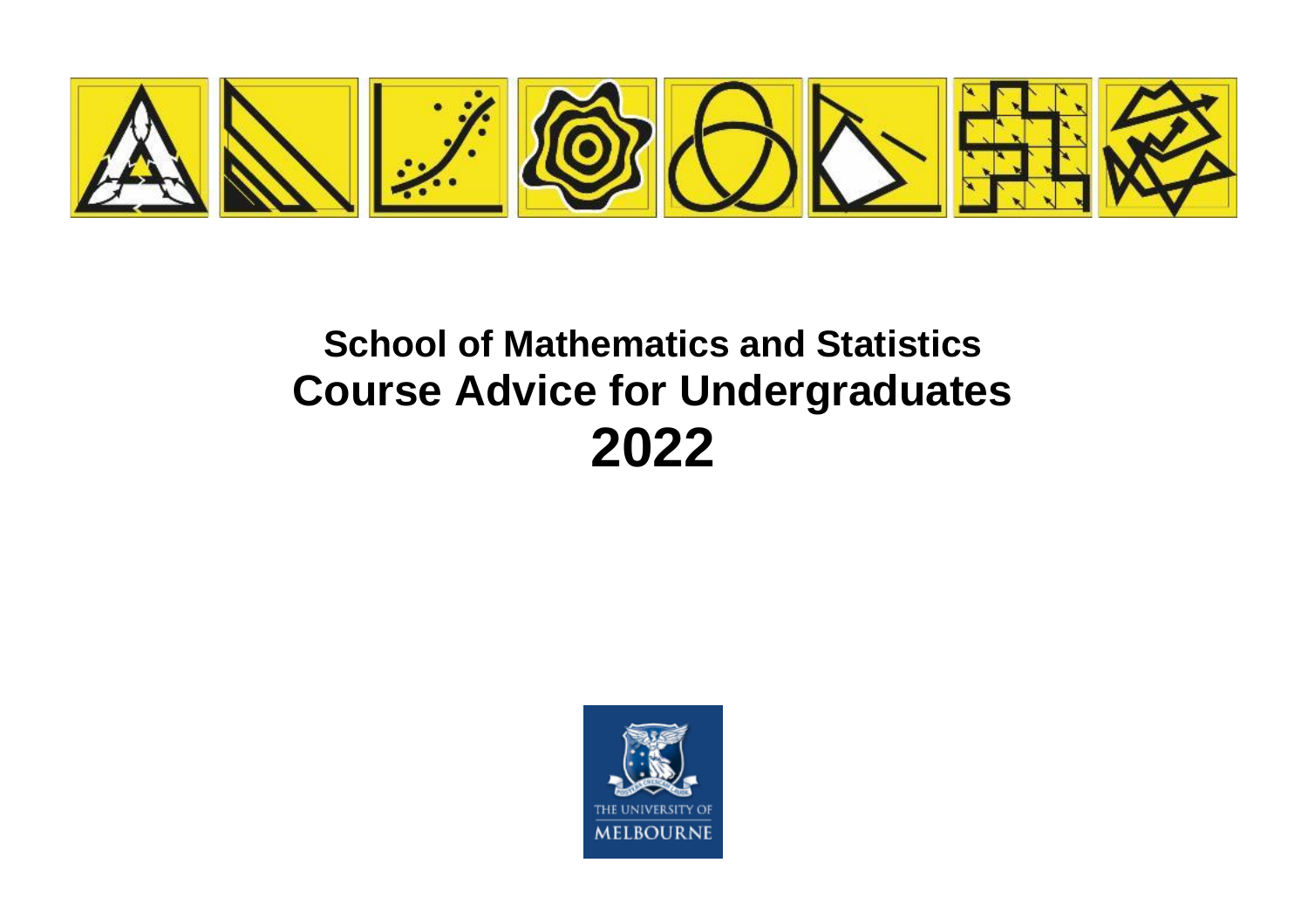# School of Mathematics and Statistics
# Course Advice for Undergraduates
# 2022

THE UNIVERSITY OF MELBOURNE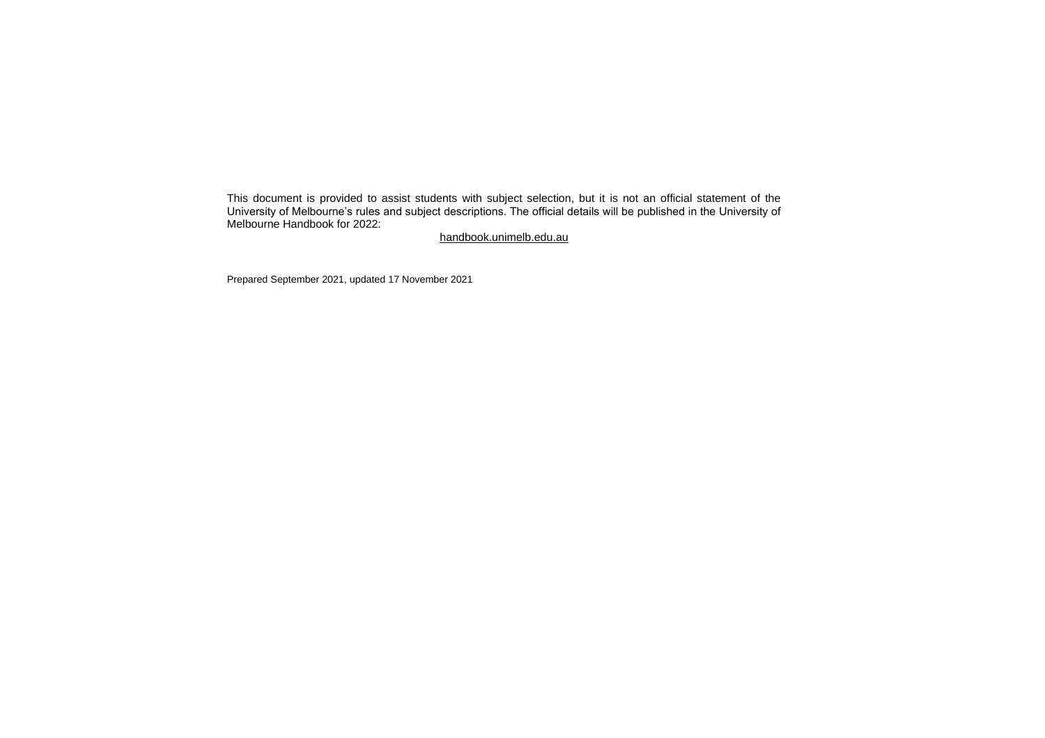This document is provided to assist students with subject selection, but it is not an official statement of the University of Melbourne's rules and subject descriptions. The official details will be published in the University of Melbourne Handbook for 2022:

handbook.unimelb.edu.au

Prepared September 2021, updated 17 November 2021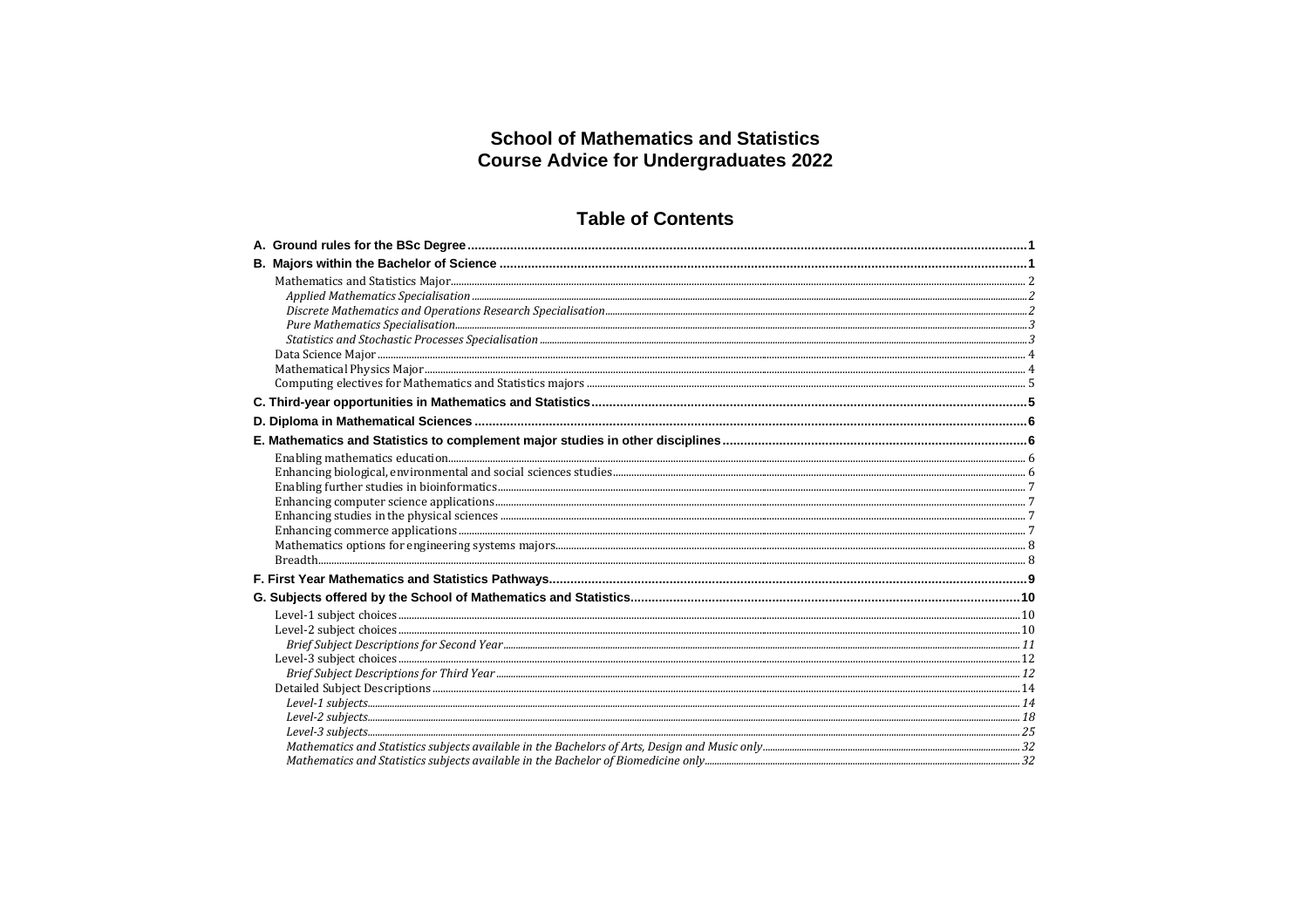# School of Mathematics and Statistics
# Course Advice for Undergraduates 2022

## Table of Contents

**A. Ground rules for the BSc Degree** ........ 1

**B. Majors within the Bachelor of Science** ........ 1

- Mathematics and Statistics Major ........ 2
  - *Applied Mathematics Specialisation* ........ *2*
  - *Discrete Mathematics and Operations Research Specialisation* ........ *2*
  - *Pure Mathematics Specialisation* ........ *3*
  - *Statistics and Stochastic Processes Specialisation* ........ *3*
- Data Science Major ........ 4
- Mathematical Physics Major ........ 4
- Computing electives for Mathematics and Statistics majors ........ 5

**C. Third-year opportunities in Mathematics and Statistics** ........ 5

**D. Diploma in Mathematical Sciences** ........ 6

**E. Mathematics and Statistics to complement major studies in other disciplines** ........ 6

- Enabling mathematics education ........ 6
- Enhancing biological, environmental and social sciences studies ........ 6
- Enabling further studies in bioinformatics ........ 7
- Enhancing computer science applications ........ 7
- Enhancing studies in the physical sciences ........ 7
- Enhancing commerce applications ........ 7
- Mathematics options for engineering systems majors ........ 8
- Breadth ........ 8

**F. First Year Mathematics and Statistics Pathways** ........ 9

**G. Subjects offered by the School of Mathematics and Statistics** ........ 10

- Level-1 subject choices ........ 10
- Level-2 subject choices ........ 10
  - *Brief Subject Descriptions for Second Year* ........ *11*
- Level-3 subject choices ........ 12
  - *Brief Subject Descriptions for Third Year* ........ *12*
- Detailed Subject Descriptions ........ 14
  - *Level-1 subjects* ........ *14*
  - *Level-2 subjects* ........ *18*
  - *Level-3 subjects* ........ *25*
  - *Mathematics and Statistics subjects available in the Bachelors of Arts, Design and Music only* ........ *32*
  - *Mathematics and Statistics subjects available in the Bachelor of Biomedicine only* ........ *32*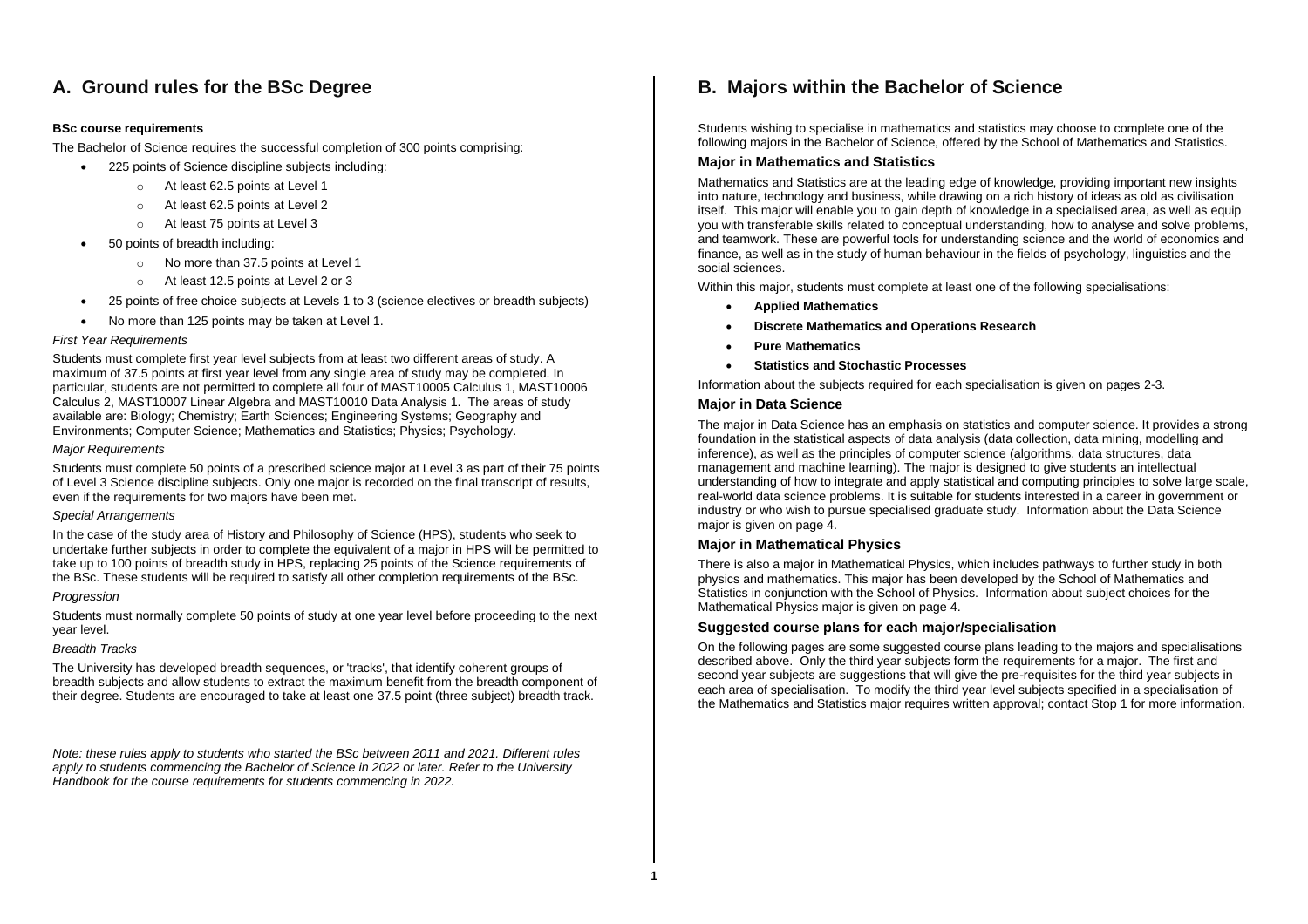## A. Ground rules for the BSc Degree

**BSc course requirements**

The Bachelor of Science requires the successful completion of 300 points comprising:

- 225 points of Science discipline subjects including:
  - At least 62.5 points at Level 1
  - At least 62.5 points at Level 2
  - At least 75 points at Level 3
- 50 points of breadth including:
  - No more than 37.5 points at Level 1
  - At least 12.5 points at Level 2 or 3
- 25 points of free choice subjects at Levels 1 to 3 (science electives or breadth subjects)
- No more than 125 points may be taken at Level 1.

*First Year Requirements*

Students must complete first year level subjects from at least two different areas of study. A maximum of 37.5 points at first year level from any single area of study may be completed. In particular, students are not permitted to complete all four of MAST10005 Calculus 1, MAST10006 Calculus 2, MAST10007 Linear Algebra and MAST10010 Data Analysis 1. The areas of study available are: Biology; Chemistry; Earth Sciences; Engineering Systems; Geography and Environments; Computer Science; Mathematics and Statistics; Physics; Psychology.

*Major Requirements*

Students must complete 50 points of a prescribed science major at Level 3 as part of their 75 points of Level 3 Science discipline subjects. Only one major is recorded on the final transcript of results, even if the requirements for two majors have been met.

*Special Arrangements*

In the case of the study area of History and Philosophy of Science (HPS), students who seek to undertake further subjects in order to complete the equivalent of a major in HPS will be permitted to take up to 100 points of breadth study in HPS, replacing 25 points of the Science requirements of the BSc. These students will be required to satisfy all other completion requirements of the BSc.

*Progression*

Students must normally complete 50 points of study at one year level before proceeding to the next year level.

*Breadth Tracks*

The University has developed breadth sequences, or 'tracks', that identify coherent groups of breadth subjects and allow students to extract the maximum benefit from the breadth component of their degree. Students are encouraged to take at least one 37.5 point (three subject) breadth track.

*Note: these rules apply to students who started the BSc between 2011 and 2021. Different rules apply to students commencing the Bachelor of Science in 2022 or later. Refer to the University Handbook for the course requirements for students commencing in 2022.*

## B. Majors within the Bachelor of Science

Students wishing to specialise in mathematics and statistics may choose to complete one of the following majors in the Bachelor of Science, offered by the School of Mathematics and Statistics.

### Major in Mathematics and Statistics

Mathematics and Statistics are at the leading edge of knowledge, providing important new insights into nature, technology and business, while drawing on a rich history of ideas as old as civilisation itself. This major will enable you to gain depth of knowledge in a specialised area, as well as equip you with transferable skills related to conceptual understanding, how to analyse and solve problems, and teamwork. These are powerful tools for understanding science and the world of economics and finance, as well as in the study of human behaviour in the fields of psychology, linguistics and the social sciences.

Within this major, students must complete at least one of the following specialisations:

- **Applied Mathematics**
- **Discrete Mathematics and Operations Research**
- **Pure Mathematics**
- **Statistics and Stochastic Processes**

Information about the subjects required for each specialisation is given on pages 2-3.

### Major in Data Science

The major in Data Science has an emphasis on statistics and computer science. It provides a strong foundation in the statistical aspects of data analysis (data collection, data mining, modelling and inference), as well as the principles of computer science (algorithms, data structures, data management and machine learning). The major is designed to give students an intellectual understanding of how to integrate and apply statistical and computing principles to solve large scale, real-world data science problems. It is suitable for students interested in a career in government or industry or who wish to pursue specialised graduate study. Information about the Data Science major is given on page 4.

### Major in Mathematical Physics

There is also a major in Mathematical Physics, which includes pathways to further study in both physics and mathematics. This major has been developed by the School of Mathematics and Statistics in conjunction with the School of Physics. Information about subject choices for the Mathematical Physics major is given on page 4.

### Suggested course plans for each major/specialisation

On the following pages are some suggested course plans leading to the majors and specialisations described above. Only the third year subjects form the requirements for a major. The first and second year subjects are suggestions that will give the pre-requisites for the third year subjects in each area of specialisation. To modify the third year level subjects specified in a specialisation of the Mathematics and Statistics major requires written approval; contact Stop 1 for more information.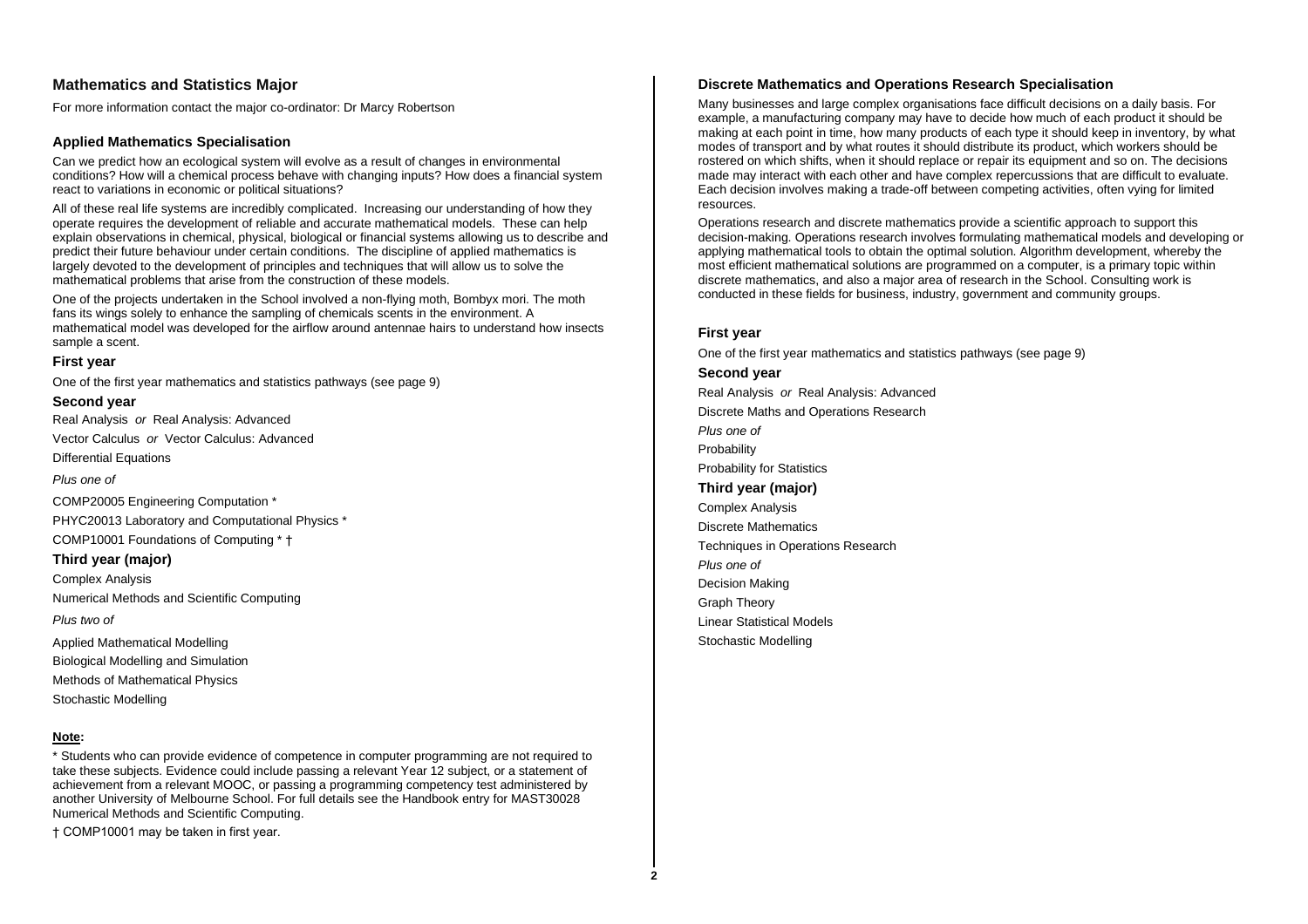## Mathematics and Statistics Major

For more information contact the major co-ordinator: Dr Marcy Robertson

### Applied Mathematics Specialisation

Can we predict how an ecological system will evolve as a result of changes in environmental conditions? How will a chemical process behave with changing inputs? How does a financial system react to variations in economic or political situations?

All of these real life systems are incredibly complicated. Increasing our understanding of how they operate requires the development of reliable and accurate mathematical models. These can help explain observations in chemical, physical, biological or financial systems allowing us to describe and predict their future behaviour under certain conditions. The discipline of applied mathematics is largely devoted to the development of principles and techniques that will allow us to solve the mathematical problems that arise from the construction of these models.

One of the projects undertaken in the School involved a non-flying moth, Bombyx mori. The moth fans its wings solely to enhance the sampling of chemicals scents in the environment. A mathematical model was developed for the airflow around antennae hairs to understand how insects sample a scent.

#### First year

One of the first year mathematics and statistics pathways (see page 9)

#### Second year

Real Analysis *or* Real Analysis: Advanced

Vector Calculus *or* Vector Calculus: Advanced

Differential Equations

*Plus one of*

COMP20005 Engineering Computation *

PHYC20013 Laboratory and Computational Physics *

COMP10001 Foundations of Computing * †

#### Third year (major)

Complex Analysis

Numerical Methods and Scientific Computing

*Plus two of*

Applied Mathematical Modelling

Biological Modelling and Simulation

Methods of Mathematical Physics

Stochastic Modelling

**Note:**

* Students who can provide evidence of competence in computer programming are not required to take these subjects. Evidence could include passing a relevant Year 12 subject, or a statement of achievement from a relevant MOOC, or passing a programming competency test administered by another University of Melbourne School. For full details see the Handbook entry for MAST30028 Numerical Methods and Scientific Computing.

† COMP10001 may be taken in first year.

### Discrete Mathematics and Operations Research Specialisation

Many businesses and large complex organisations face difficult decisions on a daily basis. For example, a manufacturing company may have to decide how much of each product it should be making at each point in time, how many products of each type it should keep in inventory, by what modes of transport and by what routes it should distribute its product, which workers should be rostered on which shifts, when it should replace or repair its equipment and so on. The decisions made may interact with each other and have complex repercussions that are difficult to evaluate. Each decision involves making a trade-off between competing activities, often vying for limited resources.

Operations research and discrete mathematics provide a scientific approach to support this decision-making. Operations research involves formulating mathematical models and developing or applying mathematical tools to obtain the optimal solution. Algorithm development, whereby the most efficient mathematical solutions are programmed on a computer, is a primary topic within discrete mathematics, and also a major area of research in the School. Consulting work is conducted in these fields for business, industry, government and community groups.

#### First year

One of the first year mathematics and statistics pathways (see page 9)

#### Second year

Real Analysis *or* Real Analysis: Advanced

Discrete Maths and Operations Research

*Plus one of*

Probability

Probability for Statistics

#### Third year (major)

Complex Analysis

Discrete Mathematics

Techniques in Operations Research

*Plus one of*

Decision Making

Graph Theory

Linear Statistical Models

Stochastic Modelling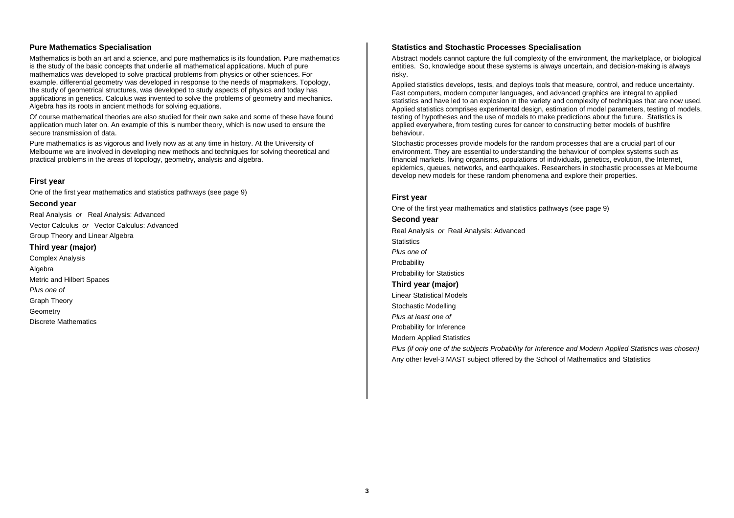## Pure Mathematics Specialisation

Mathematics is both an art and a science, and pure mathematics is its foundation. Pure mathematics is the study of the basic concepts that underlie all mathematical applications. Much of pure mathematics was developed to solve practical problems from physics or other sciences. For example, differential geometry was developed in response to the needs of mapmakers. Topology, the study of geometrical structures, was developed to study aspects of physics and today has applications in genetics. Calculus was invented to solve the problems of geometry and mechanics. Algebra has its roots in ancient methods for solving equations.

Of course mathematical theories are also studied for their own sake and some of these have found application much later on. An example of this is number theory, which is now used to ensure the secure transmission of data.

Pure mathematics is as vigorous and lively now as at any time in history. At the University of Melbourne we are involved in developing new methods and techniques for solving theoretical and practical problems in the areas of topology, geometry, analysis and algebra.

### First year

One of the first year mathematics and statistics pathways (see page 9)

### Second year

Real Analysis *or* Real Analysis: Advanced

Vector Calculus *or* Vector Calculus: Advanced

Group Theory and Linear Algebra

### Third year (major)

Complex Analysis

Algebra

Metric and Hilbert Spaces

*Plus one of*

Graph Theory

Geometry

Discrete Mathematics

## Statistics and Stochastic Processes Specialisation

Abstract models cannot capture the full complexity of the environment, the marketplace, or biological entities. So, knowledge about these systems is always uncertain, and decision-making is always risky.

Applied statistics develops, tests, and deploys tools that measure, control, and reduce uncertainty. Fast computers, modern computer languages, and advanced graphics are integral to applied statistics and have led to an explosion in the variety and complexity of techniques that are now used. Applied statistics comprises experimental design, estimation of model parameters, testing of models, testing of hypotheses and the use of models to make predictions about the future. Statistics is applied everywhere, from testing cures for cancer to constructing better models of bushfire behaviour.

Stochastic processes provide models for the random processes that are a crucial part of our environment. They are essential to understanding the behaviour of complex systems such as financial markets, living organisms, populations of individuals, genetics, evolution, the Internet, epidemics, queues, networks, and earthquakes. Researchers in stochastic processes at Melbourne develop new models for these random phenomena and explore their properties.

### First year

One of the first year mathematics and statistics pathways (see page 9)

### Second year

Real Analysis *or* Real Analysis: Advanced

Statistics

*Plus one of*

Probability

Probability for Statistics

### Third year (major)

Linear Statistical Models

Stochastic Modelling

*Plus at least one of*

Probability for Inference

Modern Applied Statistics

*Plus (if only one of the subjects Probability for Inference and Modern Applied Statistics was chosen)*

Any other level-3 MAST subject offered by the School of Mathematics and Statistics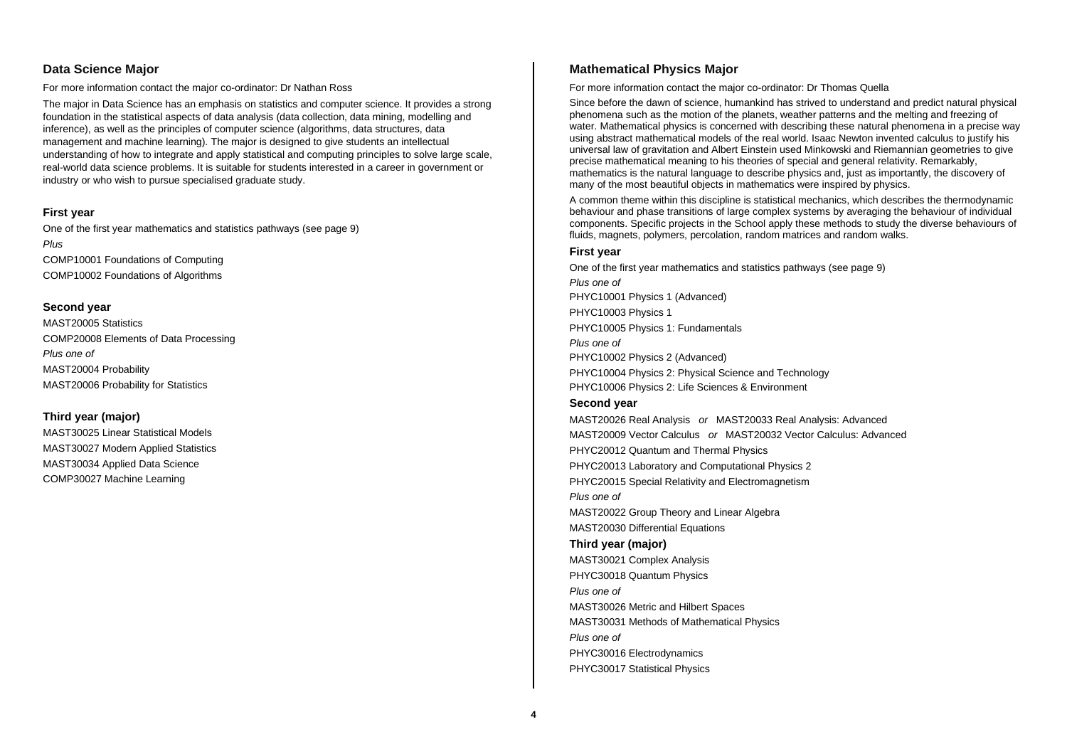## Data Science Major

For more information contact the major co-ordinator: Dr Nathan Ross

The major in Data Science has an emphasis on statistics and computer science. It provides a strong foundation in the statistical aspects of data analysis (data collection, data mining, modelling and inference), as well as the principles of computer science (algorithms, data structures, data management and machine learning). The major is designed to give students an intellectual understanding of how to integrate and apply statistical and computing principles to solve large scale, real-world data science problems. It is suitable for students interested in a career in government or industry or who wish to pursue specialised graduate study.

### First year

One of the first year mathematics and statistics pathways (see page 9)

*Plus*

COMP10001 Foundations of Computing

COMP10002 Foundations of Algorithms

### Second year

MAST20005 Statistics

COMP20008 Elements of Data Processing

*Plus one of*

MAST20004 Probability

MAST20006 Probability for Statistics

### Third year (major)

MAST30025 Linear Statistical Models

MAST30027 Modern Applied Statistics

MAST30034 Applied Data Science

COMP30027 Machine Learning

## Mathematical Physics Major

For more information contact the major co-ordinator: Dr Thomas Quella

Since before the dawn of science, humankind has strived to understand and predict natural physical phenomena such as the motion of the planets, weather patterns and the melting and freezing of water. Mathematical physics is concerned with describing these natural phenomena in a precise way using abstract mathematical models of the real world. Isaac Newton invented calculus to justify his universal law of gravitation and Albert Einstein used Minkowski and Riemannian geometries to give precise mathematical meaning to his theories of special and general relativity. Remarkably, mathematics is the natural language to describe physics and, just as importantly, the discovery of many of the most beautiful objects in mathematics were inspired by physics.

A common theme within this discipline is statistical mechanics, which describes the thermodynamic behaviour and phase transitions of large complex systems by averaging the behaviour of individual components. Specific projects in the School apply these methods to study the diverse behaviours of fluids, magnets, polymers, percolation, random matrices and random walks.

### First year

One of the first year mathematics and statistics pathways (see page 9)

*Plus one of*

PHYC10001 Physics 1 (Advanced)

PHYC10003 Physics 1

PHYC10005 Physics 1: Fundamentals

*Plus one of*

PHYC10002 Physics 2 (Advanced)

PHYC10004 Physics 2: Physical Science and Technology

PHYC10006 Physics 2: Life Sciences & Environment

### Second year

MAST20026 Real Analysis *or* MAST20033 Real Analysis: Advanced

MAST20009 Vector Calculus *or* MAST20032 Vector Calculus: Advanced

PHYC20012 Quantum and Thermal Physics

PHYC20013 Laboratory and Computational Physics 2

PHYC20015 Special Relativity and Electromagnetism

*Plus one of*

MAST20022 Group Theory and Linear Algebra

MAST20030 Differential Equations

### Third year (major)

MAST30021 Complex Analysis

PHYC30018 Quantum Physics

*Plus one of*

MAST30026 Metric and Hilbert Spaces

MAST30031 Methods of Mathematical Physics

*Plus one of*

PHYC30016 Electrodynamics

PHYC30017 Statistical Physics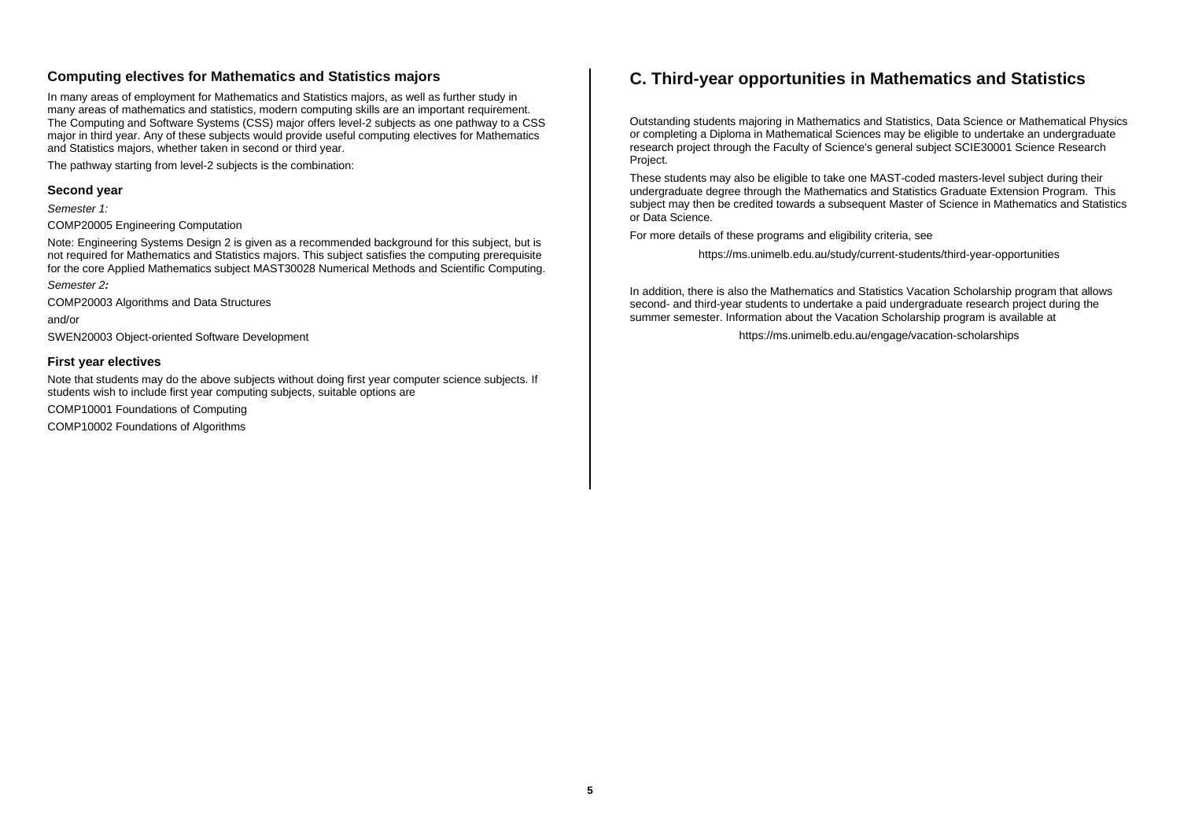## Computing electives for Mathematics and Statistics majors

In many areas of employment for Mathematics and Statistics majors, as well as further study in many areas of mathematics and statistics, modern computing skills are an important requirement. The Computing and Software Systems (CSS) major offers level-2 subjects as one pathway to a CSS major in third year. Any of these subjects would provide useful computing electives for Mathematics and Statistics majors, whether taken in second or third year.

The pathway starting from level-2 subjects is the combination:

### Second year

*Semester 1:*

COMP20005 Engineering Computation

Note: Engineering Systems Design 2 is given as a recommended background for this subject, but is not required for Mathematics and Statistics majors. This subject satisfies the computing prerequisite for the core Applied Mathematics subject MAST30028 Numerical Methods and Scientific Computing.

*Semester 2:*

COMP20003 Algorithms and Data Structures

and/or

SWEN20003 Object-oriented Software Development

### First year electives

Note that students may do the above subjects without doing first year computer science subjects. If students wish to include first year computing subjects, suitable options are

COMP10001 Foundations of Computing

COMP10002 Foundations of Algorithms

# C. Third-year opportunities in Mathematics and Statistics

Outstanding students majoring in Mathematics and Statistics, Data Science or Mathematical Physics or completing a Diploma in Mathematical Sciences may be eligible to undertake an undergraduate research project through the Faculty of Science's general subject SCIE30001 Science Research Project.

These students may also be eligible to take one MAST-coded masters-level subject during their undergraduate degree through the Mathematics and Statistics Graduate Extension Program. This subject may then be credited towards a subsequent Master of Science in Mathematics and Statistics or Data Science.

For more details of these programs and eligibility criteria, see

https://ms.unimelb.edu.au/study/current-students/third-year-opportunities

In addition, there is also the Mathematics and Statistics Vacation Scholarship program that allows second- and third-year students to undertake a paid undergraduate research project during the summer semester. Information about the Vacation Scholarship program is available at

https://ms.unimelb.edu.au/engage/vacation-scholarships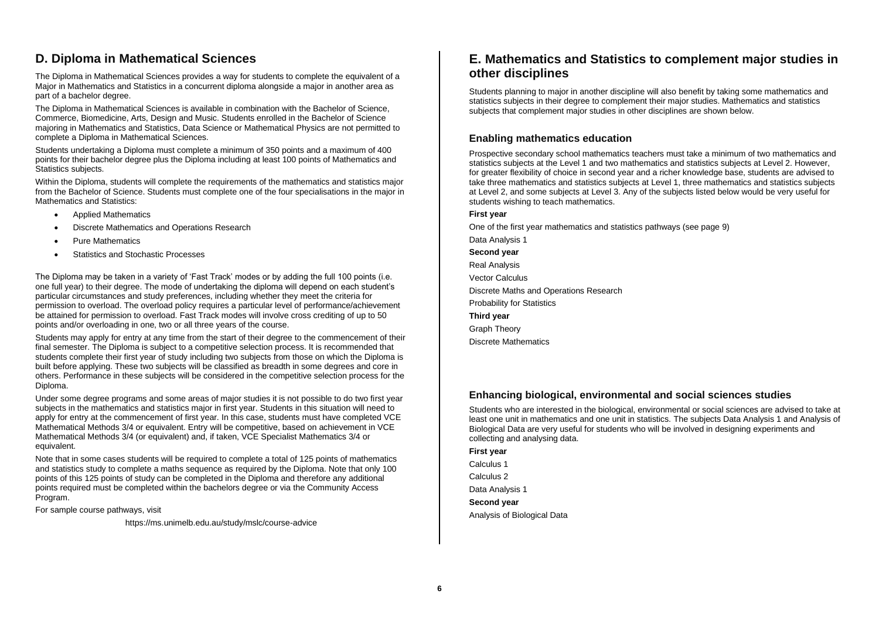## D. Diploma in Mathematical Sciences

The Diploma in Mathematical Sciences provides a way for students to complete the equivalent of a Major in Mathematics and Statistics in a concurrent diploma alongside a major in another area as part of a bachelor degree.

The Diploma in Mathematical Sciences is available in combination with the Bachelor of Science, Commerce, Biomedicine, Arts, Design and Music. Students enrolled in the Bachelor of Science majoring in Mathematics and Statistics, Data Science or Mathematical Physics are not permitted to complete a Diploma in Mathematical Sciences.

Students undertaking a Diploma must complete a minimum of 350 points and a maximum of 400 points for their bachelor degree plus the Diploma including at least 100 points of Mathematics and Statistics subjects.

Within the Diploma, students will complete the requirements of the mathematics and statistics major from the Bachelor of Science. Students must complete one of the four specialisations in the major in Mathematics and Statistics:

- Applied Mathematics
- Discrete Mathematics and Operations Research
- Pure Mathematics
- Statistics and Stochastic Processes

The Diploma may be taken in a variety of 'Fast Track' modes or by adding the full 100 points (i.e. one full year) to their degree. The mode of undertaking the diploma will depend on each student's particular circumstances and study preferences, including whether they meet the criteria for permission to overload. The overload policy requires a particular level of performance/achievement be attained for permission to overload. Fast Track modes will involve cross crediting of up to 50 points and/or overloading in one, two or all three years of the course.

Students may apply for entry at any time from the start of their degree to the commencement of their final semester. The Diploma is subject to a competitive selection process. It is recommended that students complete their first year of study including two subjects from those on which the Diploma is built before applying. These two subjects will be classified as breadth in some degrees and core in others. Performance in these subjects will be considered in the competitive selection process for the Diploma.

Under some degree programs and some areas of major studies it is not possible to do two first year subjects in the mathematics and statistics major in first year. Students in this situation will need to apply for entry at the commencement of first year. In this case, students must have completed VCE Mathematical Methods 3/4 or equivalent. Entry will be competitive, based on achievement in VCE Mathematical Methods 3/4 (or equivalent) and, if taken, VCE Specialist Mathematics 3/4 or equivalent.

Note that in some cases students will be required to complete a total of 125 points of mathematics and statistics study to complete a maths sequence as required by the Diploma. Note that only 100 points of this 125 points of study can be completed in the Diploma and therefore any additional points required must be completed within the bachelors degree or via the Community Access Program.

For sample course pathways, visit

https://ms.unimelb.edu.au/study/mslc/course-advice

## E. Mathematics and Statistics to complement major studies in other disciplines

Students planning to major in another discipline will also benefit by taking some mathematics and statistics subjects in their degree to complement their major studies. Mathematics and statistics subjects that complement major studies in other disciplines are shown below.

### Enabling mathematics education

Prospective secondary school mathematics teachers must take a minimum of two mathematics and statistics subjects at the Level 1 and two mathematics and statistics subjects at Level 2. However, for greater flexibility of choice in second year and a richer knowledge base, students are advised to take three mathematics and statistics subjects at Level 1, three mathematics and statistics subjects at Level 2, and some subjects at Level 3. Any of the subjects listed below would be very useful for students wishing to teach mathematics.

**First year**

One of the first year mathematics and statistics pathways (see page 9)

Data Analysis 1

**Second year**

Real Analysis

Vector Calculus

Discrete Maths and Operations Research

Probability for Statistics

**Third year**

Graph Theory

Discrete Mathematics

### Enhancing biological, environmental and social sciences studies

Students who are interested in the biological, environmental or social sciences are advised to take at least one unit in mathematics and one unit in statistics. The subjects Data Analysis 1 and Analysis of Biological Data are very useful for students who will be involved in designing experiments and collecting and analysing data.

**First year**

Calculus 1

Calculus 2

Data Analysis 1

**Second year**

Analysis of Biological Data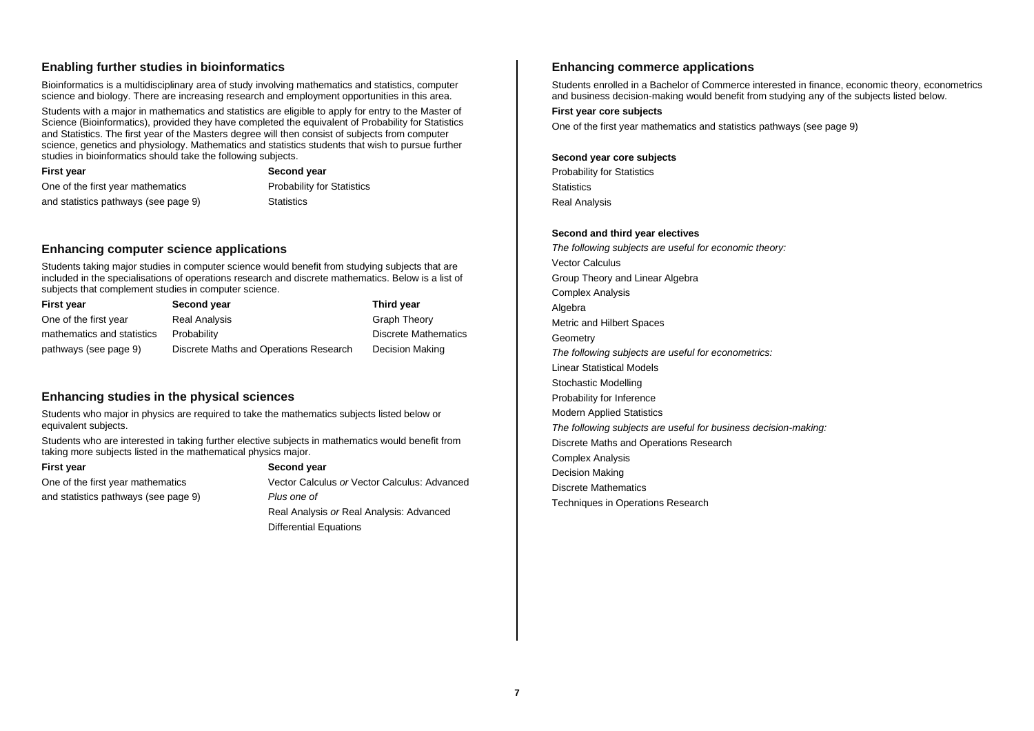## Enabling further studies in bioinformatics

Bioinformatics is a multidisciplinary area of study involving mathematics and statistics, computer science and biology. There are increasing research and employment opportunities in this area.

Students with a major in mathematics and statistics are eligible to apply for entry to the Master of Science (Bioinformatics), provided they have completed the equivalent of Probability for Statistics and Statistics. The first year of the Masters degree will then consist of subjects from computer science, genetics and physiology. Mathematics and statistics students that wish to pursue further studies in bioinformatics should take the following subjects.

| First year | Second year |
| --- | --- |
| One of the first year mathematics and statistics pathways (see page 9) | Probability for Statistics |
| | Statistics |

## Enhancing computer science applications

Students taking major studies in computer science would benefit from studying subjects that are included in the specialisations of operations research and discrete mathematics. Below is a list of subjects that complement studies in computer science.

| First year | Second year | Third year |
| --- | --- | --- |
| One of the first year mathematics and statistics pathways (see page 9) | Real Analysis | Graph Theory |
| | Probability | Discrete Mathematics |
| | Discrete Maths and Operations Research | Decision Making |

## Enhancing studies in the physical sciences

Students who major in physics are required to take the mathematics subjects listed below or equivalent subjects.

Students who are interested in taking further elective subjects in mathematics would benefit from taking more subjects listed in the mathematical physics major.

| First year | Second year |
| --- | --- |
| One of the first year mathematics and statistics pathways (see page 9) | Vector Calculus *or* Vector Calculus: Advanced |
| | *Plus one of* |
| | Real Analysis *or* Real Analysis: Advanced |
| | Differential Equations |

## Enhancing commerce applications

Students enrolled in a Bachelor of Commerce interested in finance, economic theory, econometrics and business decision-making would benefit from studying any of the subjects listed below.

**First year core subjects**

One of the first year mathematics and statistics pathways (see page 9)

**Second year core subjects**

Probability for Statistics

Statistics

Real Analysis

**Second and third year electives**

*The following subjects are useful for economic theory:*

Vector Calculus

Group Theory and Linear Algebra

Complex Analysis

Algebra

Metric and Hilbert Spaces

Geometry

*The following subjects are useful for econometrics:*

Linear Statistical Models

Stochastic Modelling

Probability for Inference

Modern Applied Statistics

*The following subjects are useful for business decision-making:*

Discrete Maths and Operations Research

Complex Analysis

Decision Making

Discrete Mathematics

Techniques in Operations Research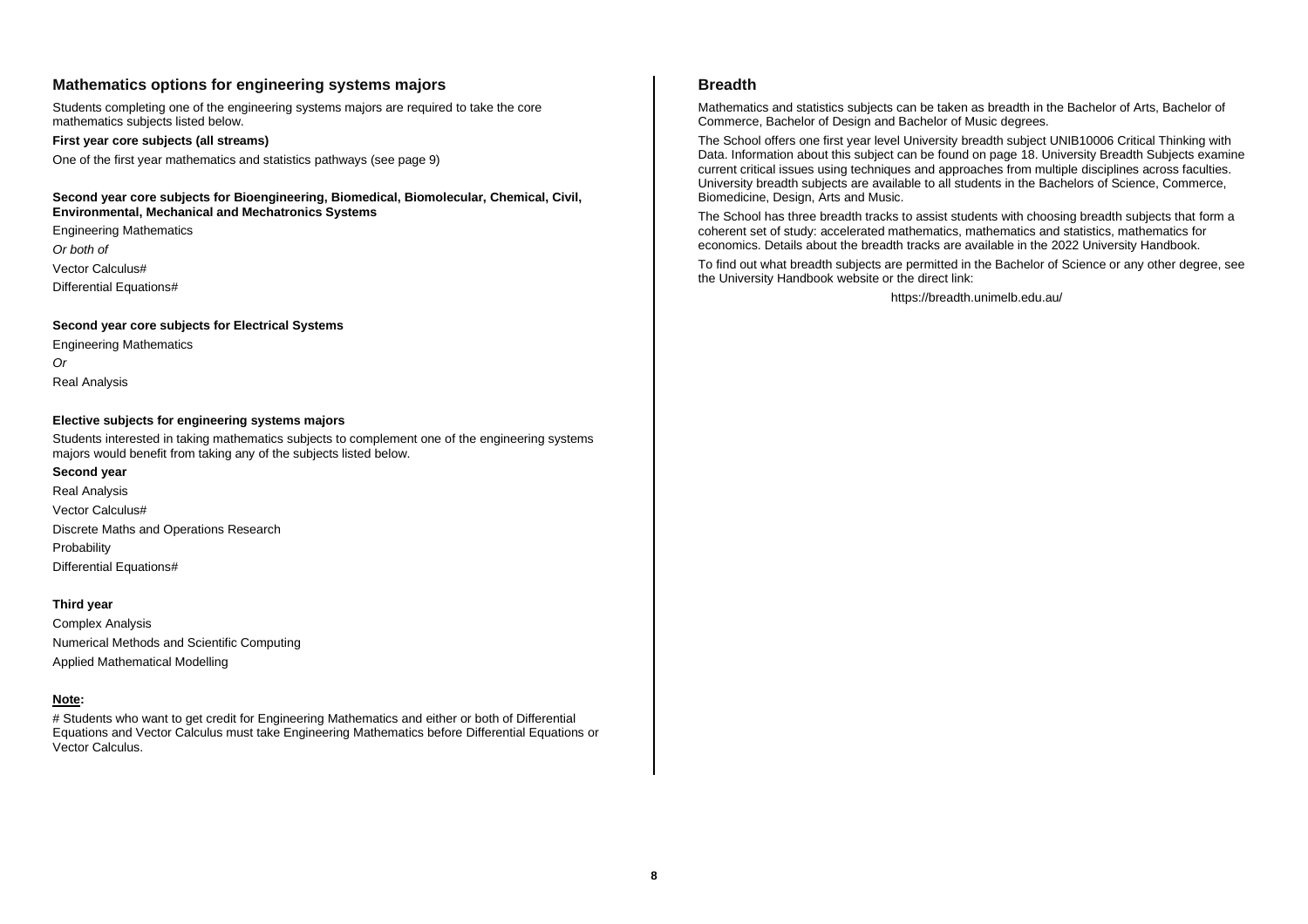## Mathematics options for engineering systems majors

Students completing one of the engineering systems majors are required to take the core mathematics subjects listed below.

**First year core subjects (all streams)**

One of the first year mathematics and statistics pathways (see page 9)

**Second year core subjects for Bioengineering, Biomedical, Biomolecular, Chemical, Civil, Environmental, Mechanical and Mechatronics Systems**

Engineering Mathematics

*Or both of*

Vector Calculus#

Differential Equations#

**Second year core subjects for Electrical Systems**

Engineering Mathematics

*Or*

Real Analysis

**Elective subjects for engineering systems majors**

Students interested in taking mathematics subjects to complement one of the engineering systems majors would benefit from taking any of the subjects listed below.

**Second year**

Real Analysis

Vector Calculus#

Discrete Maths and Operations Research

Probability

Differential Equations#

**Third year**

Complex Analysis

Numerical Methods and Scientific Computing

Applied Mathematical Modelling

**Note:**

# Students who want to get credit for Engineering Mathematics and either or both of Differential Equations and Vector Calculus must take Engineering Mathematics before Differential Equations or Vector Calculus.

## Breadth

Mathematics and statistics subjects can be taken as breadth in the Bachelor of Arts, Bachelor of Commerce, Bachelor of Design and Bachelor of Music degrees.

The School offers one first year level University breadth subject UNIB10006 Critical Thinking with Data. Information about this subject can be found on page 18. University Breadth Subjects examine current critical issues using techniques and approaches from multiple disciplines across faculties. University breadth subjects are available to all students in the Bachelors of Science, Commerce, Biomedicine, Design, Arts and Music.

The School has three breadth tracks to assist students with choosing breadth subjects that form a coherent set of study: accelerated mathematics, mathematics and statistics, mathematics for economics. Details about the breadth tracks are available in the 2022 University Handbook.

To find out what breadth subjects are permitted in the Bachelor of Science or any other degree, see the University Handbook website or the direct link:

https://breadth.unimelb.edu.au/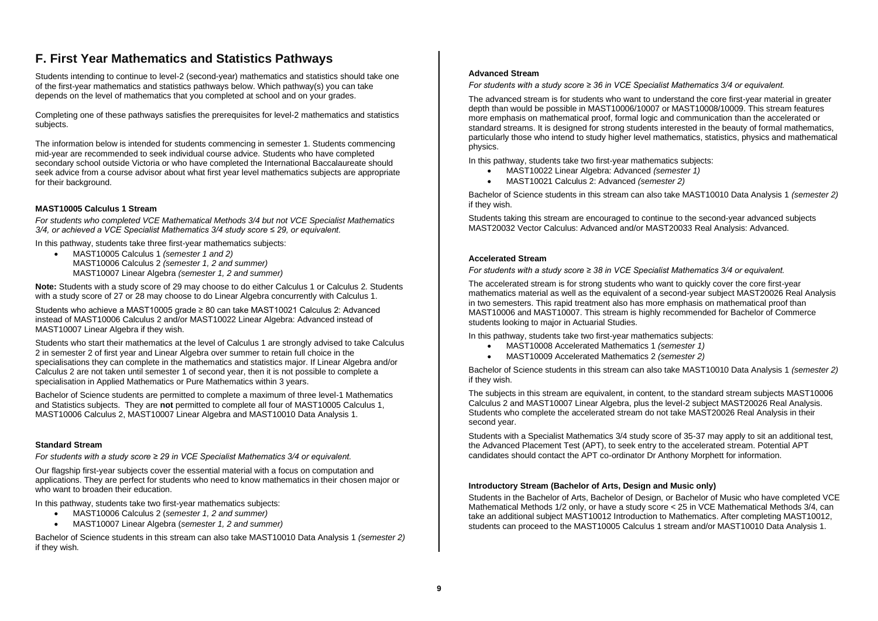# F. First Year Mathematics and Statistics Pathways

Students intending to continue to level-2 (second-year) mathematics and statistics should take one of the first-year mathematics and statistics pathways below. Which pathway(s) you can take depends on the level of mathematics that you completed at school and on your grades.

Completing one of these pathways satisfies the prerequisites for level-2 mathematics and statistics subjects.

The information below is intended for students commencing in semester 1. Students commencing mid-year are recommended to seek individual course advice. Students who have completed secondary school outside Victoria or who have completed the International Baccalaureate should seek advice from a course advisor about what first year level mathematics subjects are appropriate for their background.

### MAST10005 Calculus 1 Stream

*For students who completed VCE Mathematical Methods 3/4 but not VCE Specialist Mathematics 3/4, or achieved a VCE Specialist Mathematics 3/4 study score ≤ 29, or equivalent.*

In this pathway, students take three first-year mathematics subjects:

- MAST10005 Calculus 1 *(semester 1 and 2)*
  MAST10006 Calculus 2 *(semester 1, 2 and summer)*
  MAST10007 Linear Algebra *(semester 1, 2 and summer)*

**Note:** Students with a study score of 29 may choose to do either Calculus 1 or Calculus 2. Students with a study score of 27 or 28 may choose to do Linear Algebra concurrently with Calculus 1.

Students who achieve a MAST10005 grade ≥ 80 can take MAST10021 Calculus 2: Advanced instead of MAST10006 Calculus 2 and/or MAST10022 Linear Algebra: Advanced instead of MAST10007 Linear Algebra if they wish.

Students who start their mathematics at the level of Calculus 1 are strongly advised to take Calculus 2 in semester 2 of first year and Linear Algebra over summer to retain full choice in the specialisations they can complete in the mathematics and statistics major. If Linear Algebra and/or Calculus 2 are not taken until semester 1 of second year, then it is not possible to complete a specialisation in Applied Mathematics or Pure Mathematics within 3 years.

Bachelor of Science students are permitted to complete a maximum of three level-1 Mathematics and Statistics subjects. They are **not** permitted to complete all four of MAST10005 Calculus 1, MAST10006 Calculus 2, MAST10007 Linear Algebra and MAST10010 Data Analysis 1.

### Standard Stream

*For students with a study score ≥ 29 in VCE Specialist Mathematics 3/4 or equivalent.*

Our flagship first-year subjects cover the essential material with a focus on computation and applications. They are perfect for students who need to know mathematics in their chosen major or who want to broaden their education.

In this pathway, students take two first-year mathematics subjects:

- MAST10006 Calculus 2 (*semester 1, 2 and summer)*
- MAST10007 Linear Algebra (*semester 1, 2 and summer)*

Bachelor of Science students in this stream can also take MAST10010 Data Analysis 1 *(semester 2)* if they wish.

### Advanced Stream

*For students with a study score ≥ 36 in VCE Specialist Mathematics 3/4 or equivalent.*

The advanced stream is for students who want to understand the core first-year material in greater depth than would be possible in MAST10006/10007 or MAST10008/10009. This stream features more emphasis on mathematical proof, formal logic and communication than the accelerated or standard streams. It is designed for strong students interested in the beauty of formal mathematics, particularly those who intend to study higher level mathematics, statistics, physics and mathematical physics.

In this pathway, students take two first-year mathematics subjects:

- MAST10022 Linear Algebra: Advanced *(semester 1)*
- MAST10021 Calculus 2: Advanced *(semester 2)*

Bachelor of Science students in this stream can also take MAST10010 Data Analysis 1 *(semester 2)* if they wish.

Students taking this stream are encouraged to continue to the second-year advanced subjects MAST20032 Vector Calculus: Advanced and/or MAST20033 Real Analysis: Advanced.

### Accelerated Stream

*For students with a study score ≥ 38 in VCE Specialist Mathematics 3/4 or equivalent.*

The accelerated stream is for strong students who want to quickly cover the core first-year mathematics material as well as the equivalent of a second-year subject MAST20026 Real Analysis in two semesters. This rapid treatment also has more emphasis on mathematical proof than MAST10006 and MAST10007. This stream is highly recommended for Bachelor of Commerce students looking to major in Actuarial Studies.

In this pathway, students take two first-year mathematics subjects:

- MAST10008 Accelerated Mathematics 1 *(semester 1)*
- MAST10009 Accelerated Mathematics 2 *(semester 2)*

Bachelor of Science students in this stream can also take MAST10010 Data Analysis 1 *(semester 2)* if they wish.

The subjects in this stream are equivalent, in content, to the standard stream subjects MAST10006 Calculus 2 and MAST10007 Linear Algebra, plus the level-2 subject MAST20026 Real Analysis. Students who complete the accelerated stream do not take MAST20026 Real Analysis in their second year.

Students with a Specialist Mathematics 3/4 study score of 35-37 may apply to sit an additional test, the Advanced Placement Test (APT), to seek entry to the accelerated stream. Potential APT candidates should contact the APT co-ordinator Dr Anthony Morphett for information.

### Introductory Stream (Bachelor of Arts, Design and Music only)

Students in the Bachelor of Arts, Bachelor of Design, or Bachelor of Music who have completed VCE Mathematical Methods 1/2 only, or have a study score < 25 in VCE Mathematical Methods 3/4, can take an additional subject MAST10012 Introduction to Mathematics. After completing MAST10012, students can proceed to the MAST10005 Calculus 1 stream and/or MAST10010 Data Analysis 1.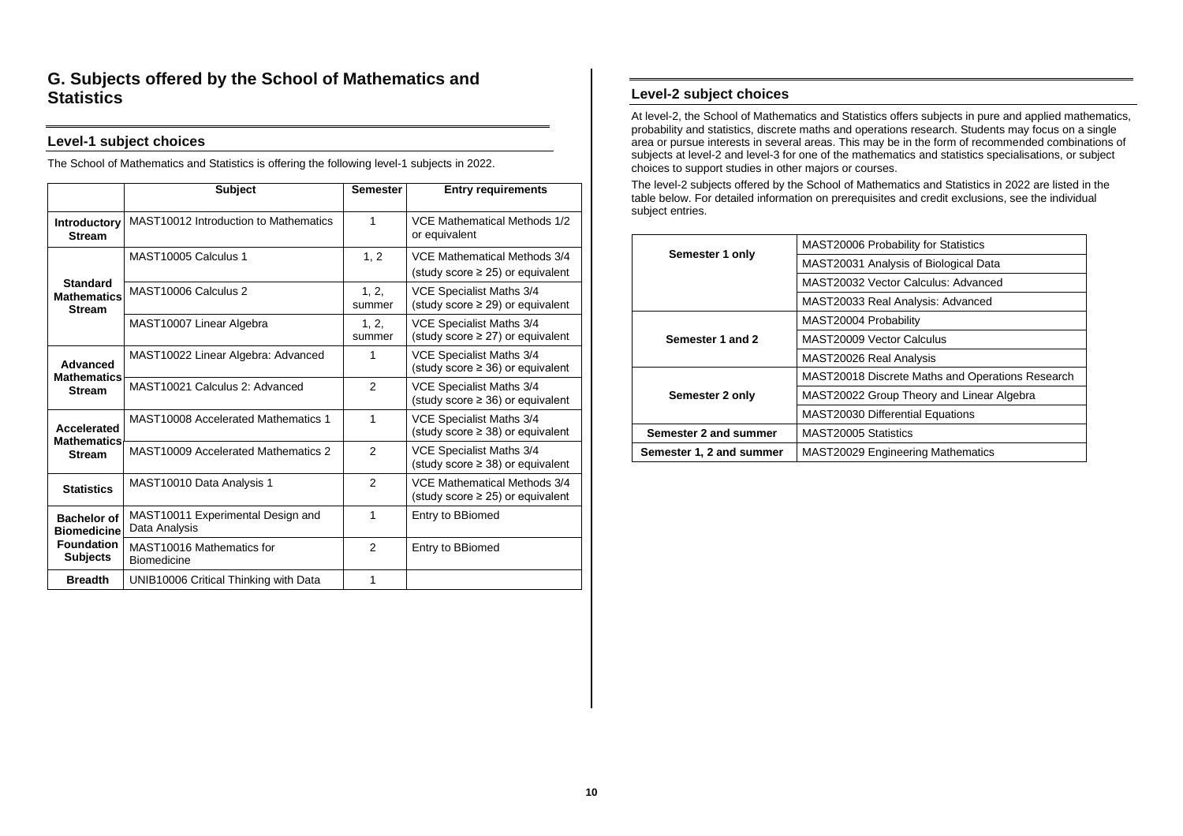## G. Subjects offered by the School of Mathematics and Statistics

### Level-1 subject choices

The School of Mathematics and Statistics is offering the following level-1 subjects in 2022.

| | Subject | Semester | Entry requirements |
|---|---|---|---|
| **Introductory Stream** | MAST10012 Introduction to Mathematics | 1 | VCE Mathematical Methods 1/2 or equivalent |
| **Standard Mathematics Stream** | MAST10005 Calculus 1 | 1, 2 | VCE Mathematical Methods 3/4 (study score ≥ 25) or equivalent |
| | MAST10006 Calculus 2 | 1, 2, summer | VCE Specialist Maths 3/4 (study score ≥ 29) or equivalent |
| | MAST10007 Linear Algebra | 1, 2, summer | VCE Specialist Maths 3/4 (study score ≥ 27) or equivalent |
| **Advanced Mathematics Stream** | MAST10022 Linear Algebra: Advanced | 1 | VCE Specialist Maths 3/4 (study score ≥ 36) or equivalent |
| | MAST10021 Calculus 2: Advanced | 2 | VCE Specialist Maths 3/4 (study score ≥ 36) or equivalent |
| **Accelerated Mathematics Stream** | MAST10008 Accelerated Mathematics 1 | 1 | VCE Specialist Maths 3/4 (study score ≥ 38) or equivalent |
| | MAST10009 Accelerated Mathematics 2 | 2 | VCE Specialist Maths 3/4 (study score ≥ 38) or equivalent |
| **Statistics** | MAST10010 Data Analysis 1 | 2 | VCE Mathematical Methods 3/4 (study score ≥ 25) or equivalent |
| **Bachelor of Biomedicine Foundation Subjects** | MAST10011 Experimental Design and Data Analysis | 1 | Entry to BBiomed |
| | MAST10016 Mathematics for Biomedicine | 2 | Entry to BBiomed |
| **Breadth** | UNIB10006 Critical Thinking with Data | 1 | |

### Level-2 subject choices

At level-2, the School of Mathematics and Statistics offers subjects in pure and applied mathematics, probability and statistics, discrete maths and operations research. Students may focus on a single area or pursue interests in several areas. This may be in the form of recommended combinations of subjects at level-2 and level-3 for one of the mathematics and statistics specialisations, or subject choices to support studies in other majors or courses.

The level-2 subjects offered by the School of Mathematics and Statistics in 2022 are listed in the table below. For detailed information on prerequisites and credit exclusions, see the individual subject entries.

| Semester | Subject |
|---|---|
| **Semester 1 only** | MAST20006 Probability for Statistics |
| | MAST20031 Analysis of Biological Data |
| | MAST20032 Vector Calculus: Advanced |
| | MAST20033 Real Analysis: Advanced |
| **Semester 1 and 2** | MAST20004 Probability |
| | MAST20009 Vector Calculus |
| | MAST20026 Real Analysis |
| **Semester 2 only** | MAST20018 Discrete Maths and Operations Research |
| | MAST20022 Group Theory and Linear Algebra |
| | MAST20030 Differential Equations |
| **Semester 2 and summer** | MAST20005 Statistics |
| **Semester 1, 2 and summer** | MAST20029 Engineering Mathematics |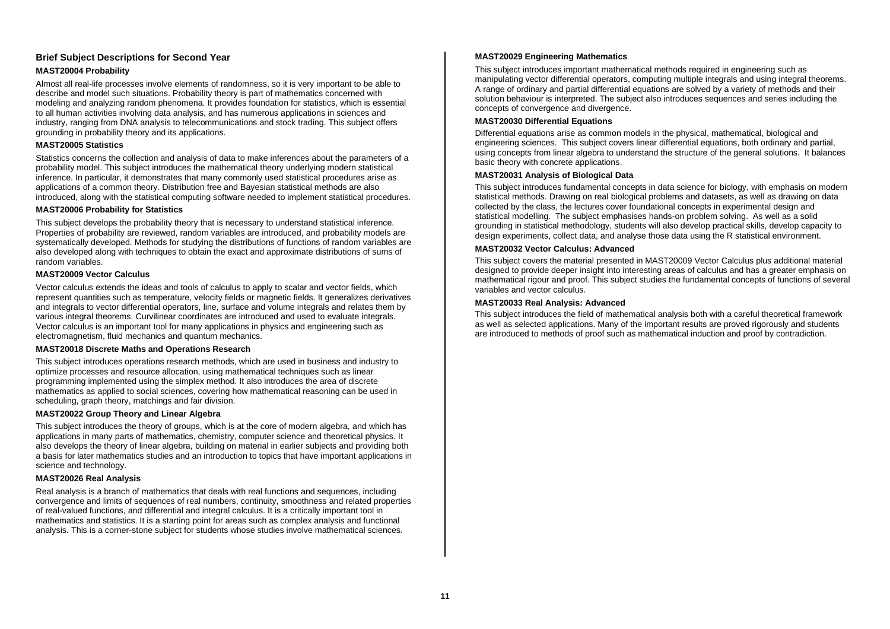## Brief Subject Descriptions for Second Year

### MAST20004 Probability

Almost all real-life processes involve elements of randomness, so it is very important to be able to describe and model such situations. Probability theory is part of mathematics concerned with modeling and analyzing random phenomena. It provides foundation for statistics, which is essential to all human activities involving data analysis, and has numerous applications in sciences and industry, ranging from DNA analysis to telecommunications and stock trading. This subject offers grounding in probability theory and its applications.

### MAST20005 Statistics

Statistics concerns the collection and analysis of data to make inferences about the parameters of a probability model. This subject introduces the mathematical theory underlying modern statistical inference. In particular, it demonstrates that many commonly used statistical procedures arise as applications of a common theory. Distribution free and Bayesian statistical methods are also introduced, along with the statistical computing software needed to implement statistical procedures.

### MAST20006 Probability for Statistics

This subject develops the probability theory that is necessary to understand statistical inference. Properties of probability are reviewed, random variables are introduced, and probability models are systematically developed. Methods for studying the distributions of functions of random variables are also developed along with techniques to obtain the exact and approximate distributions of sums of random variables.

### MAST20009 Vector Calculus

Vector calculus extends the ideas and tools of calculus to apply to scalar and vector fields, which represent quantities such as temperature, velocity fields or magnetic fields. It generalizes derivatives and integrals to vector differential operators, line, surface and volume integrals and relates them by various integral theorems. Curvilinear coordinates are introduced and used to evaluate integrals. Vector calculus is an important tool for many applications in physics and engineering such as electromagnetism, fluid mechanics and quantum mechanics.

### MAST20018 Discrete Maths and Operations Research

This subject introduces operations research methods, which are used in business and industry to optimize processes and resource allocation, using mathematical techniques such as linear programming implemented using the simplex method. It also introduces the area of discrete mathematics as applied to social sciences, covering how mathematical reasoning can be used in scheduling, graph theory, matchings and fair division.

### MAST20022 Group Theory and Linear Algebra

This subject introduces the theory of groups, which is at the core of modern algebra, and which has applications in many parts of mathematics, chemistry, computer science and theoretical physics. It also develops the theory of linear algebra, building on material in earlier subjects and providing both a basis for later mathematics studies and an introduction to topics that have important applications in science and technology.

### MAST20026 Real Analysis

Real analysis is a branch of mathematics that deals with real functions and sequences, including convergence and limits of sequences of real numbers, continuity, smoothness and related properties of real-valued functions, and differential and integral calculus. It is a critically important tool in mathematics and statistics. It is a starting point for areas such as complex analysis and functional analysis. This is a corner-stone subject for students whose studies involve mathematical sciences.

### MAST20029 Engineering Mathematics

This subject introduces important mathematical methods required in engineering such as manipulating vector differential operators, computing multiple integrals and using integral theorems. A range of ordinary and partial differential equations are solved by a variety of methods and their solution behaviour is interpreted. The subject also introduces sequences and series including the concepts of convergence and divergence.

### MAST20030 Differential Equations

Differential equations arise as common models in the physical, mathematical, biological and engineering sciences. This subject covers linear differential equations, both ordinary and partial, using concepts from linear algebra to understand the structure of the general solutions. It balances basic theory with concrete applications.

### MAST20031 Analysis of Biological Data

This subject introduces fundamental concepts in data science for biology, with emphasis on modern statistical methods. Drawing on real biological problems and datasets, as well as drawing on data collected by the class, the lectures cover foundational concepts in experimental design and statistical modelling. The subject emphasises hands-on problem solving. As well as a solid grounding in statistical methodology, students will also develop practical skills, develop capacity to design experiments, collect data, and analyse those data using the R statistical environment.

### MAST20032 Vector Calculus: Advanced

This subject covers the material presented in MAST20009 Vector Calculus plus additional material designed to provide deeper insight into interesting areas of calculus and has a greater emphasis on mathematical rigour and proof. This subject studies the fundamental concepts of functions of several variables and vector calculus.

### MAST20033 Real Analysis: Advanced

This subject introduces the field of mathematical analysis both with a careful theoretical framework as well as selected applications. Many of the important results are proved rigorously and students are introduced to methods of proof such as mathematical induction and proof by contradiction.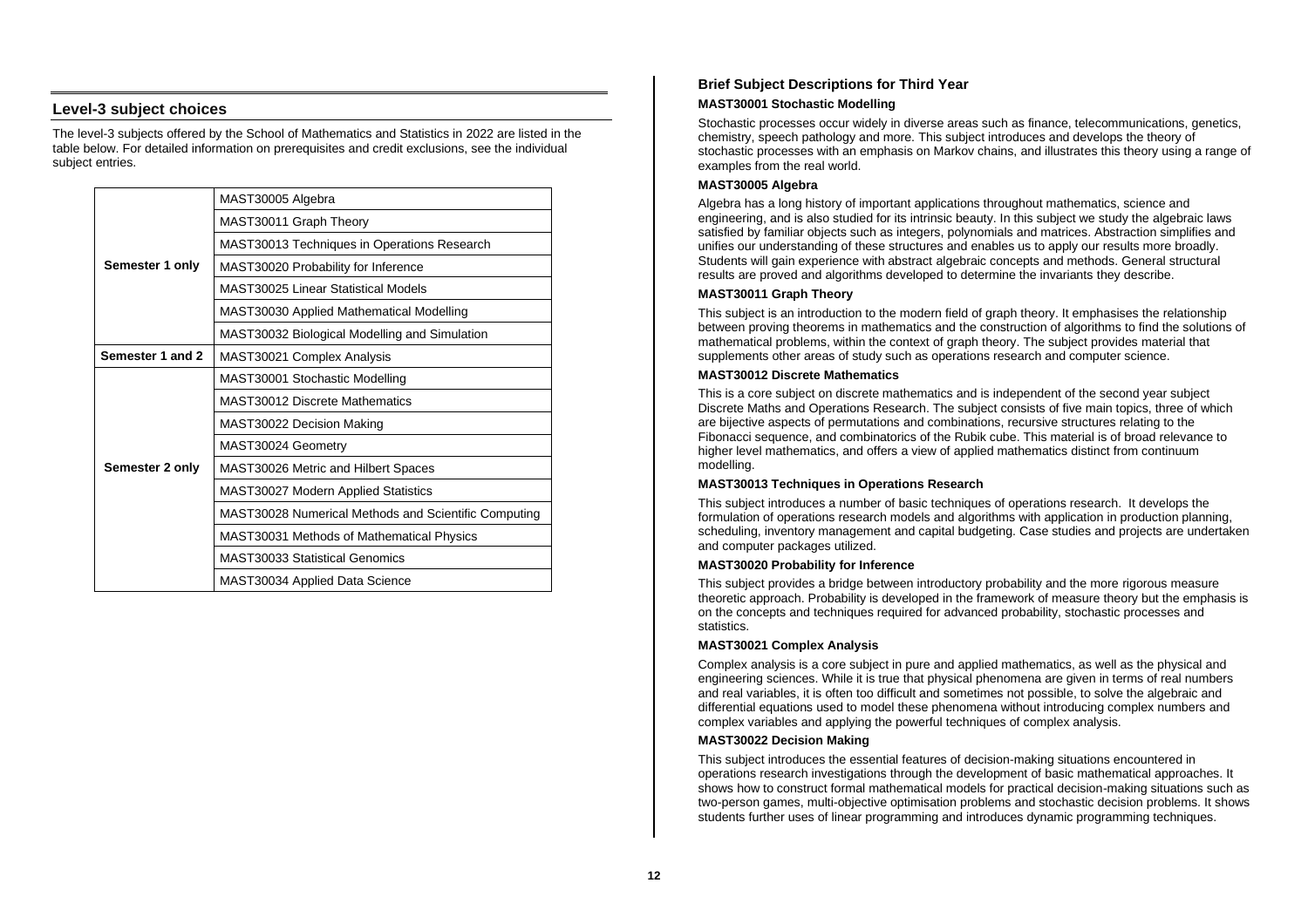## Level-3 subject choices

The level-3 subjects offered by the School of Mathematics and Statistics in 2022 are listed in the table below. For detailed information on prerequisites and credit exclusions, see the individual subject entries.

| | |
|---|---|
| **Semester 1 only** | MAST30005 Algebra |
| | MAST30011 Graph Theory |
| | MAST30013 Techniques in Operations Research |
| | MAST30020 Probability for Inference |
| | MAST30025 Linear Statistical Models |
| | MAST30030 Applied Mathematical Modelling |
| | MAST30032 Biological Modelling and Simulation |
| **Semester 1 and 2** | MAST30021 Complex Analysis |
| **Semester 2 only** | MAST30001 Stochastic Modelling |
| | MAST30012 Discrete Mathematics |
| | MAST30022 Decision Making |
| | MAST30024 Geometry |
| | MAST30026 Metric and Hilbert Spaces |
| | MAST30027 Modern Applied Statistics |
| | MAST30028 Numerical Methods and Scientific Computing |
| | MAST30031 Methods of Mathematical Physics |
| | MAST30033 Statistical Genomics |
| | MAST30034 Applied Data Science |

### Brief Subject Descriptions for Third Year

**MAST30001 Stochastic Modelling**

Stochastic processes occur widely in diverse areas such as finance, telecommunications, genetics, chemistry, speech pathology and more. This subject introduces and develops the theory of stochastic processes with an emphasis on Markov chains, and illustrates this theory using a range of examples from the real world.

**MAST30005 Algebra**

Algebra has a long history of important applications throughout mathematics, science and engineering, and is also studied for its intrinsic beauty. In this subject we study the algebraic laws satisfied by familiar objects such as integers, polynomials and matrices. Abstraction simplifies and unifies our understanding of these structures and enables us to apply our results more broadly. Students will gain experience with abstract algebraic concepts and methods. General structural results are proved and algorithms developed to determine the invariants they describe.

**MAST30011 Graph Theory**

This subject is an introduction to the modern field of graph theory. It emphasises the relationship between proving theorems in mathematics and the construction of algorithms to find the solutions of mathematical problems, within the context of graph theory. The subject provides material that supplements other areas of study such as operations research and computer science.

**MAST30012 Discrete Mathematics**

This is a core subject on discrete mathematics and is independent of the second year subject Discrete Maths and Operations Research. The subject consists of five main topics, three of which are bijective aspects of permutations and combinations, recursive structures relating to the Fibonacci sequence, and combinatorics of the Rubik cube. This material is of broad relevance to higher level mathematics, and offers a view of applied mathematics distinct from continuum modelling.

**MAST30013 Techniques in Operations Research**

This subject introduces a number of basic techniques of operations research. It develops the formulation of operations research models and algorithms with application in production planning, scheduling, inventory management and capital budgeting. Case studies and projects are undertaken and computer packages utilized.

**MAST30020 Probability for Inference**

This subject provides a bridge between introductory probability and the more rigorous measure theoretic approach. Probability is developed in the framework of measure theory but the emphasis is on the concepts and techniques required for advanced probability, stochastic processes and statistics.

**MAST30021 Complex Analysis**

Complex analysis is a core subject in pure and applied mathematics, as well as the physical and engineering sciences. While it is true that physical phenomena are given in terms of real numbers and real variables, it is often too difficult and sometimes not possible, to solve the algebraic and differential equations used to model these phenomena without introducing complex numbers and complex variables and applying the powerful techniques of complex analysis.

**MAST30022 Decision Making**

This subject introduces the essential features of decision-making situations encountered in operations research investigations through the development of basic mathematical approaches. It shows how to construct formal mathematical models for practical decision-making situations such as two-person games, multi-objective optimisation problems and stochastic decision problems. It shows students further uses of linear programming and introduces dynamic programming techniques.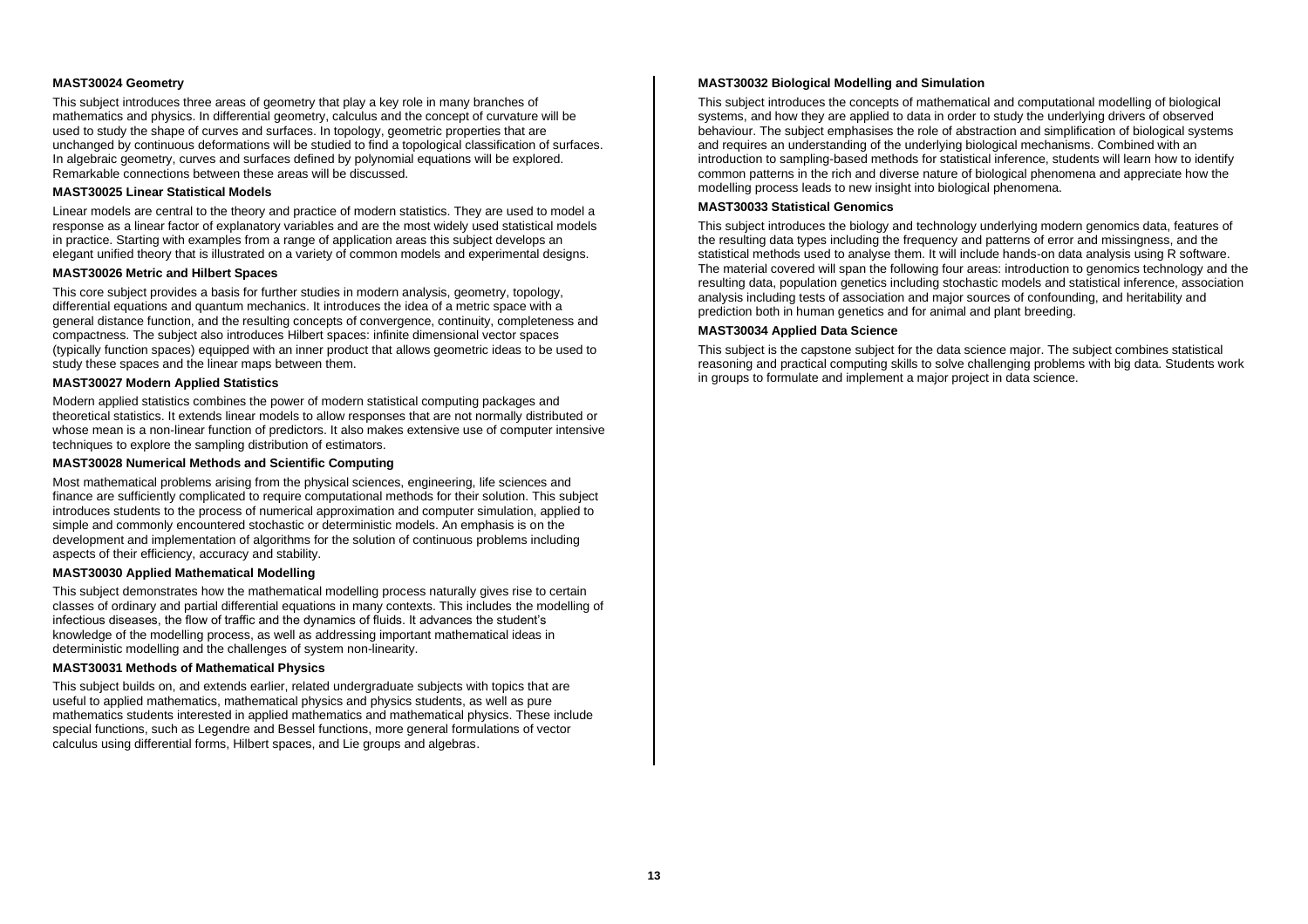### MAST30024 Geometry

This subject introduces three areas of geometry that play a key role in many branches of mathematics and physics. In differential geometry, calculus and the concept of curvature will be used to study the shape of curves and surfaces. In topology, geometric properties that are unchanged by continuous deformations will be studied to find a topological classification of surfaces. In algebraic geometry, curves and surfaces defined by polynomial equations will be explored. Remarkable connections between these areas will be discussed.

### MAST30025 Linear Statistical Models

Linear models are central to the theory and practice of modern statistics. They are used to model a response as a linear factor of explanatory variables and are the most widely used statistical models in practice. Starting with examples from a range of application areas this subject develops an elegant unified theory that is illustrated on a variety of common models and experimental designs.

### MAST30026 Metric and Hilbert Spaces

This core subject provides a basis for further studies in modern analysis, geometry, topology, differential equations and quantum mechanics. It introduces the idea of a metric space with a general distance function, and the resulting concepts of convergence, continuity, completeness and compactness. The subject also introduces Hilbert spaces: infinite dimensional vector spaces (typically function spaces) equipped with an inner product that allows geometric ideas to be used to study these spaces and the linear maps between them.

### MAST30027 Modern Applied Statistics

Modern applied statistics combines the power of modern statistical computing packages and theoretical statistics. It extends linear models to allow responses that are not normally distributed or whose mean is a non-linear function of predictors. It also makes extensive use of computer intensive techniques to explore the sampling distribution of estimators.

### MAST30028 Numerical Methods and Scientific Computing

Most mathematical problems arising from the physical sciences, engineering, life sciences and finance are sufficiently complicated to require computational methods for their solution. This subject introduces students to the process of numerical approximation and computer simulation, applied to simple and commonly encountered stochastic or deterministic models. An emphasis is on the development and implementation of algorithms for the solution of continuous problems including aspects of their efficiency, accuracy and stability.

### MAST30030 Applied Mathematical Modelling

This subject demonstrates how the mathematical modelling process naturally gives rise to certain classes of ordinary and partial differential equations in many contexts. This includes the modelling of infectious diseases, the flow of traffic and the dynamics of fluids. It advances the student's knowledge of the modelling process, as well as addressing important mathematical ideas in deterministic modelling and the challenges of system non-linearity.

### MAST30031 Methods of Mathematical Physics

This subject builds on, and extends earlier, related undergraduate subjects with topics that are useful to applied mathematics, mathematical physics and physics students, as well as pure mathematics students interested in applied mathematics and mathematical physics. These include special functions, such as Legendre and Bessel functions, more general formulations of vector calculus using differential forms, Hilbert spaces, and Lie groups and algebras.

### MAST30032 Biological Modelling and Simulation

This subject introduces the concepts of mathematical and computational modelling of biological systems, and how they are applied to data in order to study the underlying drivers of observed behaviour. The subject emphasises the role of abstraction and simplification of biological systems and requires an understanding of the underlying biological mechanisms. Combined with an introduction to sampling-based methods for statistical inference, students will learn how to identify common patterns in the rich and diverse nature of biological phenomena and appreciate how the modelling process leads to new insight into biological phenomena.

### MAST30033 Statistical Genomics

This subject introduces the biology and technology underlying modern genomics data, features of the resulting data types including the frequency and patterns of error and missingness, and the statistical methods used to analyse them. It will include hands-on data analysis using R software. The material covered will span the following four areas: introduction to genomics technology and the resulting data, population genetics including stochastic models and statistical inference, association analysis including tests of association and major sources of confounding, and heritability and prediction both in human genetics and for animal and plant breeding.

### MAST30034 Applied Data Science

This subject is the capstone subject for the data science major. The subject combines statistical reasoning and practical computing skills to solve challenging problems with big data. Students work in groups to formulate and implement a major project in data science.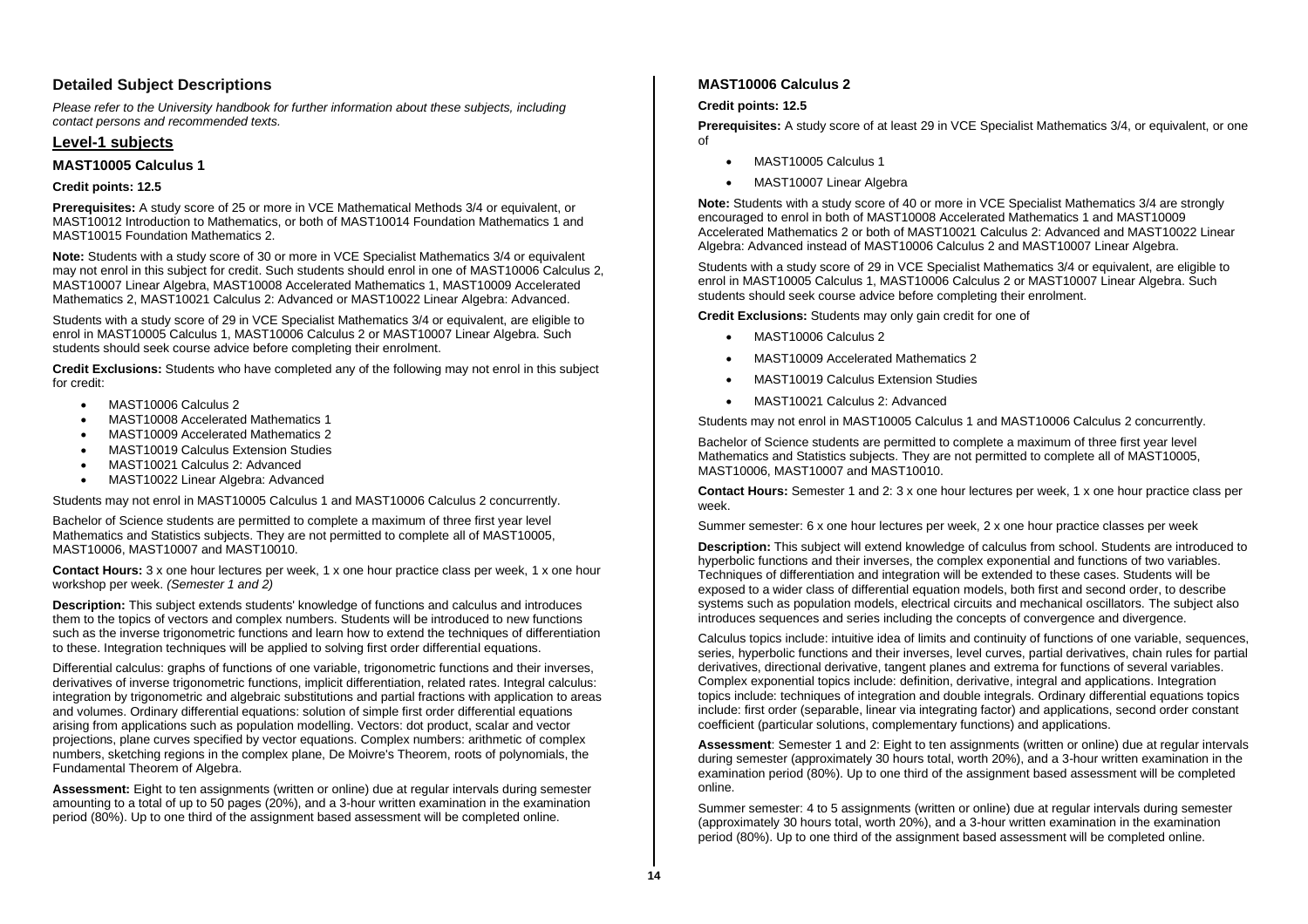## Detailed Subject Descriptions

*Please refer to the University handbook for further information about these subjects, including contact persons and recommended texts.*

## Level-1 subjects

### MAST10005 Calculus 1

**Credit points: 12.5**

**Prerequisites:** A study score of 25 or more in VCE Mathematical Methods 3/4 or equivalent, or MAST10012 Introduction to Mathematics, or both of MAST10014 Foundation Mathematics 1 and MAST10015 Foundation Mathematics 2.

**Note:** Students with a study score of 30 or more in VCE Specialist Mathematics 3/4 or equivalent may not enrol in this subject for credit. Such students should enrol in one of MAST10006 Calculus 2, MAST10007 Linear Algebra, MAST10008 Accelerated Mathematics 1, MAST10009 Accelerated Mathematics 2, MAST10021 Calculus 2: Advanced or MAST10022 Linear Algebra: Advanced.

Students with a study score of 29 in VCE Specialist Mathematics 3/4 or equivalent, are eligible to enrol in MAST10005 Calculus 1, MAST10006 Calculus 2 or MAST10007 Linear Algebra. Such students should seek course advice before completing their enrolment.

**Credit Exclusions:** Students who have completed any of the following may not enrol in this subject for credit:

- MAST10006 Calculus 2
- MAST10008 Accelerated Mathematics 1
- MAST10009 Accelerated Mathematics 2
- MAST10019 Calculus Extension Studies
- MAST10021 Calculus 2: Advanced
- MAST10022 Linear Algebra: Advanced

Students may not enrol in MAST10005 Calculus 1 and MAST10006 Calculus 2 concurrently.

Bachelor of Science students are permitted to complete a maximum of three first year level Mathematics and Statistics subjects. They are not permitted to complete all of MAST10005, MAST10006, MAST10007 and MAST10010.

**Contact Hours:** 3 x one hour lectures per week, 1 x one hour practice class per week, 1 x one hour workshop per week. *(Semester 1 and 2)*

**Description:** This subject extends students' knowledge of functions and calculus and introduces them to the topics of vectors and complex numbers. Students will be introduced to new functions such as the inverse trigonometric functions and learn how to extend the techniques of differentiation to these. Integration techniques will be applied to solving first order differential equations.

Differential calculus: graphs of functions of one variable, trigonometric functions and their inverses, derivatives of inverse trigonometric functions, implicit differentiation, related rates. Integral calculus: integration by trigonometric and algebraic substitutions and partial fractions with application to areas and volumes. Ordinary differential equations: solution of simple first order differential equations arising from applications such as population modelling. Vectors: dot product, scalar and vector projections, plane curves specified by vector equations. Complex numbers: arithmetic of complex numbers, sketching regions in the complex plane, De Moivre's Theorem, roots of polynomials, the Fundamental Theorem of Algebra.

**Assessment:** Eight to ten assignments (written or online) due at regular intervals during semester amounting to a total of up to 50 pages (20%), and a 3-hour written examination in the examination period (80%). Up to one third of the assignment based assessment will be completed online.

### MAST10006 Calculus 2

**Credit points: 12.5**

**Prerequisites:** A study score of at least 29 in VCE Specialist Mathematics 3/4, or equivalent, or one of

- MAST10005 Calculus 1
- MAST10007 Linear Algebra

**Note:** Students with a study score of 40 or more in VCE Specialist Mathematics 3/4 are strongly encouraged to enrol in both of MAST10008 Accelerated Mathematics 1 and MAST10009 Accelerated Mathematics 2 or both of MAST10021 Calculus 2: Advanced and MAST10022 Linear Algebra: Advanced instead of MAST10006 Calculus 2 and MAST10007 Linear Algebra.

Students with a study score of 29 in VCE Specialist Mathematics 3/4 or equivalent, are eligible to enrol in MAST10005 Calculus 1, MAST10006 Calculus 2 or MAST10007 Linear Algebra. Such students should seek course advice before completing their enrolment.

**Credit Exclusions:** Students may only gain credit for one of

- MAST10006 Calculus 2
- MAST10009 Accelerated Mathematics 2
- MAST10019 Calculus Extension Studies
- MAST10021 Calculus 2: Advanced

Students may not enrol in MAST10005 Calculus 1 and MAST10006 Calculus 2 concurrently.

Bachelor of Science students are permitted to complete a maximum of three first year level Mathematics and Statistics subjects. They are not permitted to complete all of MAST10005, MAST10006, MAST10007 and MAST10010.

**Contact Hours:** Semester 1 and 2: 3 x one hour lectures per week, 1 x one hour practice class per week.

Summer semester: 6 x one hour lectures per week, 2 x one hour practice classes per week

**Description:** This subject will extend knowledge of calculus from school. Students are introduced to hyperbolic functions and their inverses, the complex exponential and functions of two variables. Techniques of differentiation and integration will be extended to these cases. Students will be exposed to a wider class of differential equation models, both first and second order, to describe systems such as population models, electrical circuits and mechanical oscillators. The subject also introduces sequences and series including the concepts of convergence and divergence.

Calculus topics include: intuitive idea of limits and continuity of functions of one variable, sequences, series, hyperbolic functions and their inverses, level curves, partial derivatives, chain rules for partial derivatives, directional derivative, tangent planes and extrema for functions of several variables. Complex exponential topics include: definition, derivative, integral and applications. Integration topics include: techniques of integration and double integrals. Ordinary differential equations topics include: first order (separable, linear via integrating factor) and applications, second order constant coefficient (particular solutions, complementary functions) and applications.

**Assessment**: Semester 1 and 2: Eight to ten assignments (written or online) due at regular intervals during semester (approximately 30 hours total, worth 20%), and a 3-hour written examination in the examination period (80%). Up to one third of the assignment based assessment will be completed online.

Summer semester: 4 to 5 assignments (written or online) due at regular intervals during semester (approximately 30 hours total, worth 20%), and a 3-hour written examination in the examination period (80%). Up to one third of the assignment based assessment will be completed online.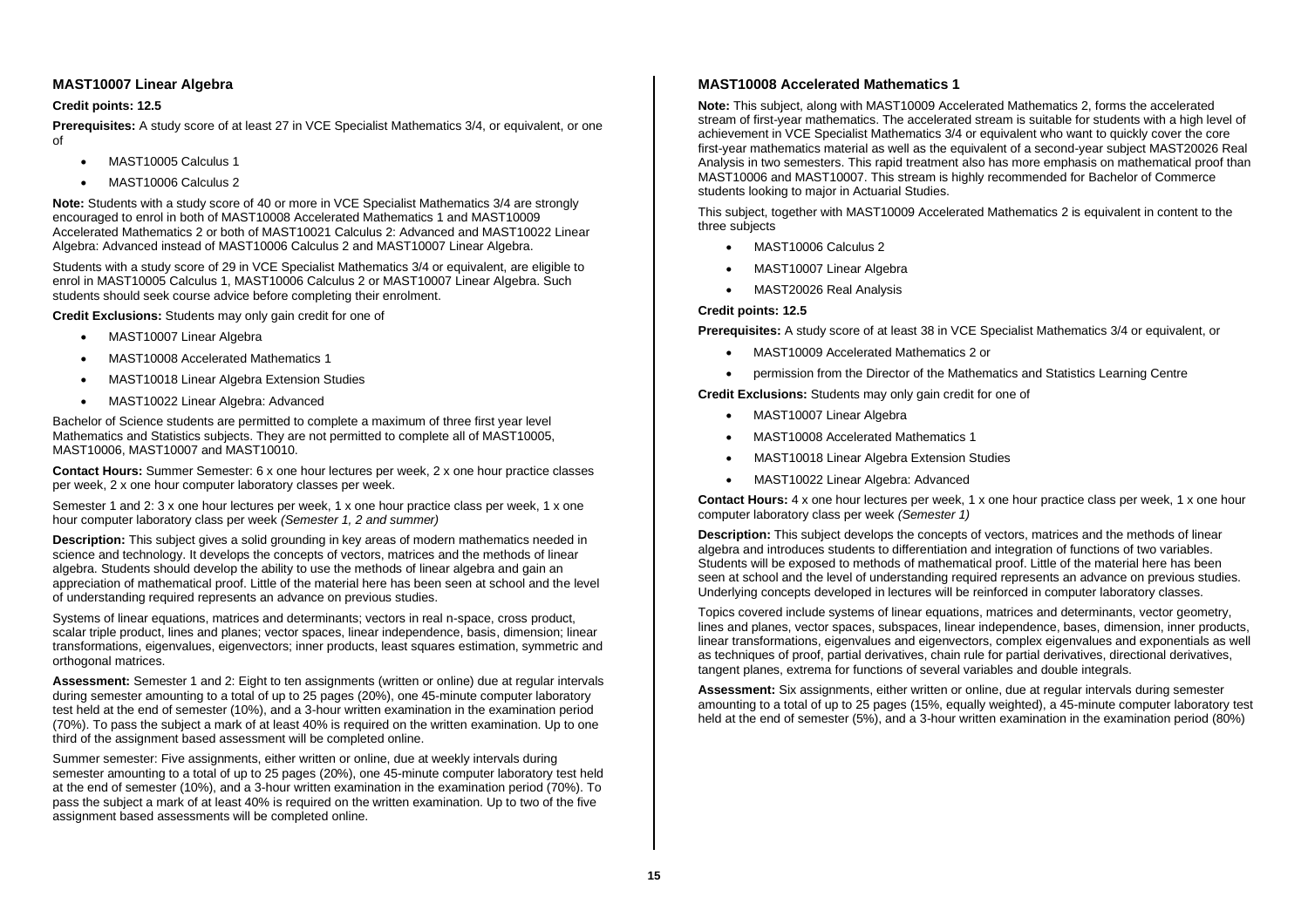### MAST10007 Linear Algebra

**Credit points: 12.5**

**Prerequisites:** A study score of at least 27 in VCE Specialist Mathematics 3/4, or equivalent, or one of

- MAST10005 Calculus 1
- MAST10006 Calculus 2

**Note:** Students with a study score of 40 or more in VCE Specialist Mathematics 3/4 are strongly encouraged to enrol in both of MAST10008 Accelerated Mathematics 1 and MAST10009 Accelerated Mathematics 2 or both of MAST10021 Calculus 2: Advanced and MAST10022 Linear Algebra: Advanced instead of MAST10006 Calculus 2 and MAST10007 Linear Algebra.

Students with a study score of 29 in VCE Specialist Mathematics 3/4 or equivalent, are eligible to enrol in MAST10005 Calculus 1, MAST10006 Calculus 2 or MAST10007 Linear Algebra. Such students should seek course advice before completing their enrolment.

**Credit Exclusions:** Students may only gain credit for one of

- MAST10007 Linear Algebra
- MAST10008 Accelerated Mathematics 1
- MAST10018 Linear Algebra Extension Studies
- MAST10022 Linear Algebra: Advanced

Bachelor of Science students are permitted to complete a maximum of three first year level Mathematics and Statistics subjects. They are not permitted to complete all of MAST10005, MAST10006, MAST10007 and MAST10010.

**Contact Hours:** Summer Semester: 6 x one hour lectures per week, 2 x one hour practice classes per week, 2 x one hour computer laboratory classes per week.

Semester 1 and 2: 3 x one hour lectures per week, 1 x one hour practice class per week, 1 x one hour computer laboratory class per week *(Semester 1, 2 and summer)*

**Description:** This subject gives a solid grounding in key areas of modern mathematics needed in science and technology. It develops the concepts of vectors, matrices and the methods of linear algebra. Students should develop the ability to use the methods of linear algebra and gain an appreciation of mathematical proof. Little of the material here has been seen at school and the level of understanding required represents an advance on previous studies.

Systems of linear equations, matrices and determinants; vectors in real n-space, cross product, scalar triple product, lines and planes; vector spaces, linear independence, basis, dimension; linear transformations, eigenvalues, eigenvectors; inner products, least squares estimation, symmetric and orthogonal matrices.

**Assessment:** Semester 1 and 2: Eight to ten assignments (written or online) due at regular intervals during semester amounting to a total of up to 25 pages (20%), one 45-minute computer laboratory test held at the end of semester (10%), and a 3-hour written examination in the examination period (70%). To pass the subject a mark of at least 40% is required on the written examination. Up to one third of the assignment based assessment will be completed online.

Summer semester: Five assignments, either written or online, due at weekly intervals during semester amounting to a total of up to 25 pages (20%), one 45-minute computer laboratory test held at the end of semester (10%), and a 3-hour written examination in the examination period (70%). To pass the subject a mark of at least 40% is required on the written examination. Up to two of the five assignment based assessments will be completed online.

### MAST10008 Accelerated Mathematics 1

**Note:** This subject, along with MAST10009 Accelerated Mathematics 2, forms the accelerated stream of first-year mathematics. The accelerated stream is suitable for students with a high level of achievement in VCE Specialist Mathematics 3/4 or equivalent who want to quickly cover the core first-year mathematics material as well as the equivalent of a second-year subject MAST20026 Real Analysis in two semesters. This rapid treatment also has more emphasis on mathematical proof than MAST10006 and MAST10007. This stream is highly recommended for Bachelor of Commerce students looking to major in Actuarial Studies.

This subject, together with MAST10009 Accelerated Mathematics 2 is equivalent in content to the three subjects

- MAST10006 Calculus 2
- MAST10007 Linear Algebra
- MAST20026 Real Analysis

**Credit points: 12.5**

**Prerequisites:** A study score of at least 38 in VCE Specialist Mathematics 3/4 or equivalent, or

- MAST10009 Accelerated Mathematics 2 or
- permission from the Director of the Mathematics and Statistics Learning Centre

**Credit Exclusions:** Students may only gain credit for one of

- MAST10007 Linear Algebra
- MAST10008 Accelerated Mathematics 1
- MAST10018 Linear Algebra Extension Studies
- MAST10022 Linear Algebra: Advanced

**Contact Hours:** 4 x one hour lectures per week, 1 x one hour practice class per week, 1 x one hour computer laboratory class per week *(Semester 1)*

**Description:** This subject develops the concepts of vectors, matrices and the methods of linear algebra and introduces students to differentiation and integration of functions of two variables. Students will be exposed to methods of mathematical proof. Little of the material here has been seen at school and the level of understanding required represents an advance on previous studies. Underlying concepts developed in lectures will be reinforced in computer laboratory classes.

Topics covered include systems of linear equations, matrices and determinants, vector geometry, lines and planes, vector spaces, subspaces, linear independence, bases, dimension, inner products, linear transformations, eigenvalues and eigenvectors, complex eigenvalues and exponentials as well as techniques of proof, partial derivatives, chain rule for partial derivatives, directional derivatives, tangent planes, extrema for functions of several variables and double integrals.

**Assessment:** Six assignments, either written or online, due at regular intervals during semester amounting to a total of up to 25 pages (15%, equally weighted), a 45-minute computer laboratory test held at the end of semester (5%), and a 3-hour written examination in the examination period (80%)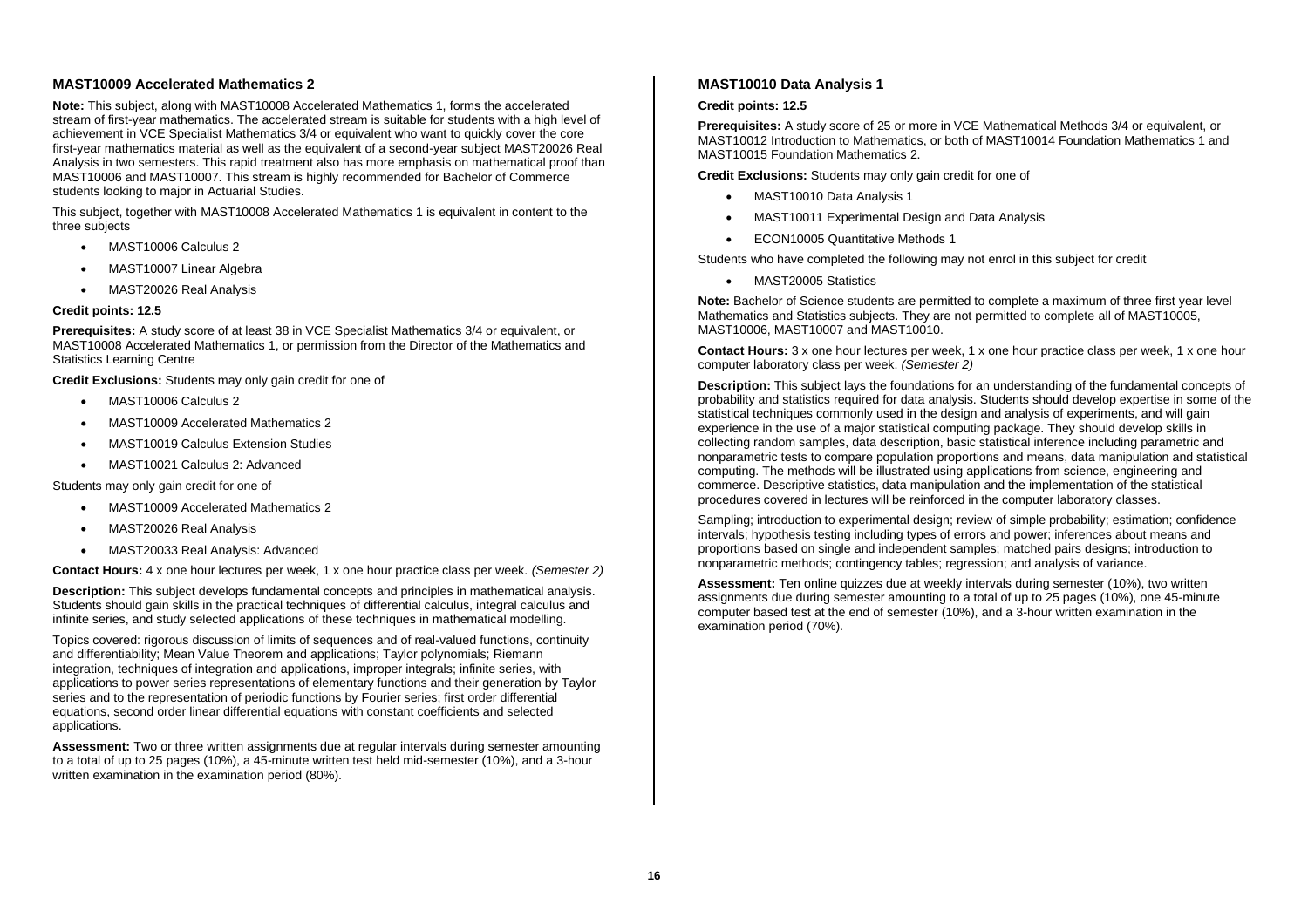### MAST10009 Accelerated Mathematics 2

**Note:** This subject, along with MAST10008 Accelerated Mathematics 1, forms the accelerated stream of first-year mathematics. The accelerated stream is suitable for students with a high level of achievement in VCE Specialist Mathematics 3/4 or equivalent who want to quickly cover the core first-year mathematics material as well as the equivalent of a second-year subject MAST20026 Real Analysis in two semesters. This rapid treatment also has more emphasis on mathematical proof than MAST10006 and MAST10007. This stream is highly recommended for Bachelor of Commerce students looking to major in Actuarial Studies.

This subject, together with MAST10008 Accelerated Mathematics 1 is equivalent in content to the three subjects

- MAST10006 Calculus 2
- MAST10007 Linear Algebra
- MAST20026 Real Analysis

**Credit points: 12.5**

**Prerequisites:** A study score of at least 38 in VCE Specialist Mathematics 3/4 or equivalent, or MAST10008 Accelerated Mathematics 1, or permission from the Director of the Mathematics and Statistics Learning Centre

**Credit Exclusions:** Students may only gain credit for one of

- MAST10006 Calculus 2
- MAST10009 Accelerated Mathematics 2
- MAST10019 Calculus Extension Studies
- MAST10021 Calculus 2: Advanced

Students may only gain credit for one of

- MAST10009 Accelerated Mathematics 2
- MAST20026 Real Analysis
- MAST20033 Real Analysis: Advanced

**Contact Hours:** 4 x one hour lectures per week, 1 x one hour practice class per week. *(Semester 2)*

**Description:** This subject develops fundamental concepts and principles in mathematical analysis. Students should gain skills in the practical techniques of differential calculus, integral calculus and infinite series, and study selected applications of these techniques in mathematical modelling.

Topics covered: rigorous discussion of limits of sequences and of real-valued functions, continuity and differentiability; Mean Value Theorem and applications; Taylor polynomials; Riemann integration, techniques of integration and applications, improper integrals; infinite series, with applications to power series representations of elementary functions and their generation by Taylor series and to the representation of periodic functions by Fourier series; first order differential equations, second order linear differential equations with constant coefficients and selected applications.

**Assessment:** Two or three written assignments due at regular intervals during semester amounting to a total of up to 25 pages (10%), a 45-minute written test held mid-semester (10%), and a 3-hour written examination in the examination period (80%).

### MAST10010 Data Analysis 1

**Credit points: 12.5**

**Prerequisites:** A study score of 25 or more in VCE Mathematical Methods 3/4 or equivalent, or MAST10012 Introduction to Mathematics, or both of MAST10014 Foundation Mathematics 1 and MAST10015 Foundation Mathematics 2.

**Credit Exclusions:** Students may only gain credit for one of

- MAST10010 Data Analysis 1
- MAST10011 Experimental Design and Data Analysis
- ECON10005 Quantitative Methods 1

Students who have completed the following may not enrol in this subject for credit

- MAST20005 Statistics

**Note:** Bachelor of Science students are permitted to complete a maximum of three first year level Mathematics and Statistics subjects. They are not permitted to complete all of MAST10005, MAST10006, MAST10007 and MAST10010.

**Contact Hours:** 3 x one hour lectures per week, 1 x one hour practice class per week, 1 x one hour computer laboratory class per week. *(Semester 2)*

**Description:** This subject lays the foundations for an understanding of the fundamental concepts of probability and statistics required for data analysis. Students should develop expertise in some of the statistical techniques commonly used in the design and analysis of experiments, and will gain experience in the use of a major statistical computing package. They should develop skills in collecting random samples, data description, basic statistical inference including parametric and nonparametric tests to compare population proportions and means, data manipulation and statistical computing. The methods will be illustrated using applications from science, engineering and commerce. Descriptive statistics, data manipulation and the implementation of the statistical procedures covered in lectures will be reinforced in the computer laboratory classes.

Sampling; introduction to experimental design; review of simple probability; estimation; confidence intervals; hypothesis testing including types of errors and power; inferences about means and proportions based on single and independent samples; matched pairs designs; introduction to nonparametric methods; contingency tables; regression; and analysis of variance.

**Assessment:** Ten online quizzes due at weekly intervals during semester (10%), two written assignments due during semester amounting to a total of up to 25 pages (10%), one 45-minute computer based test at the end of semester (10%), and a 3-hour written examination in the examination period (70%).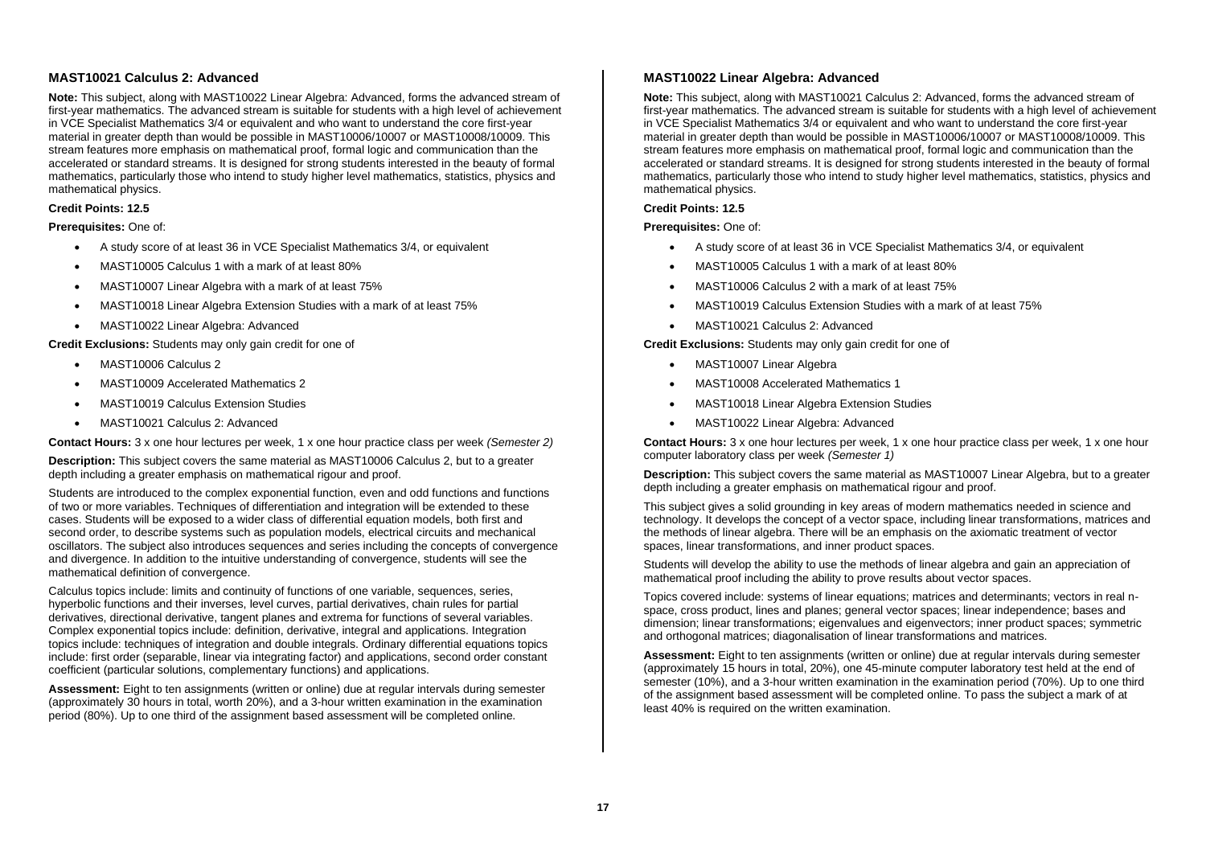### MAST10021 Calculus 2: Advanced

**Note:** This subject, along with MAST10022 Linear Algebra: Advanced, forms the advanced stream of first-year mathematics. The advanced stream is suitable for students with a high level of achievement in VCE Specialist Mathematics 3/4 or equivalent and who want to understand the core first-year material in greater depth than would be possible in MAST10006/10007 or MAST10008/10009. This stream features more emphasis on mathematical proof, formal logic and communication than the accelerated or standard streams. It is designed for strong students interested in the beauty of formal mathematics, particularly those who intend to study higher level mathematics, statistics, physics and mathematical physics.

**Credit Points: 12.5**

**Prerequisites:** One of:

- A study score of at least 36 in VCE Specialist Mathematics 3/4, or equivalent
- MAST10005 Calculus 1 with a mark of at least 80%
- MAST10007 Linear Algebra with a mark of at least 75%
- MAST10018 Linear Algebra Extension Studies with a mark of at least 75%
- MAST10022 Linear Algebra: Advanced

**Credit Exclusions:** Students may only gain credit for one of

- MAST10006 Calculus 2
- MAST10009 Accelerated Mathematics 2
- MAST10019 Calculus Extension Studies
- MAST10021 Calculus 2: Advanced

**Contact Hours:** 3 x one hour lectures per week, 1 x one hour practice class per week *(Semester 2)*

**Description:** This subject covers the same material as MAST10006 Calculus 2, but to a greater depth including a greater emphasis on mathematical rigour and proof.

Students are introduced to the complex exponential function, even and odd functions and functions of two or more variables. Techniques of differentiation and integration will be extended to these cases. Students will be exposed to a wider class of differential equation models, both first and second order, to describe systems such as population models, electrical circuits and mechanical oscillators. The subject also introduces sequences and series including the concepts of convergence and divergence. In addition to the intuitive understanding of convergence, students will see the mathematical definition of convergence.

Calculus topics include: limits and continuity of functions of one variable, sequences, series, hyperbolic functions and their inverses, level curves, partial derivatives, chain rules for partial derivatives, directional derivative, tangent planes and extrema for functions of several variables. Complex exponential topics include: definition, derivative, integral and applications. Integration topics include: techniques of integration and double integrals. Ordinary differential equations topics include: first order (separable, linear via integrating factor) and applications, second order constant coefficient (particular solutions, complementary functions) and applications.

**Assessment:** Eight to ten assignments (written or online) due at regular intervals during semester (approximately 30 hours in total, worth 20%), and a 3-hour written examination in the examination period (80%). Up to one third of the assignment based assessment will be completed online.

### MAST10022 Linear Algebra: Advanced

**Note:** This subject, along with MAST10021 Calculus 2: Advanced, forms the advanced stream of first-year mathematics. The advanced stream is suitable for students with a high level of achievement in VCE Specialist Mathematics 3/4 or equivalent and who want to understand the core first-year material in greater depth than would be possible in MAST10006/10007 or MAST10008/10009. This stream features more emphasis on mathematical proof, formal logic and communication than the accelerated or standard streams. It is designed for strong students interested in the beauty of formal mathematics, particularly those who intend to study higher level mathematics, statistics, physics and mathematical physics.

**Credit Points: 12.5**

**Prerequisites:** One of:

- A study score of at least 36 in VCE Specialist Mathematics 3/4, or equivalent
- MAST10005 Calculus 1 with a mark of at least 80%
- MAST10006 Calculus 2 with a mark of at least 75%
- MAST10019 Calculus Extension Studies with a mark of at least 75%
- MAST10021 Calculus 2: Advanced

**Credit Exclusions:** Students may only gain credit for one of

- MAST10007 Linear Algebra
- MAST10008 Accelerated Mathematics 1
- MAST10018 Linear Algebra Extension Studies
- MAST10022 Linear Algebra: Advanced

**Contact Hours:** 3 x one hour lectures per week, 1 x one hour practice class per week, 1 x one hour computer laboratory class per week *(Semester 1)*

**Description:** This subject covers the same material as MAST10007 Linear Algebra, but to a greater depth including a greater emphasis on mathematical rigour and proof.

This subject gives a solid grounding in key areas of modern mathematics needed in science and technology. It develops the concept of a vector space, including linear transformations, matrices and the methods of linear algebra. There will be an emphasis on the axiomatic treatment of vector spaces, linear transformations, and inner product spaces.

Students will develop the ability to use the methods of linear algebra and gain an appreciation of mathematical proof including the ability to prove results about vector spaces.

Topics covered include: systems of linear equations; matrices and determinants; vectors in real n-space, cross product, lines and planes; general vector spaces; linear independence; bases and dimension; linear transformations; eigenvalues and eigenvectors; inner product spaces; symmetric and orthogonal matrices; diagonalisation of linear transformations and matrices.

**Assessment:** Eight to ten assignments (written or online) due at regular intervals during semester (approximately 15 hours in total, 20%), one 45-minute computer laboratory test held at the end of semester (10%), and a 3-hour written examination in the examination period (70%). Up to one third of the assignment based assessment will be completed online. To pass the subject a mark of at least 40% is required on the written examination.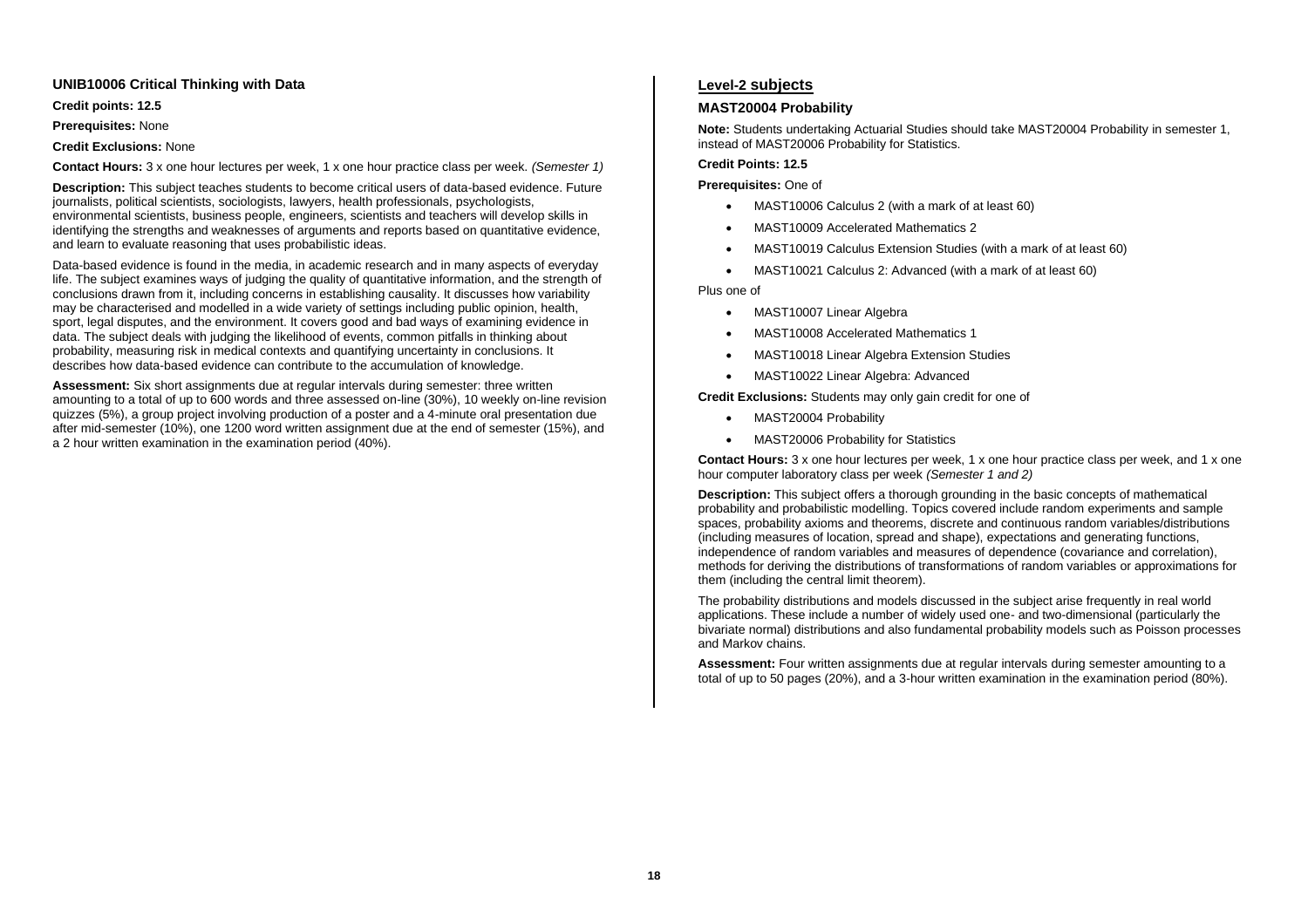### UNIB10006 Critical Thinking with Data

**Credit points: 12.5**

**Prerequisites:** None

**Credit Exclusions:** None

**Contact Hours:** 3 x one hour lectures per week, 1 x one hour practice class per week. *(Semester 1)*

**Description:** This subject teaches students to become critical users of data-based evidence. Future journalists, political scientists, sociologists, lawyers, health professionals, psychologists, environmental scientists, business people, engineers, scientists and teachers will develop skills in identifying the strengths and weaknesses of arguments and reports based on quantitative evidence, and learn to evaluate reasoning that uses probabilistic ideas.

Data-based evidence is found in the media, in academic research and in many aspects of everyday life. The subject examines ways of judging the quality of quantitative information, and the strength of conclusions drawn from it, including concerns in establishing causality. It discusses how variability may be characterised and modelled in a wide variety of settings including public opinion, health, sport, legal disputes, and the environment. It covers good and bad ways of examining evidence in data. The subject deals with judging the likelihood of events, common pitfalls in thinking about probability, measuring risk in medical contexts and quantifying uncertainty in conclusions. It describes how data-based evidence can contribute to the accumulation of knowledge.

**Assessment:** Six short assignments due at regular intervals during semester: three written amounting to a total of up to 600 words and three assessed on-line (30%), 10 weekly on-line revision quizzes (5%), a group project involving production of a poster and a 4-minute oral presentation due after mid-semester (10%), one 1200 word written assignment due at the end of semester (15%), and a 2 hour written examination in the examination period (40%).

## Level-2 subjects

### MAST20004 Probability

**Note:** Students undertaking Actuarial Studies should take MAST20004 Probability in semester 1, instead of MAST20006 Probability for Statistics.

**Credit Points: 12.5**

**Prerequisites:** One of

- MAST10006 Calculus 2 (with a mark of at least 60)
- MAST10009 Accelerated Mathematics 2
- MAST10019 Calculus Extension Studies (with a mark of at least 60)
- MAST10021 Calculus 2: Advanced (with a mark of at least 60)

Plus one of

- MAST10007 Linear Algebra
- MAST10008 Accelerated Mathematics 1
- MAST10018 Linear Algebra Extension Studies
- MAST10022 Linear Algebra: Advanced

**Credit Exclusions:** Students may only gain credit for one of

- MAST20004 Probability
- MAST20006 Probability for Statistics

**Contact Hours:** 3 x one hour lectures per week, 1 x one hour practice class per week, and 1 x one hour computer laboratory class per week *(Semester 1 and 2)*

**Description:** This subject offers a thorough grounding in the basic concepts of mathematical probability and probabilistic modelling. Topics covered include random experiments and sample spaces, probability axioms and theorems, discrete and continuous random variables/distributions (including measures of location, spread and shape), expectations and generating functions, independence of random variables and measures of dependence (covariance and correlation), methods for deriving the distributions of transformations of random variables or approximations for them (including the central limit theorem).

The probability distributions and models discussed in the subject arise frequently in real world applications. These include a number of widely used one- and two-dimensional (particularly the bivariate normal) distributions and also fundamental probability models such as Poisson processes and Markov chains.

**Assessment:** Four written assignments due at regular intervals during semester amounting to a total of up to 50 pages (20%), and a 3-hour written examination in the examination period (80%).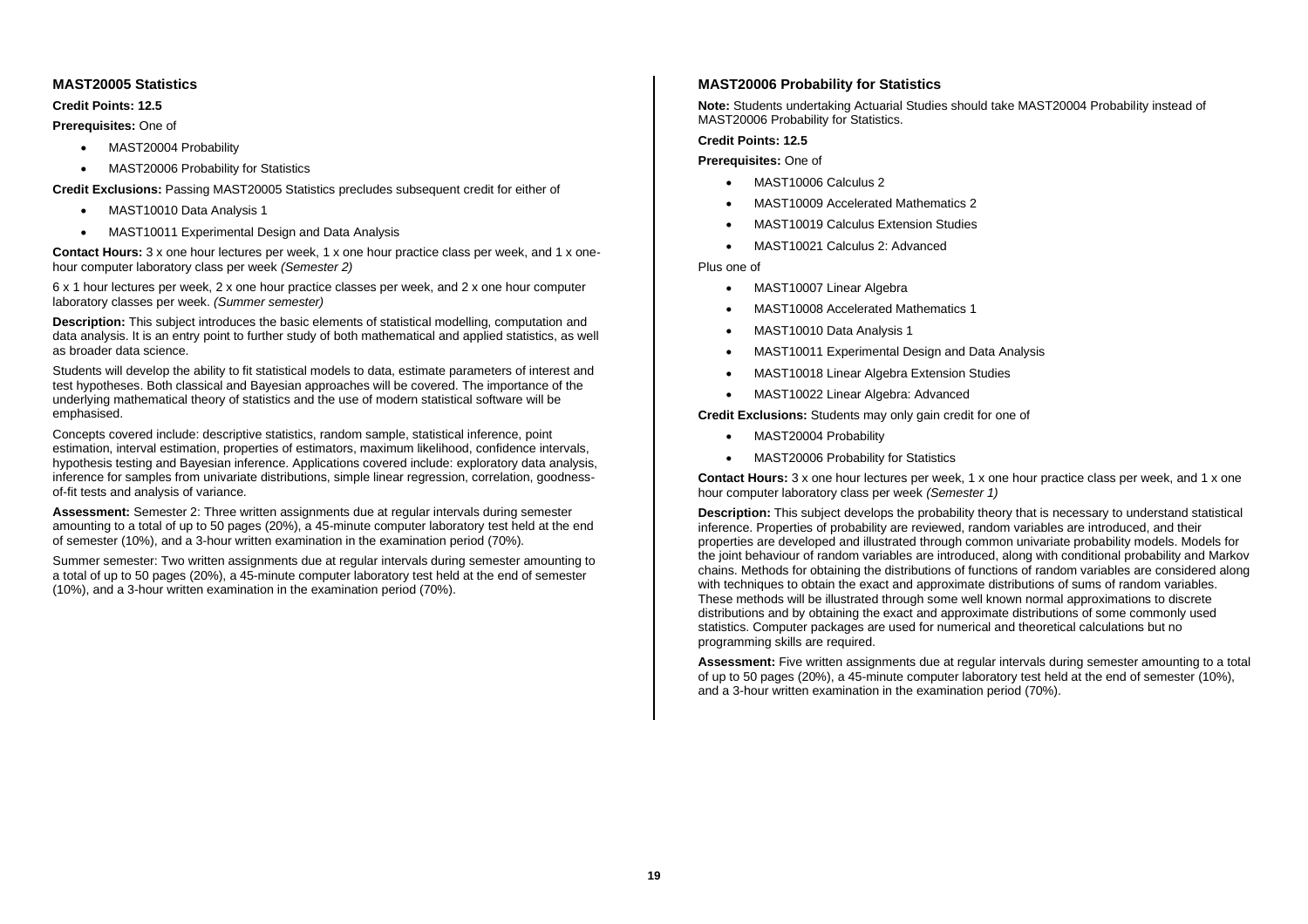### MAST20005 Statistics

**Credit Points: 12.5**

**Prerequisites:** One of

- MAST20004 Probability
- MAST20006 Probability for Statistics

**Credit Exclusions:** Passing MAST20005 Statistics precludes subsequent credit for either of

- MAST10010 Data Analysis 1
- MAST10011 Experimental Design and Data Analysis

**Contact Hours:** 3 x one hour lectures per week, 1 x one hour practice class per week, and 1 x one-hour computer laboratory class per week *(Semester 2)*

6 x 1 hour lectures per week, 2 x one hour practice classes per week, and 2 x one hour computer laboratory classes per week. *(Summer semester)*

**Description:** This subject introduces the basic elements of statistical modelling, computation and data analysis. It is an entry point to further study of both mathematical and applied statistics, as well as broader data science.

Students will develop the ability to fit statistical models to data, estimate parameters of interest and test hypotheses. Both classical and Bayesian approaches will be covered. The importance of the underlying mathematical theory of statistics and the use of modern statistical software will be emphasised.

Concepts covered include: descriptive statistics, random sample, statistical inference, point estimation, interval estimation, properties of estimators, maximum likelihood, confidence intervals, hypothesis testing and Bayesian inference. Applications covered include: exploratory data analysis, inference for samples from univariate distributions, simple linear regression, correlation, goodness-of-fit tests and analysis of variance.

**Assessment:** Semester 2: Three written assignments due at regular intervals during semester amounting to a total of up to 50 pages (20%), a 45-minute computer laboratory test held at the end of semester (10%), and a 3-hour written examination in the examination period (70%).

Summer semester: Two written assignments due at regular intervals during semester amounting to a total of up to 50 pages (20%), a 45-minute computer laboratory test held at the end of semester (10%), and a 3-hour written examination in the examination period (70%).

### MAST20006 Probability for Statistics

**Note:** Students undertaking Actuarial Studies should take MAST20004 Probability instead of MAST20006 Probability for Statistics.

**Credit Points: 12.5**

**Prerequisites:** One of

- MAST10006 Calculus 2
- MAST10009 Accelerated Mathematics 2
- MAST10019 Calculus Extension Studies
- MAST10021 Calculus 2: Advanced

Plus one of

- MAST10007 Linear Algebra
- MAST10008 Accelerated Mathematics 1
- MAST10010 Data Analysis 1
- MAST10011 Experimental Design and Data Analysis
- MAST10018 Linear Algebra Extension Studies
- MAST10022 Linear Algebra: Advanced

**Credit Exclusions:** Students may only gain credit for one of

- MAST20004 Probability
- MAST20006 Probability for Statistics

**Contact Hours:** 3 x one hour lectures per week, 1 x one hour practice class per week, and 1 x one hour computer laboratory class per week *(Semester 1)*

**Description:** This subject develops the probability theory that is necessary to understand statistical inference. Properties of probability are reviewed, random variables are introduced, and their properties are developed and illustrated through common univariate probability models. Models for the joint behaviour of random variables are introduced, along with conditional probability and Markov chains. Methods for obtaining the distributions of functions of random variables are considered along with techniques to obtain the exact and approximate distributions of sums of random variables. These methods will be illustrated through some well known normal approximations to discrete distributions and by obtaining the exact and approximate distributions of some commonly used statistics. Computer packages are used for numerical and theoretical calculations but no programming skills are required.

**Assessment:** Five written assignments due at regular intervals during semester amounting to a total of up to 50 pages (20%), a 45-minute computer laboratory test held at the end of semester (10%), and a 3-hour written examination in the examination period (70%).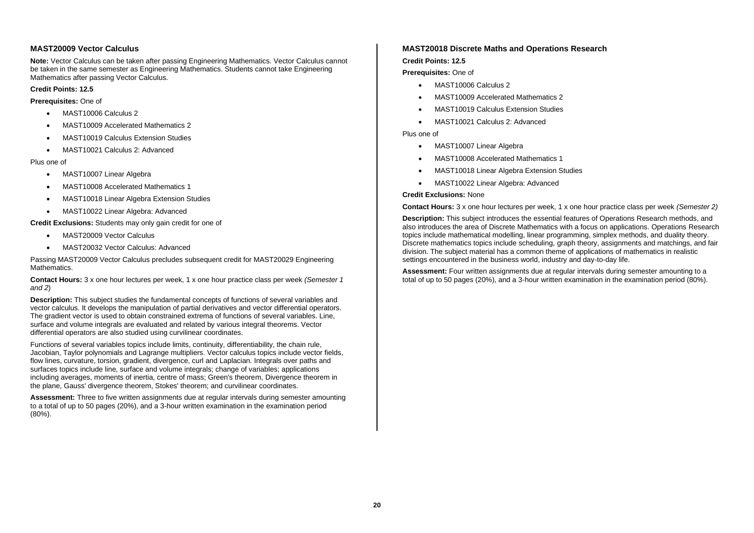### MAST20009 Vector Calculus

**Note:** Vector Calculus can be taken after passing Engineering Mathematics. Vector Calculus cannot be taken in the same semester as Engineering Mathematics. Students cannot take Engineering Mathematics after passing Vector Calculus.

**Credit Points: 12.5**

**Prerequisites:** One of

- MAST10006 Calculus 2
- MAST10009 Accelerated Mathematics 2
- MAST10019 Calculus Extension Studies
- MAST10021 Calculus 2: Advanced

Plus one of

- MAST10007 Linear Algebra
- MAST10008 Accelerated Mathematics 1
- MAST10018 Linear Algebra Extension Studies
- MAST10022 Linear Algebra: Advanced

**Credit Exclusions:** Students may only gain credit for one of

- MAST20009 Vector Calculus
- MAST20032 Vector Calculus: Advanced

Passing MAST20009 Vector Calculus precludes subsequent credit for MAST20029 Engineering Mathematics.

**Contact Hours:** 3 x one hour lectures per week, 1 x one hour practice class per week *(Semester 1 and 2)*

**Description:** This subject studies the fundamental concepts of functions of several variables and vector calculus. It develops the manipulation of partial derivatives and vector differential operators. The gradient vector is used to obtain constrained extrema of functions of several variables. Line, surface and volume integrals are evaluated and related by various integral theorems. Vector differential operators are also studied using curvilinear coordinates.

Functions of several variables topics include limits, continuity, differentiability, the chain rule, Jacobian, Taylor polynomials and Lagrange multipliers. Vector calculus topics include vector fields, flow lines, curvature, torsion, gradient, divergence, curl and Laplacian. Integrals over paths and surfaces topics include line, surface and volume integrals; change of variables; applications including averages, moments of inertia, centre of mass; Green's theorem, Divergence theorem in the plane, Gauss' divergence theorem, Stokes' theorem; and curvilinear coordinates.

**Assessment:** Three to five written assignments due at regular intervals during semester amounting to a total of up to 50 pages (20%), and a 3-hour written examination in the examination period (80%).

### MAST20018 Discrete Maths and Operations Research

**Credit Points: 12.5**

**Prerequisites:** One of

- MAST10006 Calculus 2
- MAST10009 Accelerated Mathematics 2
- MAST10019 Calculus Extension Studies
- MAST10021 Calculus 2: Advanced

Plus one of

- MAST10007 Linear Algebra
- MAST10008 Accelerated Mathematics 1
- MAST10018 Linear Algebra Extension Studies
- MAST10022 Linear Algebra: Advanced

**Credit Exclusions:** None

**Contact Hours:** 3 x one hour lectures per week, 1 x one hour practice class per week *(Semester 2)*

**Description:** This subject introduces the essential features of Operations Research methods, and also introduces the area of Discrete Mathematics with a focus on applications. Operations Research topics include mathematical modelling, linear programming, simplex methods, and duality theory. Discrete mathematics topics include scheduling, graph theory, assignments and matchings, and fair division. The subject material has a common theme of applications of mathematics in realistic settings encountered in the business world, industry and day-to-day life.

**Assessment:** Four written assignments due at regular intervals during semester amounting to a total of up to 50 pages (20%), and a 3-hour written examination in the examination period (80%).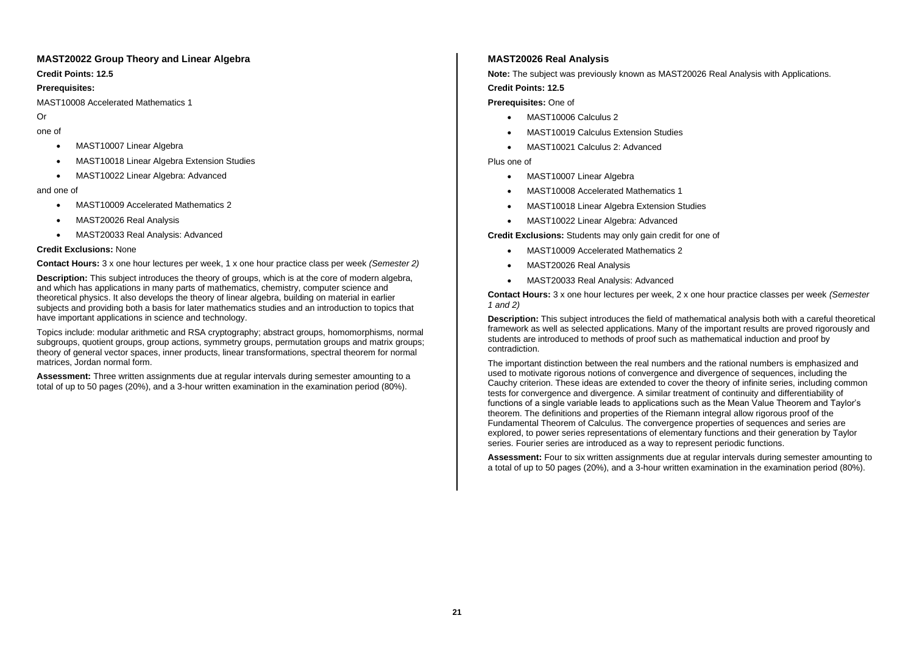### MAST20022 Group Theory and Linear Algebra

**Credit Points: 12.5**

**Prerequisites:**

MAST10008 Accelerated Mathematics 1

Or

one of

- MAST10007 Linear Algebra
- MAST10018 Linear Algebra Extension Studies
- MAST10022 Linear Algebra: Advanced

and one of

- MAST10009 Accelerated Mathematics 2
- MAST20026 Real Analysis
- MAST20033 Real Analysis: Advanced

**Credit Exclusions:** None

**Contact Hours:** 3 x one hour lectures per week, 1 x one hour practice class per week *(Semester 2)*

**Description:** This subject introduces the theory of groups, which is at the core of modern algebra, and which has applications in many parts of mathematics, chemistry, computer science and theoretical physics. It also develops the theory of linear algebra, building on material in earlier subjects and providing both a basis for later mathematics studies and an introduction to topics that have important applications in science and technology.

Topics include: modular arithmetic and RSA cryptography; abstract groups, homomorphisms, normal subgroups, quotient groups, group actions, symmetry groups, permutation groups and matrix groups; theory of general vector spaces, inner products, linear transformations, spectral theorem for normal matrices, Jordan normal form.

**Assessment:** Three written assignments due at regular intervals during semester amounting to a total of up to 50 pages (20%), and a 3-hour written examination in the examination period (80%).

### MAST20026 Real Analysis

**Note:** The subject was previously known as MAST20026 Real Analysis with Applications.

**Credit Points: 12.5**

**Prerequisites:** One of

- MAST10006 Calculus 2
- MAST10019 Calculus Extension Studies
- MAST10021 Calculus 2: Advanced

Plus one of

- MAST10007 Linear Algebra
- MAST10008 Accelerated Mathematics 1
- MAST10018 Linear Algebra Extension Studies
- MAST10022 Linear Algebra: Advanced

**Credit Exclusions:** Students may only gain credit for one of

- MAST10009 Accelerated Mathematics 2
- MAST20026 Real Analysis
- MAST20033 Real Analysis: Advanced

**Contact Hours:** 3 x one hour lectures per week, 2 x one hour practice classes per week *(Semester 1 and 2)*

**Description:** This subject introduces the field of mathematical analysis both with a careful theoretical framework as well as selected applications. Many of the important results are proved rigorously and students are introduced to methods of proof such as mathematical induction and proof by contradiction.

The important distinction between the real numbers and the rational numbers is emphasized and used to motivate rigorous notions of convergence and divergence of sequences, including the Cauchy criterion. These ideas are extended to cover the theory of infinite series, including common tests for convergence and divergence. A similar treatment of continuity and differentiability of functions of a single variable leads to applications such as the Mean Value Theorem and Taylor's theorem. The definitions and properties of the Riemann integral allow rigorous proof of the Fundamental Theorem of Calculus. The convergence properties of sequences and series are explored, to power series representations of elementary functions and their generation by Taylor series. Fourier series are introduced as a way to represent periodic functions.

**Assessment:** Four to six written assignments due at regular intervals during semester amounting to a total of up to 50 pages (20%), and a 3-hour written examination in the examination period (80%).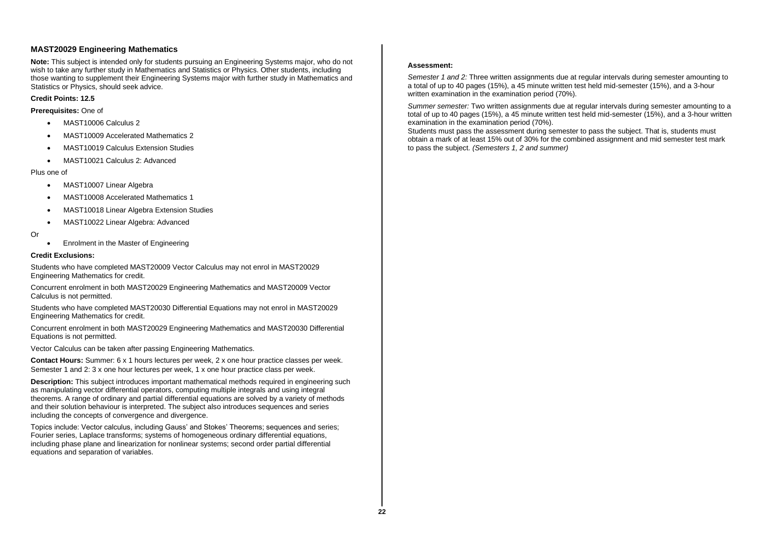### MAST20029 Engineering Mathematics

**Note:** This subject is intended only for students pursuing an Engineering Systems major, who do not wish to take any further study in Mathematics and Statistics or Physics. Other students, including those wanting to supplement their Engineering Systems major with further study in Mathematics and Statistics or Physics, should seek advice.

**Credit Points: 12.5**

**Prerequisites:** One of

- MAST10006 Calculus 2
- MAST10009 Accelerated Mathematics 2
- MAST10019 Calculus Extension Studies
- MAST10021 Calculus 2: Advanced

Plus one of

- MAST10007 Linear Algebra
- MAST10008 Accelerated Mathematics 1
- MAST10018 Linear Algebra Extension Studies
- MAST10022 Linear Algebra: Advanced

Or

- Enrolment in the Master of Engineering

**Credit Exclusions:**

Students who have completed MAST20009 Vector Calculus may not enrol in MAST20029 Engineering Mathematics for credit.

Concurrent enrolment in both MAST20029 Engineering Mathematics and MAST20009 Vector Calculus is not permitted.

Students who have completed MAST20030 Differential Equations may not enrol in MAST20029 Engineering Mathematics for credit.

Concurrent enrolment in both MAST20029 Engineering Mathematics and MAST20030 Differential Equations is not permitted.

Vector Calculus can be taken after passing Engineering Mathematics.

**Contact Hours:** Summer: 6 x 1 hours lectures per week, 2 x one hour practice classes per week. Semester 1 and 2: 3 x one hour lectures per week, 1 x one hour practice class per week.

**Description:** This subject introduces important mathematical methods required in engineering such as manipulating vector differential operators, computing multiple integrals and using integral theorems. A range of ordinary and partial differential equations are solved by a variety of methods and their solution behaviour is interpreted. The subject also introduces sequences and series including the concepts of convergence and divergence.

Topics include: Vector calculus, including Gauss' and Stokes' Theorems; sequences and series; Fourier series, Laplace transforms; systems of homogeneous ordinary differential equations, including phase plane and linearization for nonlinear systems; second order partial differential equations and separation of variables.

**Assessment:**

*Semester 1 and 2:* Three written assignments due at regular intervals during semester amounting to a total of up to 40 pages (15%), a 45 minute written test held mid-semester (15%), and a 3-hour written examination in the examination period (70%).

*Summer semester:* Two written assignments due at regular intervals during semester amounting to a total of up to 40 pages (15%), a 45 minute written test held mid-semester (15%), and a 3-hour written examination in the examination period (70%).

Students must pass the assessment during semester to pass the subject. That is, students must obtain a mark of at least 15% out of 30% for the combined assignment and mid semester test mark to pass the subject. *(Semesters 1, 2 and summer)*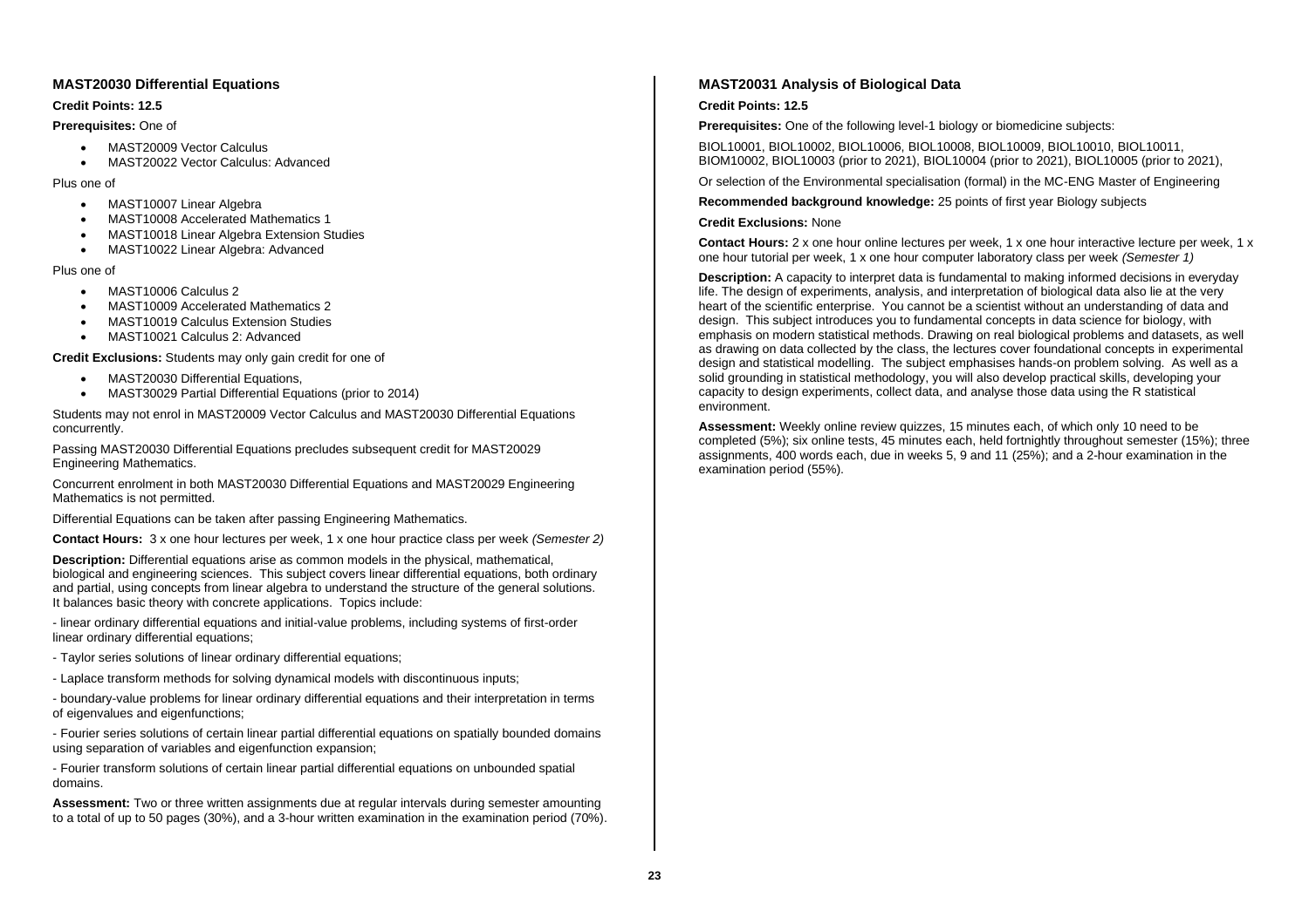### MAST20030 Differential Equations

**Credit Points: 12.5**

**Prerequisites:** One of

- MAST20009 Vector Calculus
- MAST20022 Vector Calculus: Advanced

Plus one of

- MAST10007 Linear Algebra
- MAST10008 Accelerated Mathematics 1
- MAST10018 Linear Algebra Extension Studies
- MAST10022 Linear Algebra: Advanced

Plus one of

- MAST10006 Calculus 2
- MAST10009 Accelerated Mathematics 2
- MAST10019 Calculus Extension Studies
- MAST10021 Calculus 2: Advanced

**Credit Exclusions:** Students may only gain credit for one of

- MAST20030 Differential Equations,
- MAST30029 Partial Differential Equations (prior to 2014)

Students may not enrol in MAST20009 Vector Calculus and MAST20030 Differential Equations concurrently.

Passing MAST20030 Differential Equations precludes subsequent credit for MAST20029 Engineering Mathematics.

Concurrent enrolment in both MAST20030 Differential Equations and MAST20029 Engineering Mathematics is not permitted.

Differential Equations can be taken after passing Engineering Mathematics.

**Contact Hours:** 3 x one hour lectures per week, 1 x one hour practice class per week *(Semester 2)*

**Description:** Differential equations arise as common models in the physical, mathematical, biological and engineering sciences. This subject covers linear differential equations, both ordinary and partial, using concepts from linear algebra to understand the structure of the general solutions. It balances basic theory with concrete applications. Topics include:

- linear ordinary differential equations and initial-value problems, including systems of first-order linear ordinary differential equations;

- Taylor series solutions of linear ordinary differential equations;

- Laplace transform methods for solving dynamical models with discontinuous inputs;

- boundary-value problems for linear ordinary differential equations and their interpretation in terms of eigenvalues and eigenfunctions;

- Fourier series solutions of certain linear partial differential equations on spatially bounded domains using separation of variables and eigenfunction expansion;

- Fourier transform solutions of certain linear partial differential equations on unbounded spatial domains.

**Assessment:** Two or three written assignments due at regular intervals during semester amounting to a total of up to 50 pages (30%), and a 3-hour written examination in the examination period (70%).

### MAST20031 Analysis of Biological Data

**Credit Points: 12.5**

**Prerequisites:** One of the following level-1 biology or biomedicine subjects:

BIOL10001, BIOL10002, BIOL10006, BIOL10008, BIOL10009, BIOL10010, BIOL10011, BIOM10002, BIOL10003 (prior to 2021), BIOL10004 (prior to 2021), BIOL10005 (prior to 2021),

Or selection of the Environmental specialisation (formal) in the MC-ENG Master of Engineering

**Recommended background knowledge:** 25 points of first year Biology subjects

**Credit Exclusions:** None

**Contact Hours:** 2 x one hour online lectures per week, 1 x one hour interactive lecture per week, 1 x one hour tutorial per week, 1 x one hour computer laboratory class per week *(Semester 1)*

**Description:** A capacity to interpret data is fundamental to making informed decisions in everyday life. The design of experiments, analysis, and interpretation of biological data also lie at the very heart of the scientific enterprise. You cannot be a scientist without an understanding of data and design. This subject introduces you to fundamental concepts in data science for biology, with emphasis on modern statistical methods. Drawing on real biological problems and datasets, as well as drawing on data collected by the class, the lectures cover foundational concepts in experimental design and statistical modelling. The subject emphasises hands-on problem solving. As well as a solid grounding in statistical methodology, you will also develop practical skills, developing your capacity to design experiments, collect data, and analyse those data using the R statistical environment.

**Assessment:** Weekly online review quizzes, 15 minutes each, of which only 10 need to be completed (5%); six online tests, 45 minutes each, held fortnightly throughout semester (15%); three assignments, 400 words each, due in weeks 5, 9 and 11 (25%); and a 2-hour examination in the examination period (55%).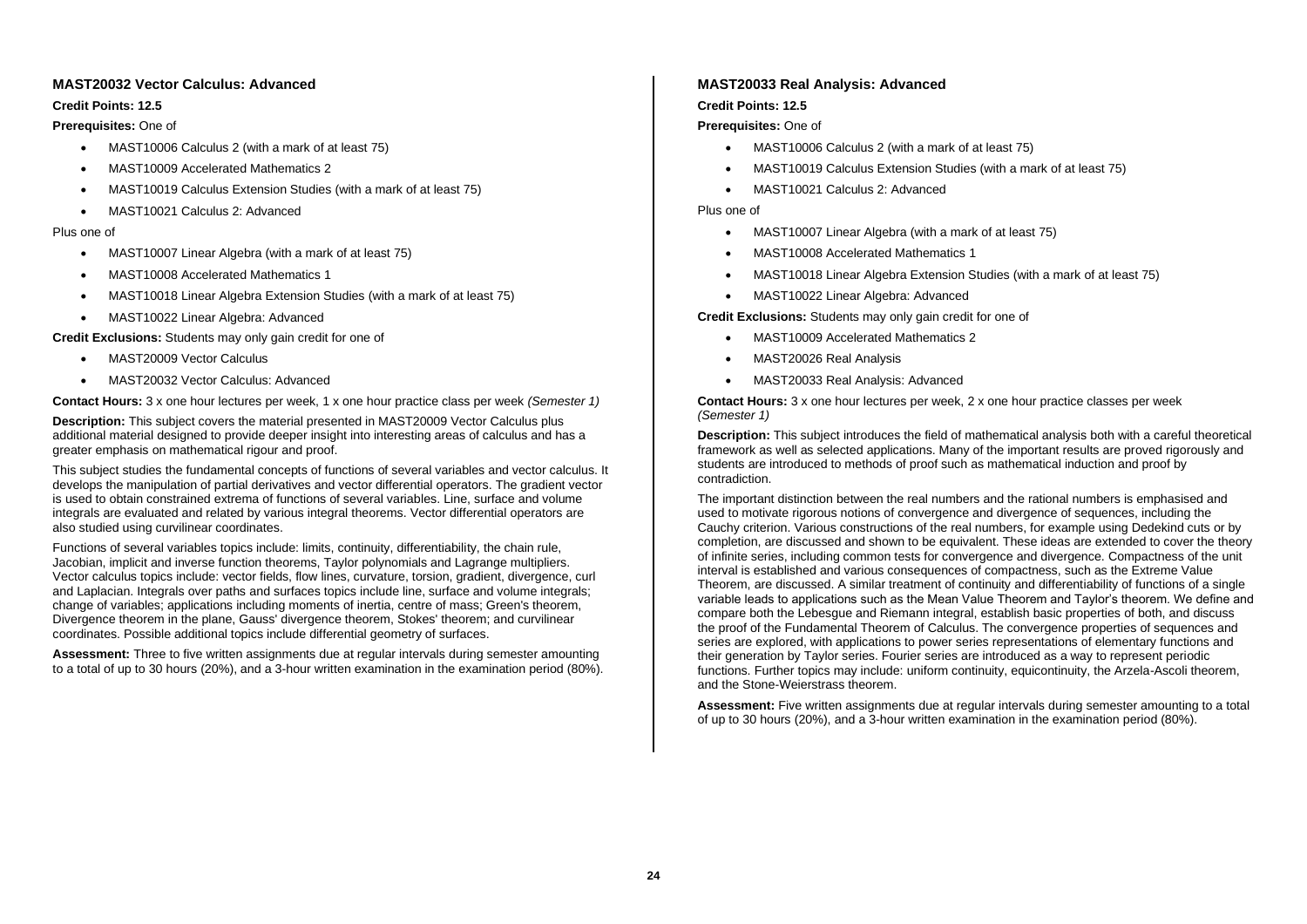### MAST20032 Vector Calculus: Advanced

**Credit Points: 12.5**

**Prerequisites:** One of

- MAST10006 Calculus 2 (with a mark of at least 75)
- MAST10009 Accelerated Mathematics 2
- MAST10019 Calculus Extension Studies (with a mark of at least 75)
- MAST10021 Calculus 2: Advanced

Plus one of

- MAST10007 Linear Algebra (with a mark of at least 75)
- MAST10008 Accelerated Mathematics 1
- MAST10018 Linear Algebra Extension Studies (with a mark of at least 75)
- MAST10022 Linear Algebra: Advanced

**Credit Exclusions:** Students may only gain credit for one of

- MAST20009 Vector Calculus
- MAST20032 Vector Calculus: Advanced

**Contact Hours:** 3 x one hour lectures per week, 1 x one hour practice class per week *(Semester 1)*

**Description:** This subject covers the material presented in MAST20009 Vector Calculus plus additional material designed to provide deeper insight into interesting areas of calculus and has a greater emphasis on mathematical rigour and proof.

This subject studies the fundamental concepts of functions of several variables and vector calculus. It develops the manipulation of partial derivatives and vector differential operators. The gradient vector is used to obtain constrained extrema of functions of several variables. Line, surface and volume integrals are evaluated and related by various integral theorems. Vector differential operators are also studied using curvilinear coordinates.

Functions of several variables topics include: limits, continuity, differentiability, the chain rule, Jacobian, implicit and inverse function theorems, Taylor polynomials and Lagrange multipliers. Vector calculus topics include: vector fields, flow lines, curvature, torsion, gradient, divergence, curl and Laplacian. Integrals over paths and surfaces topics include line, surface and volume integrals; change of variables; applications including moments of inertia, centre of mass; Green's theorem, Divergence theorem in the plane, Gauss' divergence theorem, Stokes' theorem; and curvilinear coordinates. Possible additional topics include differential geometry of surfaces.

**Assessment:** Three to five written assignments due at regular intervals during semester amounting to a total of up to 30 hours (20%), and a 3-hour written examination in the examination period (80%).

### MAST20033 Real Analysis: Advanced

**Credit Points: 12.5**

**Prerequisites:** One of

- MAST10006 Calculus 2 (with a mark of at least 75)
- MAST10019 Calculus Extension Studies (with a mark of at least 75)
- MAST10021 Calculus 2: Advanced

Plus one of

- MAST10007 Linear Algebra (with a mark of at least 75)
- MAST10008 Accelerated Mathematics 1
- MAST10018 Linear Algebra Extension Studies (with a mark of at least 75)
- MAST10022 Linear Algebra: Advanced

**Credit Exclusions:** Students may only gain credit for one of

- MAST10009 Accelerated Mathematics 2
- MAST20026 Real Analysis
- MAST20033 Real Analysis: Advanced

**Contact Hours:** 3 x one hour lectures per week, 2 x one hour practice classes per week *(Semester 1)*

**Description:** This subject introduces the field of mathematical analysis both with a careful theoretical framework as well as selected applications. Many of the important results are proved rigorously and students are introduced to methods of proof such as mathematical induction and proof by contradiction.

The important distinction between the real numbers and the rational numbers is emphasised and used to motivate rigorous notions of convergence and divergence of sequences, including the Cauchy criterion. Various constructions of the real numbers, for example using Dedekind cuts or by completion, are discussed and shown to be equivalent. These ideas are extended to cover the theory of infinite series, including common tests for convergence and divergence. Compactness of the unit interval is established and various consequences of compactness, such as the Extreme Value Theorem, are discussed. A similar treatment of continuity and differentiability of functions of a single variable leads to applications such as the Mean Value Theorem and Taylor's theorem. We define and compare both the Lebesgue and Riemann integral, establish basic properties of both, and discuss the proof of the Fundamental Theorem of Calculus. The convergence properties of sequences and series are explored, with applications to power series representations of elementary functions and their generation by Taylor series. Fourier series are introduced as a way to represent periodic functions. Further topics may include: uniform continuity, equicontinuity, the Arzela-Ascoli theorem, and the Stone-Weierstrass theorem.

**Assessment:** Five written assignments due at regular intervals during semester amounting to a total of up to 30 hours (20%), and a 3-hour written examination in the examination period (80%).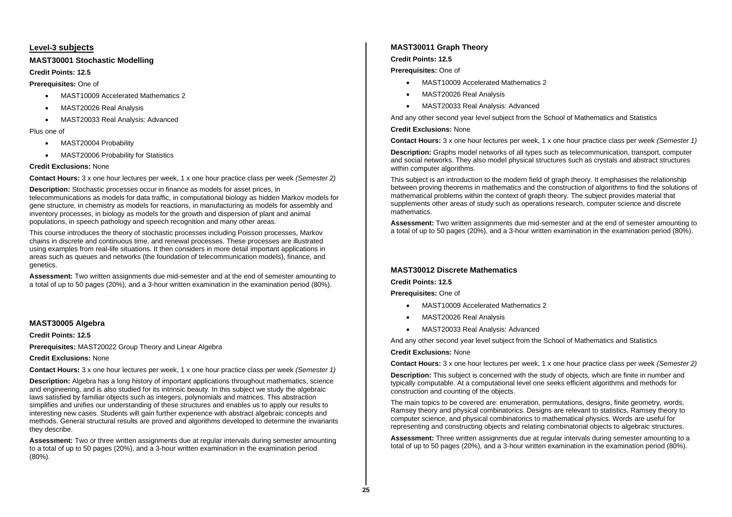## Level-3 subjects

### MAST30001 Stochastic Modelling

**Credit Points: 12.5**

**Prerequisites:** One of

- MAST10009 Accelerated Mathematics 2
- MAST20026 Real Analysis
- MAST20033 Real Analysis: Advanced

Plus one of

- MAST20004 Probability
- MAST20006 Probability for Statistics

**Credit Exclusions:** None

**Contact Hours:** 3 x one hour lectures per week, 1 x one hour practice class per week *(Semester 2)*

**Description:** Stochastic processes occur in finance as models for asset prices, in telecommunications as models for data traffic, in computational biology as hidden Markov models for gene structure, in chemistry as models for reactions, in manufacturing as models for assembly and inventory processes, in biology as models for the growth and dispersion of plant and animal populations, in speech pathology and speech recognition and many other areas.

This course introduces the theory of stochastic processes including Poisson processes, Markov chains in discrete and continuous time, and renewal processes. These processes are illustrated using examples from real-life situations. It then considers in more detail important applications in areas such as queues and networks (the foundation of telecommunication models), finance, and genetics.

**Assessment:** Two written assignments due mid-semester and at the end of semester amounting to a total of up to 50 pages (20%), and a 3-hour written examination in the examination period (80%).

### MAST30005 Algebra

**Credit Points: 12.5**

**Prerequisites:** MAST20022 Group Theory and Linear Algebra

**Credit Exclusions:** None

**Contact Hours:** 3 x one hour lectures per week, 1 x one hour practice class per week *(Semester 1)*

**Description:** Algebra has a long history of important applications throughout mathematics, science and engineering, and is also studied for its intrinsic beauty. In this subject we study the algebraic laws satisfied by familiar objects such as integers, polynomials and matrices. This abstraction simplifies and unifies our understanding of these structures and enables us to apply our results to interesting new cases. Students will gain further experience with abstract algebraic concepts and methods. General structural results are proved and algorithms developed to determine the invariants they describe.

**Assessment:** Two or three written assignments due at regular intervals during semester amounting to a total of up to 50 pages (20%), and a 3-hour written examination in the examination period (80%).

### MAST30011 Graph Theory

**Credit Points: 12.5**

**Prerequisites:** One of

- MAST10009 Accelerated Mathematics 2
- MAST20026 Real Analysis
- MAST20033 Real Analysis: Advanced

And any other second year level subject from the School of Mathematics and Statistics

**Credit Exclusions:** None

**Contact Hours:** 3 x one hour lectures per week, 1 x one hour practice class per week *(Semester 1)*

**Description:** Graphs model networks of all types such as telecommunication, transport, computer and social networks. They also model physical structures such as crystals and abstract structures within computer algorithms.

This subject is an introduction to the modern field of graph theory. It emphasises the relationship between proving theorems in mathematics and the construction of algorithms to find the solutions of mathematical problems within the context of graph theory. The subject provides material that supplements other areas of study such as operations research, computer science and discrete mathematics.

**Assessment:** Two written assignments due mid-semester and at the end of semester amounting to a total of up to 50 pages (20%), and a 3-hour written examination in the examination period (80%).

### MAST30012 Discrete Mathematics

**Credit Points: 12.5**

**Prerequisites:** One of

- MAST10009 Accelerated Mathematics 2
- MAST20026 Real Analysis
- MAST20033 Real Analysis: Advanced

And any other second year level subject from the School of Mathematics and Statistics

**Credit Exclusions:** None

**Contact Hours:** 3 x one hour lectures per week, 1 x one hour practice class per week *(Semester 2)*

**Description:** This subject is concerned with the study of objects, which are finite in number and typically computable. At a computational level one seeks efficient algorithms and methods for construction and counting of the objects.

The main topics to be covered are: enumeration, permutations, designs, finite geometry, words, Ramsey theory and physical combinatorics. Designs are relevant to statistics, Ramsey theory to computer science, and physical combinatorics to mathematical physics. Words are useful for representing and constructing objects and relating combinatorial objects to algebraic structures.

**Assessment:** Three written assignments due at regular intervals during semester amounting to a total of up to 50 pages (20%), and a 3-hour written examination in the examination period (80%).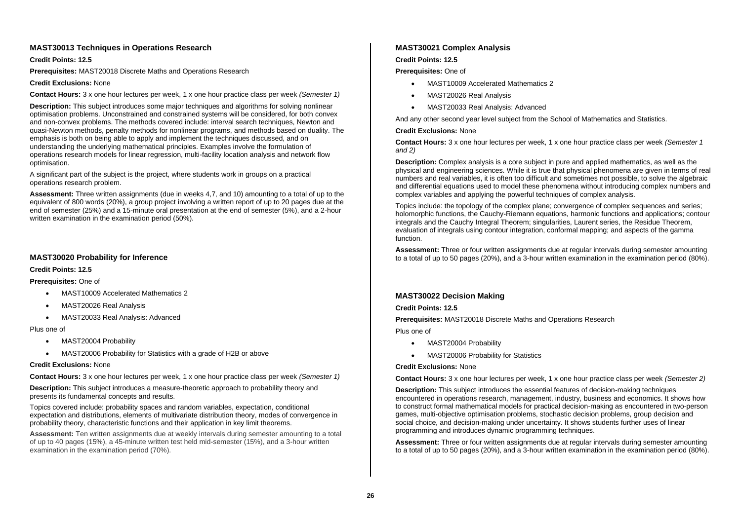### MAST30013 Techniques in Operations Research

**Credit Points: 12.5**

**Prerequisites:** MAST20018 Discrete Maths and Operations Research

**Credit Exclusions:** None

**Contact Hours:** 3 x one hour lectures per week, 1 x one hour practice class per week *(Semester 1)*

**Description:** This subject introduces some major techniques and algorithms for solving nonlinear optimisation problems. Unconstrained and constrained systems will be considered, for both convex and non-convex problems. The methods covered include: interval search techniques, Newton and quasi-Newton methods, penalty methods for nonlinear programs, and methods based on duality. The emphasis is both on being able to apply and implement the techniques discussed, and on understanding the underlying mathematical principles. Examples involve the formulation of operations research models for linear regression, multi-facility location analysis and network flow optimisation.

A significant part of the subject is the project, where students work in groups on a practical operations research problem.

**Assessment:** Three written assignments (due in weeks 4,7, and 10) amounting to a total of up to the equivalent of 800 words (20%), a group project involving a written report of up to 20 pages due at the end of semester (25%) and a 15-minute oral presentation at the end of semester (5%), and a 2-hour written examination in the examination period (50%).

### MAST30020 Probability for Inference

**Credit Points: 12.5**

**Prerequisites:** One of

- MAST10009 Accelerated Mathematics 2
- MAST20026 Real Analysis
- MAST20033 Real Analysis: Advanced

Plus one of

- MAST20004 Probability
- MAST20006 Probability for Statistics with a grade of H2B or above

**Credit Exclusions:** None

**Contact Hours:** 3 x one hour lectures per week, 1 x one hour practice class per week *(Semester 1)*

**Description:** This subject introduces a measure-theoretic approach to probability theory and presents its fundamental concepts and results.

Topics covered include: probability spaces and random variables, expectation, conditional expectation and distributions, elements of multivariate distribution theory, modes of convergence in probability theory, characteristic functions and their application in key limit theorems.

**Assessment:** Ten written assignments due at weekly intervals during semester amounting to a total of up to 40 pages (15%), a 45-minute written test held mid-semester (15%), and a 3-hour written examination in the examination period (70%).

### MAST30021 Complex Analysis

**Credit Points: 12.5**

**Prerequisites:** One of

- MAST10009 Accelerated Mathematics 2
- MAST20026 Real Analysis
- MAST20033 Real Analysis: Advanced

And any other second year level subject from the School of Mathematics and Statistics.

**Credit Exclusions:** None

**Contact Hours:** 3 x one hour lectures per week, 1 x one hour practice class per week *(Semester 1 and 2)*

**Description:** Complex analysis is a core subject in pure and applied mathematics, as well as the physical and engineering sciences. While it is true that physical phenomena are given in terms of real numbers and real variables, it is often too difficult and sometimes not possible, to solve the algebraic and differential equations used to model these phenomena without introducing complex numbers and complex variables and applying the powerful techniques of complex analysis.

Topics include: the topology of the complex plane; convergence of complex sequences and series; holomorphic functions, the Cauchy-Riemann equations, harmonic functions and applications; contour integrals and the Cauchy Integral Theorem; singularities, Laurent series, the Residue Theorem, evaluation of integrals using contour integration, conformal mapping; and aspects of the gamma function.

**Assessment:** Three or four written assignments due at regular intervals during semester amounting to a total of up to 50 pages (20%), and a 3-hour written examination in the examination period (80%).

### MAST30022 Decision Making

**Credit Points: 12.5**

**Prerequisites:** MAST20018 Discrete Maths and Operations Research

Plus one of

- MAST20004 Probability
- MAST20006 Probability for Statistics

**Credit Exclusions:** None

**Contact Hours:** 3 x one hour lectures per week, 1 x one hour practice class per week *(Semester 2)*

**Description:** This subject introduces the essential features of decision-making techniques encountered in operations research, management, industry, business and economics. It shows how to construct formal mathematical models for practical decision-making as encountered in two-person games, multi-objective optimisation problems, stochastic decision problems, group decision and social choice, and decision-making under uncertainty. It shows students further uses of linear programming and introduces dynamic programming techniques.

**Assessment:** Three or four written assignments due at regular intervals during semester amounting to a total of up to 50 pages (20%), and a 3-hour written examination in the examination period (80%).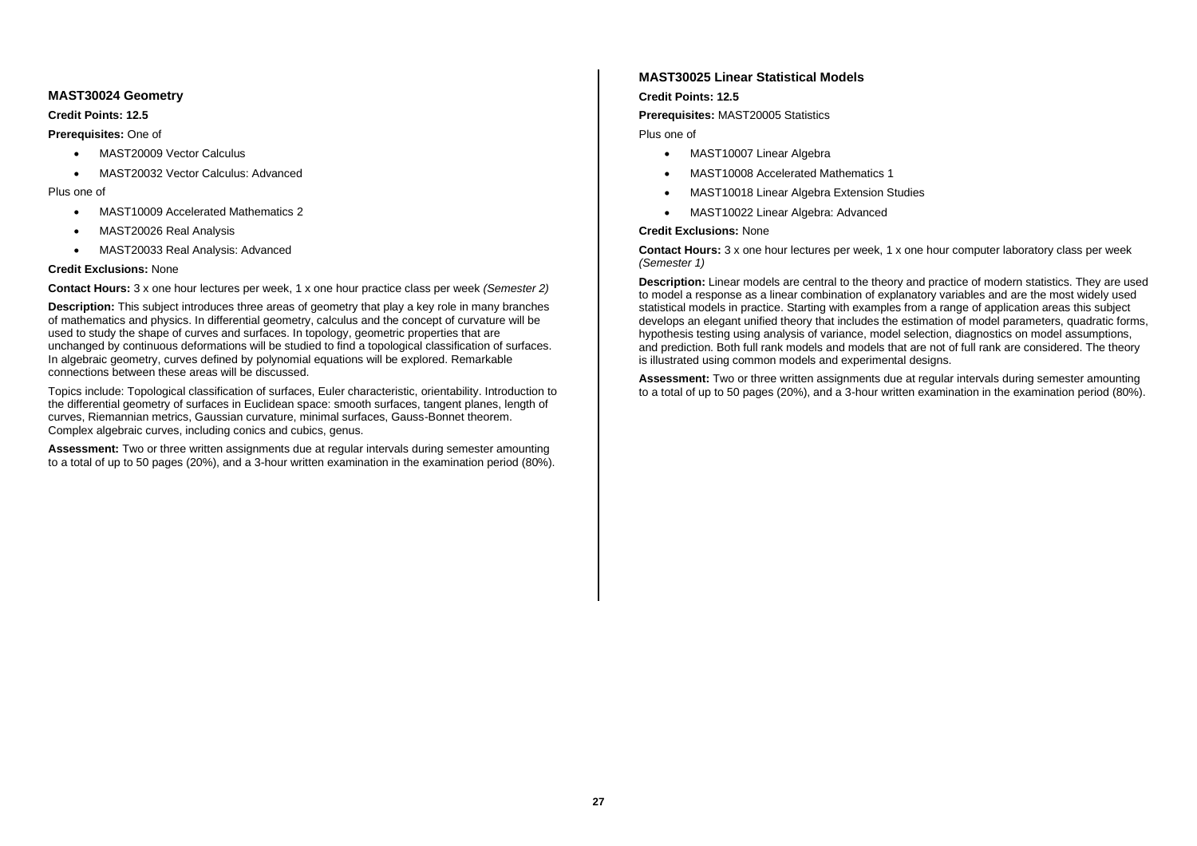### MAST30024 Geometry

**Credit Points: 12.5**

**Prerequisites:** One of

- MAST20009 Vector Calculus
- MAST20032 Vector Calculus: Advanced

Plus one of

- MAST10009 Accelerated Mathematics 2
- MAST20026 Real Analysis
- MAST20033 Real Analysis: Advanced

**Credit Exclusions:** None

**Contact Hours:** 3 x one hour lectures per week, 1 x one hour practice class per week *(Semester 2)*

**Description:** This subject introduces three areas of geometry that play a key role in many branches of mathematics and physics. In differential geometry, calculus and the concept of curvature will be used to study the shape of curves and surfaces. In topology, geometric properties that are unchanged by continuous deformations will be studied to find a topological classification of surfaces. In algebraic geometry, curves defined by polynomial equations will be explored. Remarkable connections between these areas will be discussed.

Topics include: Topological classification of surfaces, Euler characteristic, orientability. Introduction to the differential geometry of surfaces in Euclidean space: smooth surfaces, tangent planes, length of curves, Riemannian metrics, Gaussian curvature, minimal surfaces, Gauss-Bonnet theorem. Complex algebraic curves, including conics and cubics, genus.

**Assessment:** Two or three written assignments due at regular intervals during semester amounting to a total of up to 50 pages (20%), and a 3-hour written examination in the examination period (80%).

### MAST30025 Linear Statistical Models

**Credit Points: 12.5**

**Prerequisites:** MAST20005 Statistics

Plus one of

- MAST10007 Linear Algebra
- MAST10008 Accelerated Mathematics 1
- MAST10018 Linear Algebra Extension Studies
- MAST10022 Linear Algebra: Advanced

**Credit Exclusions:** None

**Contact Hours:** 3 x one hour lectures per week, 1 x one hour computer laboratory class per week *(Semester 1)*

**Description:** Linear models are central to the theory and practice of modern statistics. They are used to model a response as a linear combination of explanatory variables and are the most widely used statistical models in practice. Starting with examples from a range of application areas this subject develops an elegant unified theory that includes the estimation of model parameters, quadratic forms, hypothesis testing using analysis of variance, model selection, diagnostics on model assumptions, and prediction. Both full rank models and models that are not of full rank are considered. The theory is illustrated using common models and experimental designs.

**Assessment:** Two or three written assignments due at regular intervals during semester amounting to a total of up to 50 pages (20%), and a 3-hour written examination in the examination period (80%).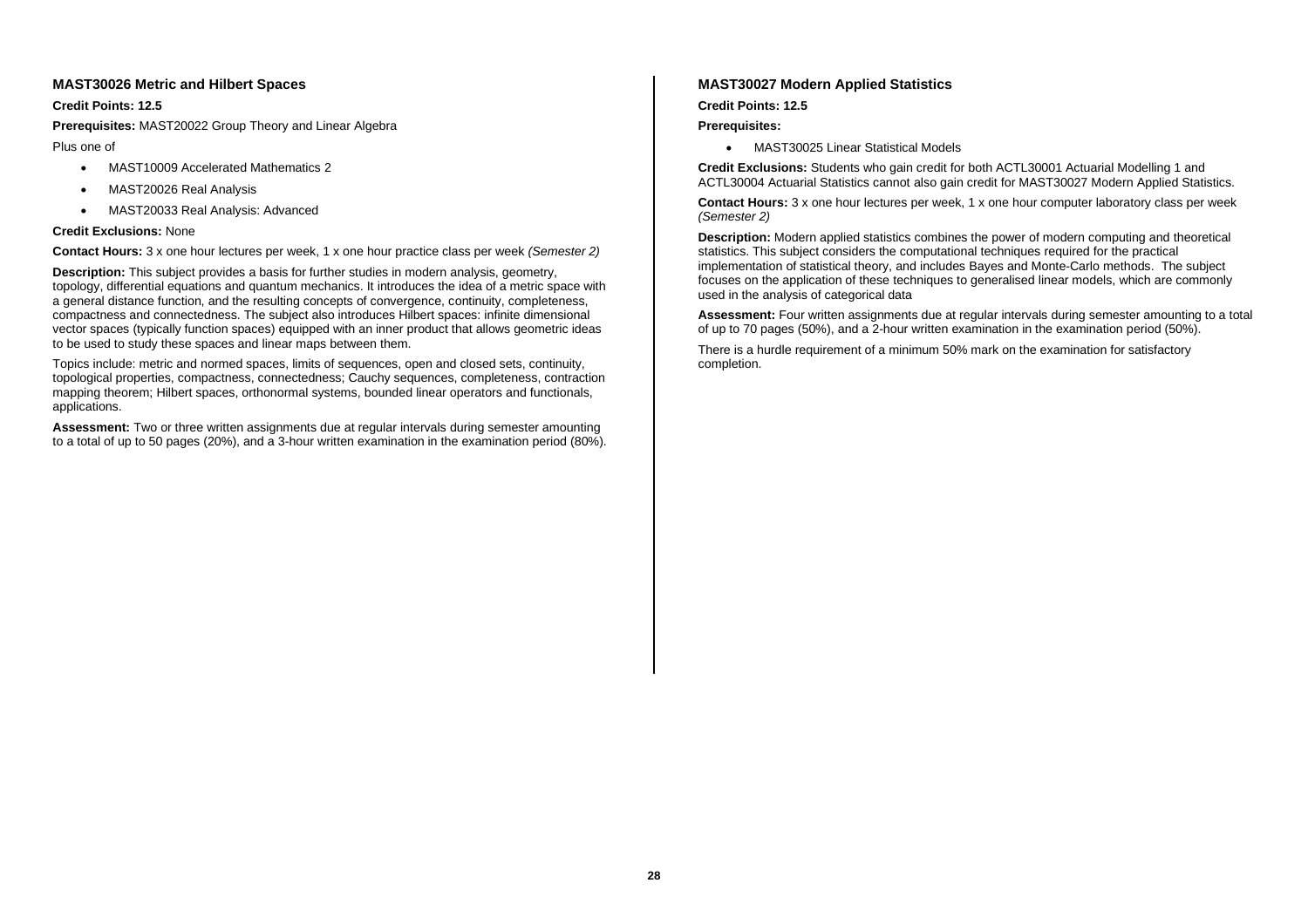### MAST30026 Metric and Hilbert Spaces

**Credit Points: 12.5**

**Prerequisites:** MAST20022 Group Theory and Linear Algebra

Plus one of

- MAST10009 Accelerated Mathematics 2
- MAST20026 Real Analysis
- MAST20033 Real Analysis: Advanced

**Credit Exclusions:** None

**Contact Hours:** 3 x one hour lectures per week, 1 x one hour practice class per week *(Semester 2)*

**Description:** This subject provides a basis for further studies in modern analysis, geometry, topology, differential equations and quantum mechanics. It introduces the idea of a metric space with a general distance function, and the resulting concepts of convergence, continuity, completeness, compactness and connectedness. The subject also introduces Hilbert spaces: infinite dimensional vector spaces (typically function spaces) equipped with an inner product that allows geometric ideas to be used to study these spaces and linear maps between them.

Topics include: metric and normed spaces, limits of sequences, open and closed sets, continuity, topological properties, compactness, connectedness; Cauchy sequences, completeness, contraction mapping theorem; Hilbert spaces, orthonormal systems, bounded linear operators and functionals, applications.

**Assessment:** Two or three written assignments due at regular intervals during semester amounting to a total of up to 50 pages (20%), and a 3-hour written examination in the examination period (80%).

### MAST30027 Modern Applied Statistics

**Credit Points: 12.5**

**Prerequisites:**

- MAST30025 Linear Statistical Models

**Credit Exclusions:** Students who gain credit for both ACTL30001 Actuarial Modelling 1 and ACTL30004 Actuarial Statistics cannot also gain credit for MAST30027 Modern Applied Statistics.

**Contact Hours:** 3 x one hour lectures per week, 1 x one hour computer laboratory class per week *(Semester 2)*

**Description:** Modern applied statistics combines the power of modern computing and theoretical statistics. This subject considers the computational techniques required for the practical implementation of statistical theory, and includes Bayes and Monte-Carlo methods. The subject focuses on the application of these techniques to generalised linear models, which are commonly used in the analysis of categorical data

**Assessment:** Four written assignments due at regular intervals during semester amounting to a total of up to 70 pages (50%), and a 2-hour written examination in the examination period (50%).

There is a hurdle requirement of a minimum 50% mark on the examination for satisfactory completion.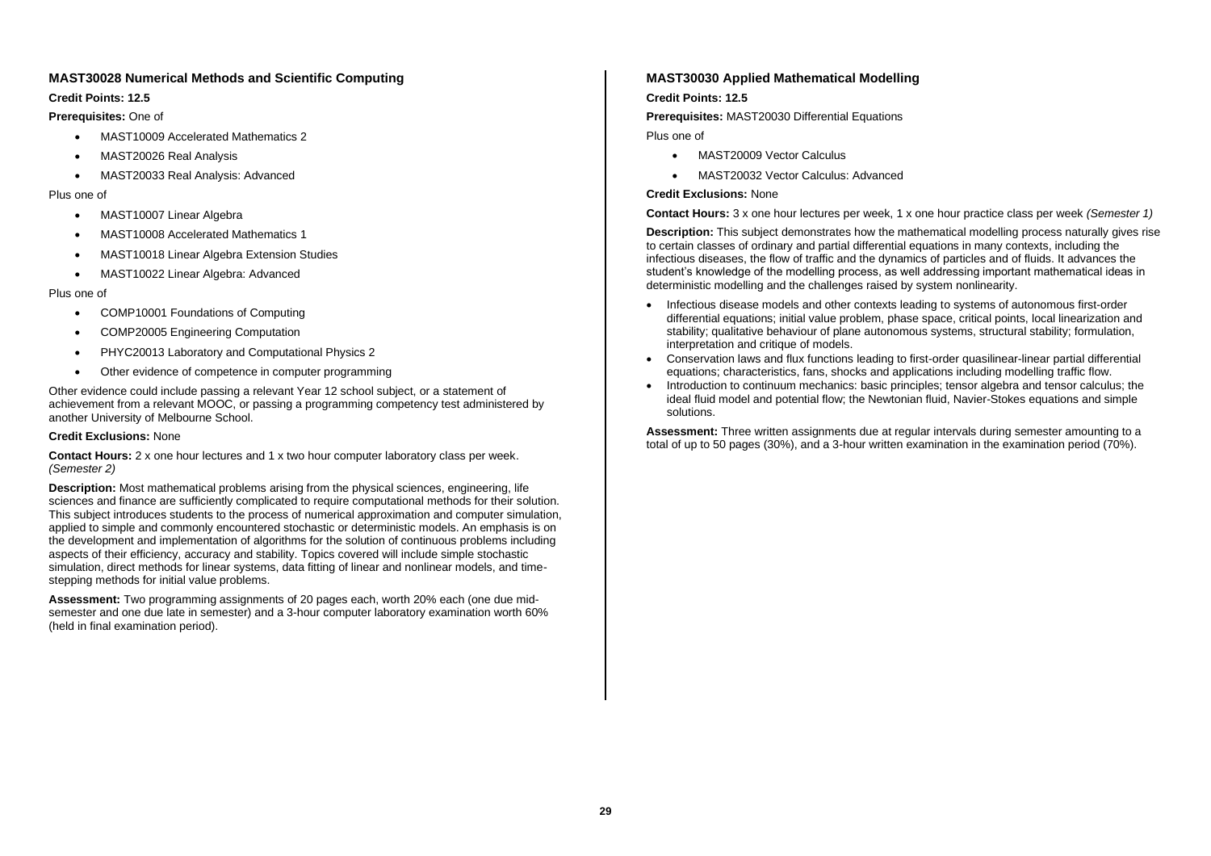### MAST30028 Numerical Methods and Scientific Computing

**Credit Points: 12.5**

**Prerequisites:** One of

- MAST10009 Accelerated Mathematics 2
- MAST20026 Real Analysis
- MAST20033 Real Analysis: Advanced

Plus one of

- MAST10007 Linear Algebra
- MAST10008 Accelerated Mathematics 1
- MAST10018 Linear Algebra Extension Studies
- MAST10022 Linear Algebra: Advanced

Plus one of

- COMP10001 Foundations of Computing
- COMP20005 Engineering Computation
- PHYC20013 Laboratory and Computational Physics 2
- Other evidence of competence in computer programming

Other evidence could include passing a relevant Year 12 school subject, or a statement of achievement from a relevant MOOC, or passing a programming competency test administered by another University of Melbourne School.

**Credit Exclusions:** None

**Contact Hours:** 2 x one hour lectures and 1 x two hour computer laboratory class per week. *(Semester 2)*

**Description:** Most mathematical problems arising from the physical sciences, engineering, life sciences and finance are sufficiently complicated to require computational methods for their solution. This subject introduces students to the process of numerical approximation and computer simulation, applied to simple and commonly encountered stochastic or deterministic models. An emphasis is on the development and implementation of algorithms for the solution of continuous problems including aspects of their efficiency, accuracy and stability. Topics covered will include simple stochastic simulation, direct methods for linear systems, data fitting of linear and nonlinear models, and time-stepping methods for initial value problems.

**Assessment:** Two programming assignments of 20 pages each, worth 20% each (one due mid-semester and one due late in semester) and a 3-hour computer laboratory examination worth 60% (held in final examination period).

### MAST30030 Applied Mathematical Modelling

**Credit Points: 12.5**

**Prerequisites:** MAST20030 Differential Equations

Plus one of

- MAST20009 Vector Calculus
- MAST20032 Vector Calculus: Advanced

**Credit Exclusions:** None

**Contact Hours:** 3 x one hour lectures per week, 1 x one hour practice class per week *(Semester 1)*

**Description:** This subject demonstrates how the mathematical modelling process naturally gives rise to certain classes of ordinary and partial differential equations in many contexts, including the infectious diseases, the flow of traffic and the dynamics of particles and of fluids. It advances the student's knowledge of the modelling process, as well addressing important mathematical ideas in deterministic modelling and the challenges raised by system nonlinearity.

- Infectious disease models and other contexts leading to systems of autonomous first-order differential equations; initial value problem, phase space, critical points, local linearization and stability; qualitative behaviour of plane autonomous systems, structural stability; formulation, interpretation and critique of models.
- Conservation laws and flux functions leading to first-order quasilinear-linear partial differential equations; characteristics, fans, shocks and applications including modelling traffic flow.
- Introduction to continuum mechanics: basic principles; tensor algebra and tensor calculus; the ideal fluid model and potential flow; the Newtonian fluid, Navier-Stokes equations and simple solutions.

**Assessment:** Three written assignments due at regular intervals during semester amounting to a total of up to 50 pages (30%), and a 3-hour written examination in the examination period (70%).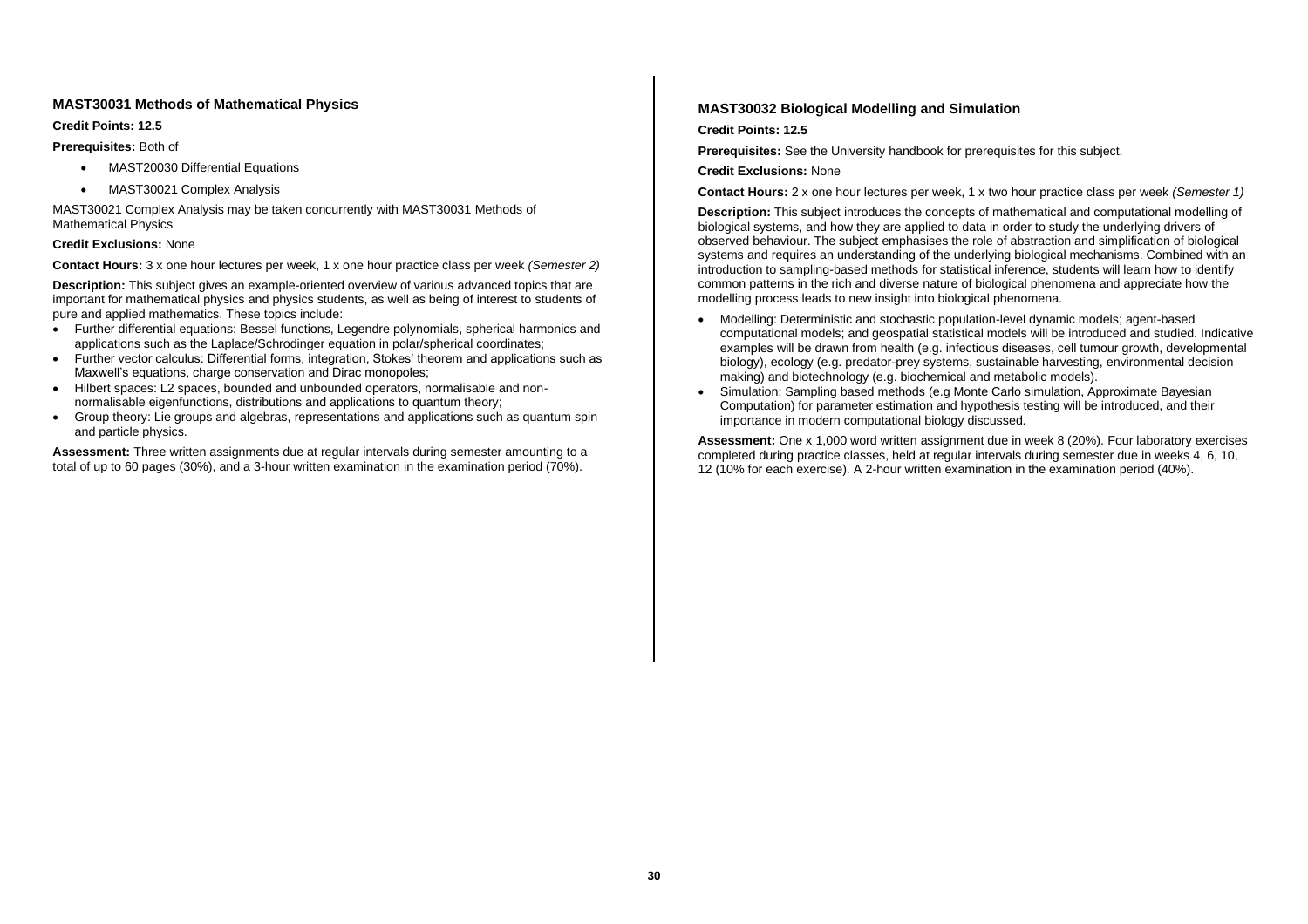### MAST30031 Methods of Mathematical Physics

**Credit Points: 12.5**

**Prerequisites:** Both of

- MAST20030 Differential Equations
- MAST30021 Complex Analysis

MAST30021 Complex Analysis may be taken concurrently with MAST30031 Methods of Mathematical Physics

**Credit Exclusions:** None

**Contact Hours:** 3 x one hour lectures per week, 1 x one hour practice class per week *(Semester 2)*

**Description:** This subject gives an example-oriented overview of various advanced topics that are important for mathematical physics and physics students, as well as being of interest to students of pure and applied mathematics. These topics include:

- Further differential equations: Bessel functions, Legendre polynomials, spherical harmonics and applications such as the Laplace/Schrodinger equation in polar/spherical coordinates;
- Further vector calculus: Differential forms, integration, Stokes' theorem and applications such as Maxwell's equations, charge conservation and Dirac monopoles;
- Hilbert spaces: L2 spaces, bounded and unbounded operators, normalisable and non-normalisable eigenfunctions, distributions and applications to quantum theory;
- Group theory: Lie groups and algebras, representations and applications such as quantum spin and particle physics.

**Assessment:** Three written assignments due at regular intervals during semester amounting to a total of up to 60 pages (30%), and a 3-hour written examination in the examination period (70%).

### MAST30032 Biological Modelling and Simulation

**Credit Points: 12.5**

**Prerequisites:** See the University handbook for prerequisites for this subject.

**Credit Exclusions:** None

**Contact Hours:** 2 x one hour lectures per week, 1 x two hour practice class per week *(Semester 1)*

**Description:** This subject introduces the concepts of mathematical and computational modelling of biological systems, and how they are applied to data in order to study the underlying drivers of observed behaviour. The subject emphasises the role of abstraction and simplification of biological systems and requires an understanding of the underlying biological mechanisms. Combined with an introduction to sampling-based methods for statistical inference, students will learn how to identify common patterns in the rich and diverse nature of biological phenomena and appreciate how the modelling process leads to new insight into biological phenomena.

- Modelling: Deterministic and stochastic population-level dynamic models; agent-based computational models; and geospatial statistical models will be introduced and studied. Indicative examples will be drawn from health (e.g. infectious diseases, cell tumour growth, developmental biology), ecology (e.g. predator-prey systems, sustainable harvesting, environmental decision making) and biotechnology (e.g. biochemical and metabolic models).
- Simulation: Sampling based methods (e.g Monte Carlo simulation, Approximate Bayesian Computation) for parameter estimation and hypothesis testing will be introduced, and their importance in modern computational biology discussed.

**Assessment:** One x 1,000 word written assignment due in week 8 (20%). Four laboratory exercises completed during practice classes, held at regular intervals during semester due in weeks 4, 6, 10, 12 (10% for each exercise). A 2-hour written examination in the examination period (40%).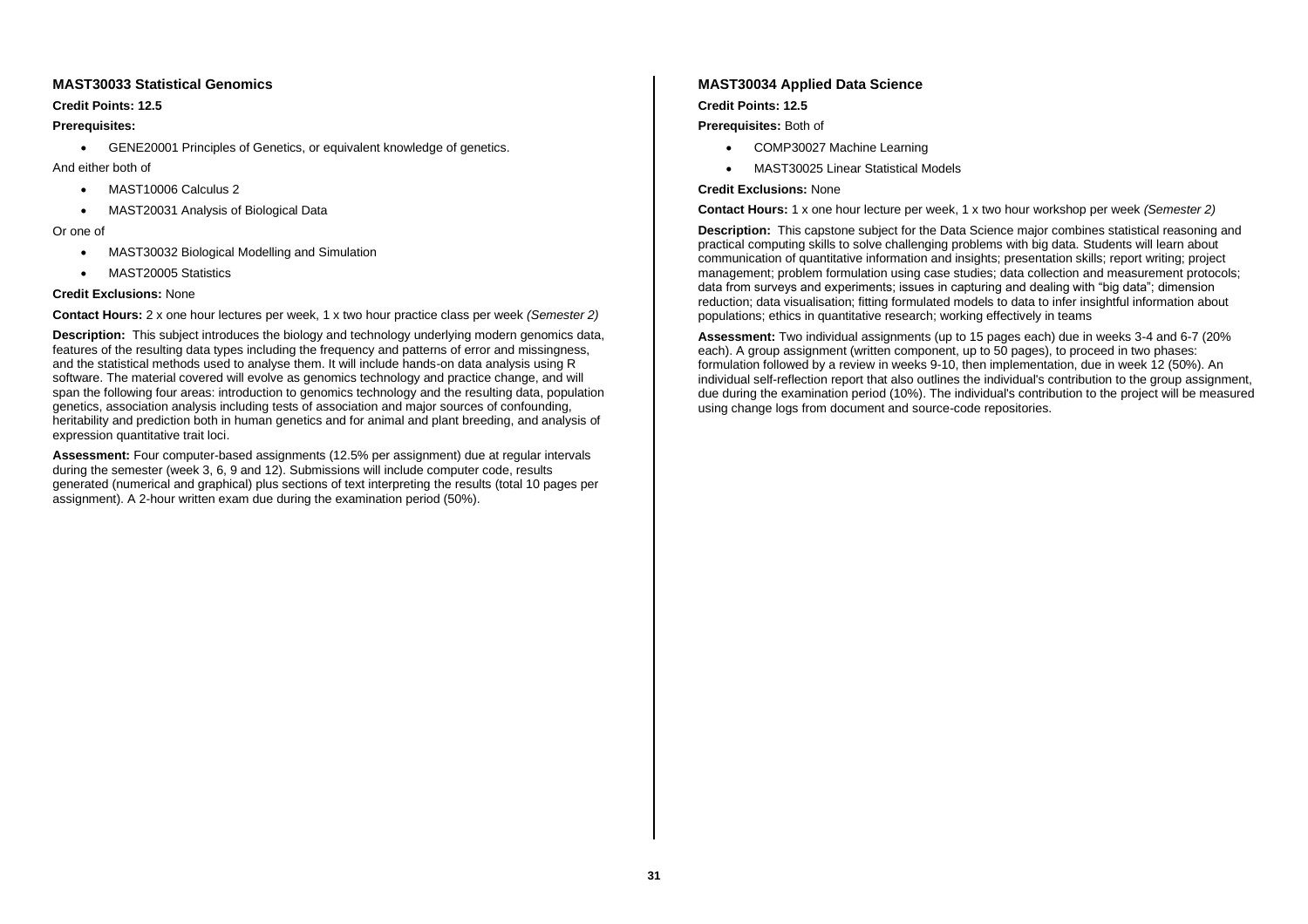### MAST30033 Statistical Genomics

**Credit Points: 12.5**

**Prerequisites:**

- GENE20001 Principles of Genetics, or equivalent knowledge of genetics.

And either both of

- MAST10006 Calculus 2
- MAST20031 Analysis of Biological Data

Or one of

- MAST30032 Biological Modelling and Simulation
- MAST20005 Statistics

**Credit Exclusions:** None

**Contact Hours:** 2 x one hour lectures per week, 1 x two hour practice class per week *(Semester 2)*

**Description:** This subject introduces the biology and technology underlying modern genomics data, features of the resulting data types including the frequency and patterns of error and missingness, and the statistical methods used to analyse them. It will include hands-on data analysis using R software. The material covered will evolve as genomics technology and practice change, and will span the following four areas: introduction to genomics technology and the resulting data, population genetics, association analysis including tests of association and major sources of confounding, heritability and prediction both in human genetics and for animal and plant breeding, and analysis of expression quantitative trait loci.

**Assessment:** Four computer-based assignments (12.5% per assignment) due at regular intervals during the semester (week 3, 6, 9 and 12). Submissions will include computer code, results generated (numerical and graphical) plus sections of text interpreting the results (total 10 pages per assignment). A 2-hour written exam due during the examination period (50%).

### MAST30034 Applied Data Science

**Credit Points: 12.5**

**Prerequisites:** Both of

- COMP30027 Machine Learning
- MAST30025 Linear Statistical Models

**Credit Exclusions:** None

**Contact Hours:** 1 x one hour lecture per week, 1 x two hour workshop per week *(Semester 2)*

**Description:** This capstone subject for the Data Science major combines statistical reasoning and practical computing skills to solve challenging problems with big data. Students will learn about communication of quantitative information and insights; presentation skills; report writing; project management; problem formulation using case studies; data collection and measurement protocols; data from surveys and experiments; issues in capturing and dealing with "big data"; dimension reduction; data visualisation; fitting formulated models to data to infer insightful information about populations; ethics in quantitative research; working effectively in teams

**Assessment:** Two individual assignments (up to 15 pages each) due in weeks 3-4 and 6-7 (20% each). A group assignment (written component, up to 50 pages), to proceed in two phases: formulation followed by a review in weeks 9-10, then implementation, due in week 12 (50%). An individual self-reflection report that also outlines the individual's contribution to the group assignment, due during the examination period (10%). The individual's contribution to the project will be measured using change logs from document and source-code repositories.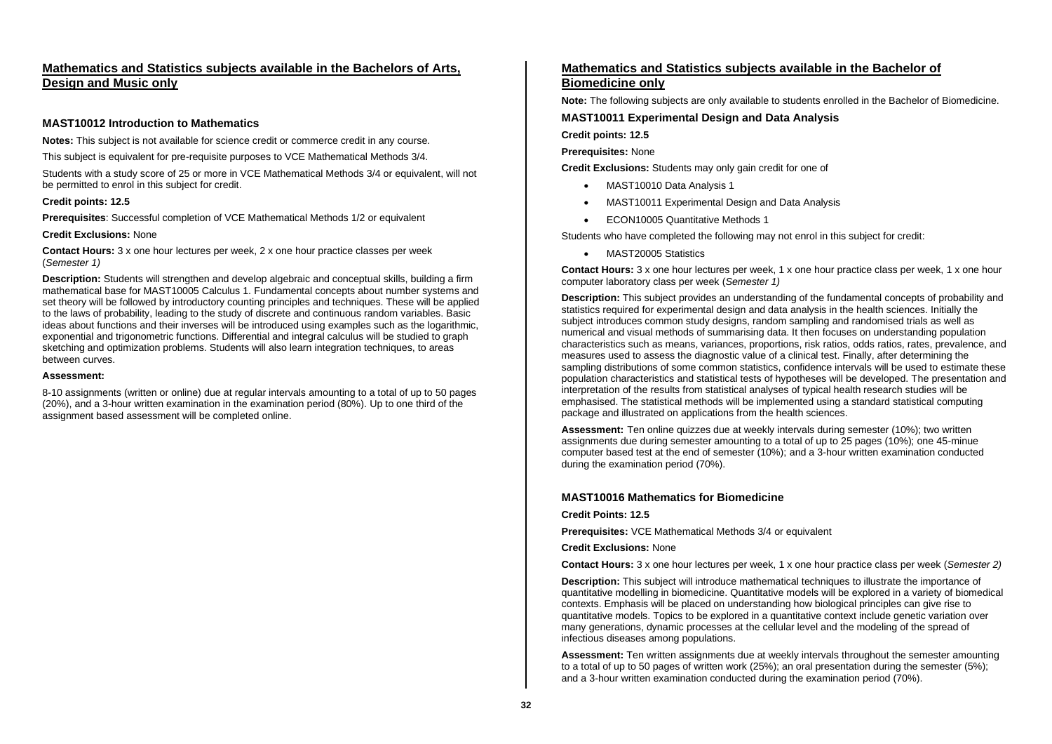## Mathematics and Statistics subjects available in the Bachelors of Arts, Design and Music only

### MAST10012 Introduction to Mathematics

**Notes:** This subject is not available for science credit or commerce credit in any course.

This subject is equivalent for pre-requisite purposes to VCE Mathematical Methods 3/4.

Students with a study score of 25 or more in VCE Mathematical Methods 3/4 or equivalent, will not be permitted to enrol in this subject for credit.

**Credit points: 12.5**

**Prerequisites**: Successful completion of VCE Mathematical Methods 1/2 or equivalent

**Credit Exclusions:** None

**Contact Hours:** 3 x one hour lectures per week, 2 x one hour practice classes per week (*Semester 1)*

**Description:** Students will strengthen and develop algebraic and conceptual skills, building a firm mathematical base for MAST10005 Calculus 1. Fundamental concepts about number systems and set theory will be followed by introductory counting principles and techniques. These will be applied to the laws of probability, leading to the study of discrete and continuous random variables. Basic ideas about functions and their inverses will be introduced using examples such as the logarithmic, exponential and trigonometric functions. Differential and integral calculus will be studied to graph sketching and optimization problems. Students will also learn integration techniques, to areas between curves.

**Assessment:**

8-10 assignments (written or online) due at regular intervals amounting to a total of up to 50 pages (20%), and a 3-hour written examination in the examination period (80%). Up to one third of the assignment based assessment will be completed online.

## Mathematics and Statistics subjects available in the Bachelor of Biomedicine only

**Note:** The following subjects are only available to students enrolled in the Bachelor of Biomedicine.

### MAST10011 Experimental Design and Data Analysis

**Credit points: 12.5**

**Prerequisites:** None

**Credit Exclusions:** Students may only gain credit for one of

- MAST10010 Data Analysis 1
- MAST10011 Experimental Design and Data Analysis
- ECON10005 Quantitative Methods 1

Students who have completed the following may not enrol in this subject for credit:

- MAST20005 Statistics

**Contact Hours:** 3 x one hour lectures per week, 1 x one hour practice class per week, 1 x one hour computer laboratory class per week (*Semester 1)*

**Description:** This subject provides an understanding of the fundamental concepts of probability and statistics required for experimental design and data analysis in the health sciences. Initially the subject introduces common study designs, random sampling and randomised trials as well as numerical and visual methods of summarising data. It then focuses on understanding population characteristics such as means, variances, proportions, risk ratios, odds ratios, rates, prevalence, and measures used to assess the diagnostic value of a clinical test. Finally, after determining the sampling distributions of some common statistics, confidence intervals will be used to estimate these population characteristics and statistical tests of hypotheses will be developed. The presentation and interpretation of the results from statistical analyses of typical health research studies will be emphasised. The statistical methods will be implemented using a standard statistical computing package and illustrated on applications from the health sciences.

**Assessment:** Ten online quizzes due at weekly intervals during semester (10%); two written assignments due during semester amounting to a total of up to 25 pages (10%); one 45-minue computer based test at the end of semester (10%); and a 3-hour written examination conducted during the examination period (70%).

### MAST10016 Mathematics for Biomedicine

**Credit Points: 12.5**

**Prerequisites:** VCE Mathematical Methods 3/4 or equivalent

**Credit Exclusions:** None

**Contact Hours:** 3 x one hour lectures per week, 1 x one hour practice class per week (*Semester 2)*

**Description:** This subject will introduce mathematical techniques to illustrate the importance of quantitative modelling in biomedicine. Quantitative models will be explored in a variety of biomedical contexts. Emphasis will be placed on understanding how biological principles can give rise to quantitative models. Topics to be explored in a quantitative context include genetic variation over many generations, dynamic processes at the cellular level and the modeling of the spread of infectious diseases among populations.

**Assessment:** Ten written assignments due at weekly intervals throughout the semester amounting to a total of up to 50 pages of written work (25%); an oral presentation during the semester (5%); and a 3-hour written examination conducted during the examination period (70%).